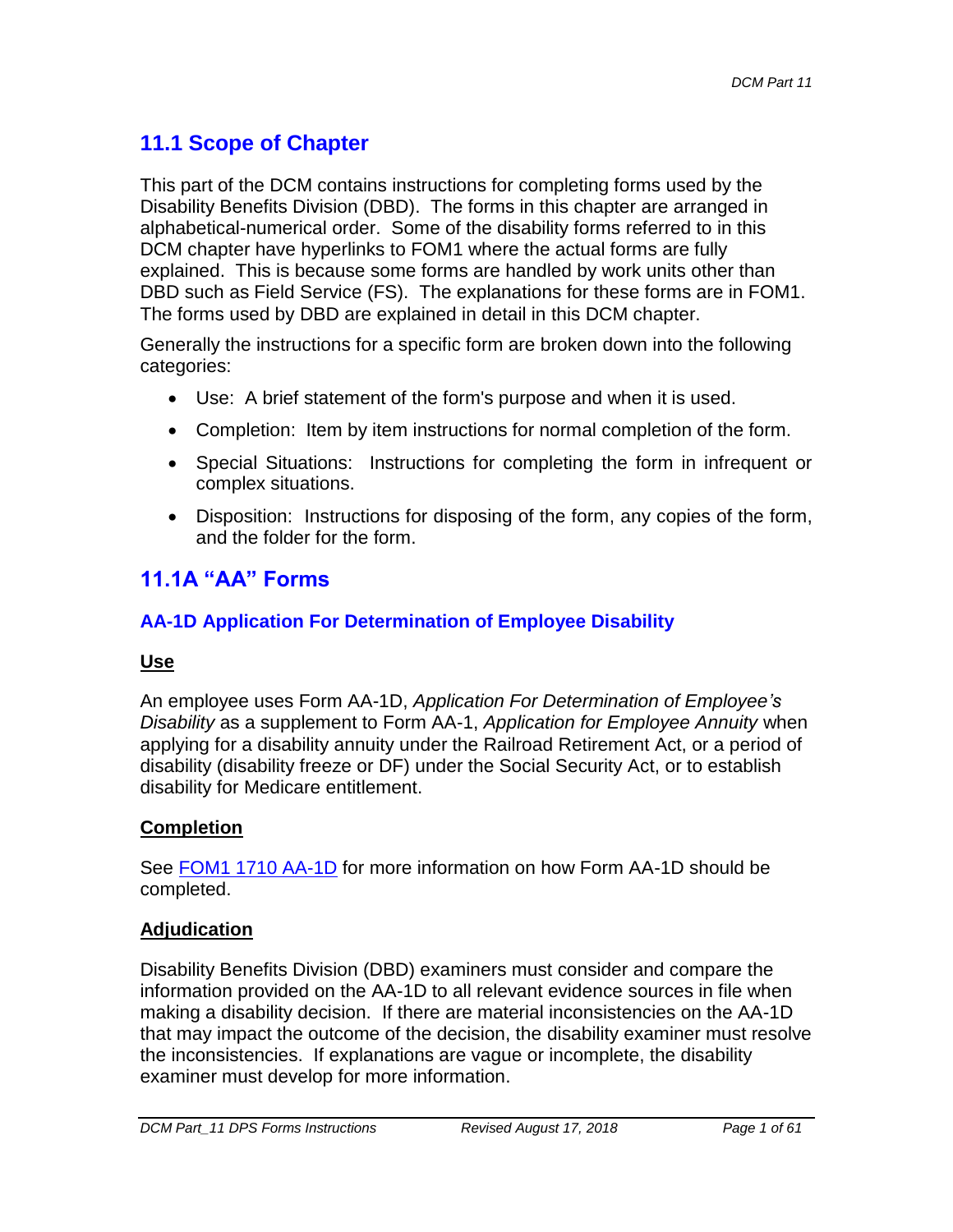## 11.1 Scope of Chapter

This part of the DCM contains instructions for completing forms used by the Disability Benefits Division (DBD). The forms in this chapter are arranged in alphabetical-numerical order. Some of the disability forms referred to in this DCM chapter have hyperlinks to FOM1 where the actual forms are fully explained. This is because some forms are handled by work units other than DBD such as Field Service (FS). The explanations for these forms are in FOM1. The forms used by DBD are explained in detail in this DCM chapter.

Generally the instructions for a specific form are broken down into the following categories:

- Use: A brief statement of the form's purpose and when it is used.
- Completion: Item by item instructions for normal completion of the form.
- Special Situations: Instructions for completing the form in infrequent or complex situations.
- Disposition: Instructions for disposing of the form, any copies of the form, and the folder for the form.

## 11.1A "AA" Forms

### AA-1D Application For Determination of Employee Disability

**Use**

An employee uses Form AA-1D, *Application For Determination of Employee's Disability* as a supplement to Form AA-1, *Application for Employee Annuity* when applying for a disability annuity under the Railroad Retirement Act, or a period of disability (disability freeze or DF) under the Social Security Act, or to establish disability for Medicare entitlement.

**Completion**

See FOM1 1710 AA-1D for more information on how Form AA-1D should be completed.

**Adjudication**

Disability Benefits Division (DBD) examiners must consider and compare the information provided on the AA-1D to all relevant evidence sources in file when making a disability decision. If there are material inconsistencies on the AA-1D that may impact the outcome of the decision, the disability examiner must resolve the inconsistencies. If explanations are vague or incomplete, the disability examiner must develop for more information.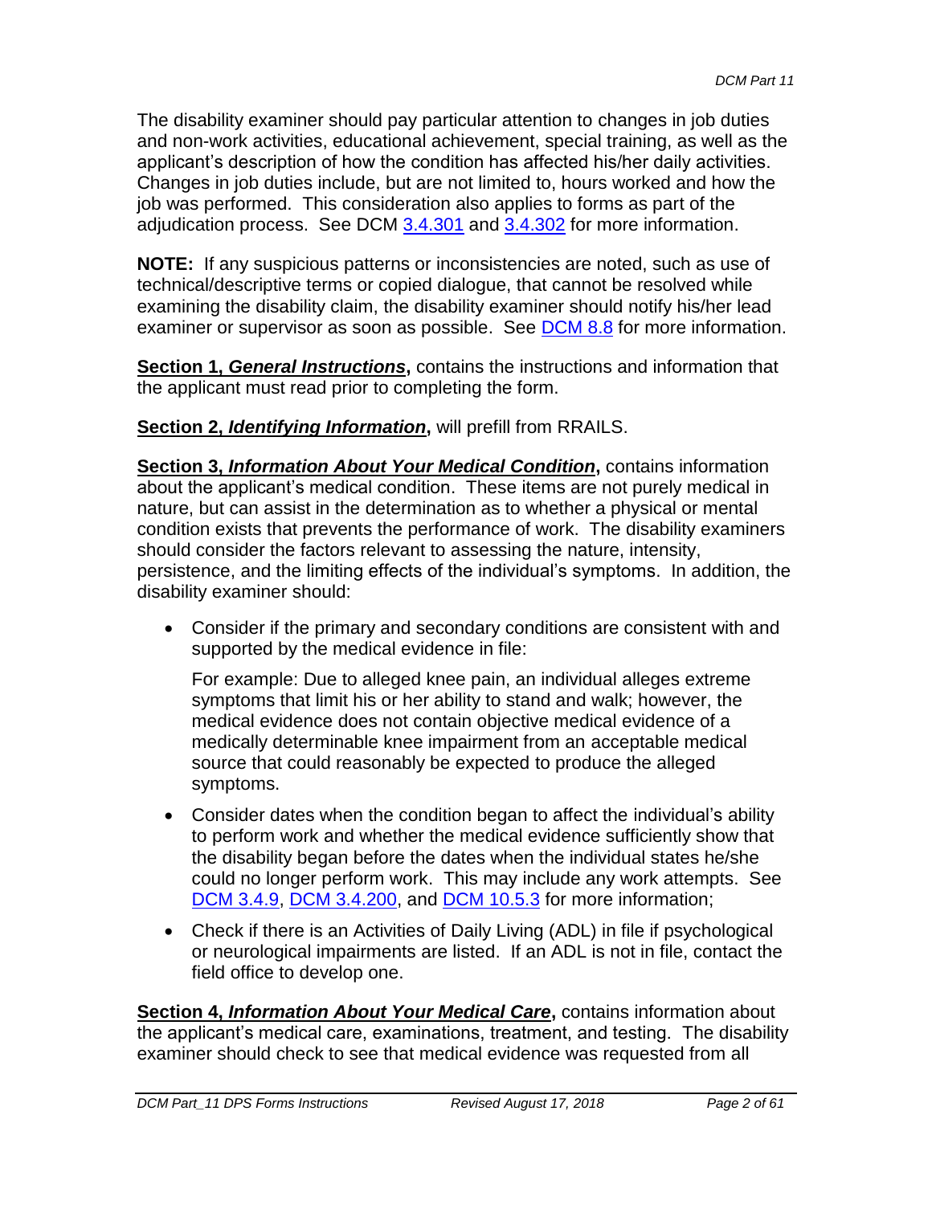The disability examiner should pay particular attention to changes in job duties and non-work activities, educational achievement, special training, as well as the applicant's description of how the condition has affected his/her daily activities. Changes in job duties include, but are not limited to, hours worked and how the job was performed. This consideration also applies to forms as part of the adjudication process. See DCM 3.4.301 and 3.4.302 for more information.

**NOTE:** If any suspicious patterns or inconsistencies are noted, such as use of technical/descriptive terms or copied dialogue, that cannot be resolved while examining the disability claim, the disability examiner should notify his/her lead examiner or supervisor as soon as possible. See DCM 8.8 for more information.

**Section 1, *General Instructions*,** contains the instructions and information that the applicant must read prior to completing the form.

**Section 2, *Identifying Information*,** will prefill from RRAILS.

**Section 3, *Information About Your Medical Condition*,** contains information about the applicant's medical condition. These items are not purely medical in nature, but can assist in the determination as to whether a physical or mental condition exists that prevents the performance of work. The disability examiners should consider the factors relevant to assessing the nature, intensity, persistence, and the limiting effects of the individual's symptoms. In addition, the disability examiner should:

- Consider if the primary and secondary conditions are consistent with and supported by the medical evidence in file:

  For example: Due to alleged knee pain, an individual alleges extreme symptoms that limit his or her ability to stand and walk; however, the medical evidence does not contain objective medical evidence of a medically determinable knee impairment from an acceptable medical source that could reasonably be expected to produce the alleged symptoms.

- Consider dates when the condition began to affect the individual's ability to perform work and whether the medical evidence sufficiently show that the disability began before the dates when the individual states he/she could no longer perform work. This may include any work attempts. See DCM 3.4.9, DCM 3.4.200, and DCM 10.5.3 for more information;

- Check if there is an Activities of Daily Living (ADL) in file if psychological or neurological impairments are listed. If an ADL is not in file, contact the field office to develop one.

**Section 4, *Information About Your Medical Care*,** contains information about the applicant's medical care, examinations, treatment, and testing. The disability examiner should check to see that medical evidence was requested from all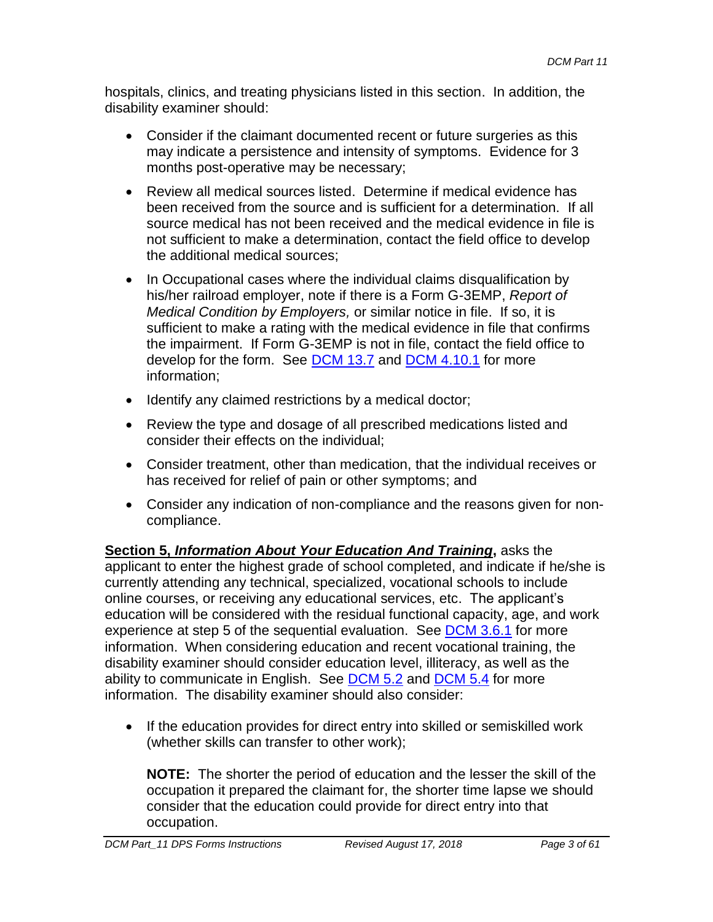hospitals, clinics, and treating physicians listed in this section. In addition, the disability examiner should:

- Consider if the claimant documented recent or future surgeries as this may indicate a persistence and intensity of symptoms. Evidence for 3 months post-operative may be necessary;
- Review all medical sources listed. Determine if medical evidence has been received from the source and is sufficient for a determination. If all source medical has not been received and the medical evidence in file is not sufficient to make a determination, contact the field office to develop the additional medical sources;
- In Occupational cases where the individual claims disqualification by his/her railroad employer, note if there is a Form G-3EMP, *Report of Medical Condition by Employers,* or similar notice in file. If so, it is sufficient to make a rating with the medical evidence in file that confirms the impairment. If Form G-3EMP is not in file, contact the field office to develop for the form. See DCM 13.7 and DCM 4.10.1 for more information;
- Identify any claimed restrictions by a medical doctor;
- Review the type and dosage of all prescribed medications listed and consider their effects on the individual;
- Consider treatment, other than medication, that the individual receives or has received for relief of pain or other symptoms; and
- Consider any indication of non-compliance and the reasons given for non-compliance.

**Section 5, *Information About Your Education And Training*,** asks the applicant to enter the highest grade of school completed, and indicate if he/she is currently attending any technical, specialized, vocational schools to include online courses, or receiving any educational services, etc. The applicant's education will be considered with the residual functional capacity, age, and work experience at step 5 of the sequential evaluation. See DCM 3.6.1 for more information. When considering education and recent vocational training, the disability examiner should consider education level, illiteracy, as well as the ability to communicate in English. See DCM 5.2 and DCM 5.4 for more information. The disability examiner should also consider:

- If the education provides for direct entry into skilled or semiskilled work (whether skills can transfer to other work);

  **NOTE:** The shorter the period of education and the lesser the skill of the occupation it prepared the claimant for, the shorter time lapse we should consider that the education could provide for direct entry into that occupation.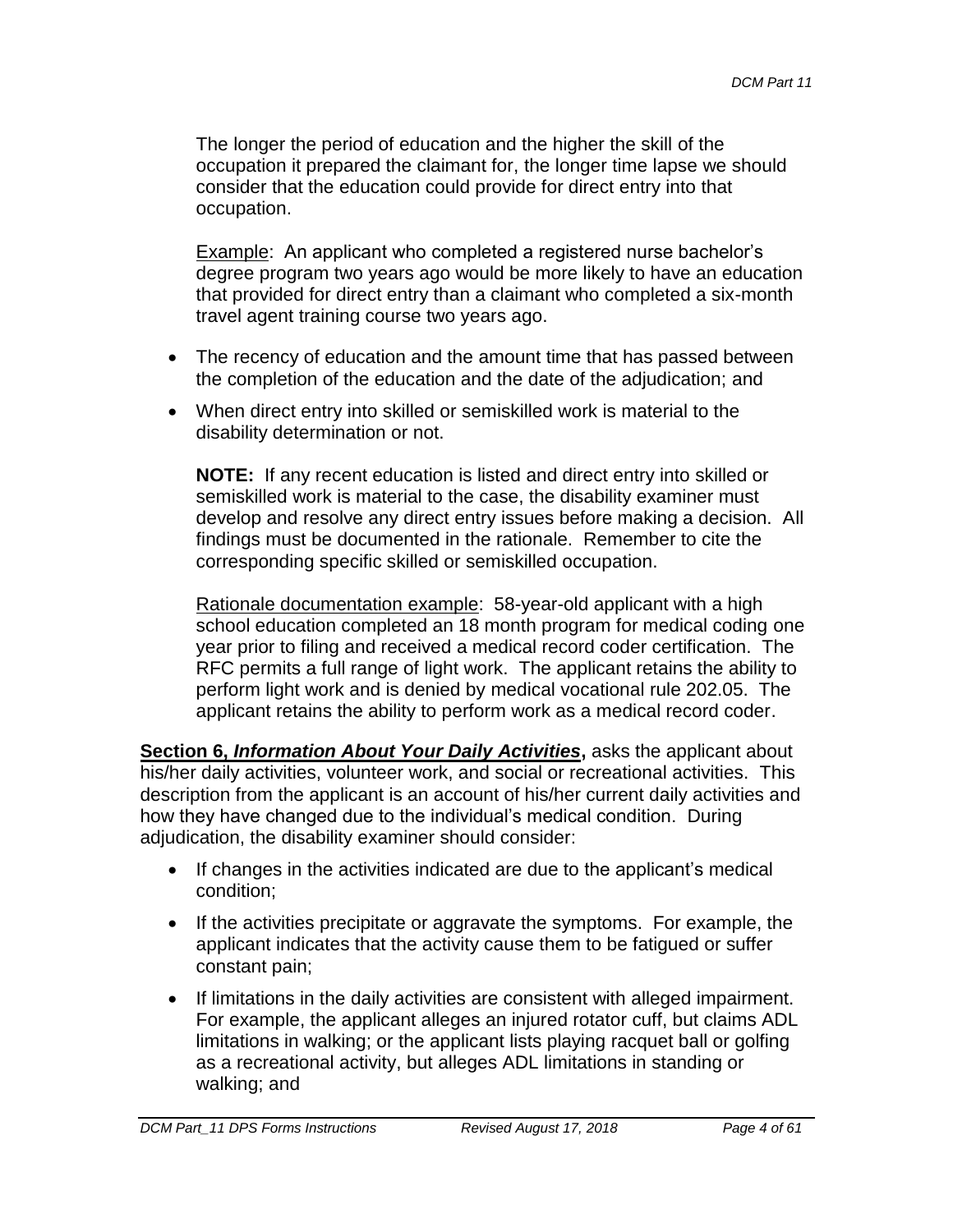The longer the period of education and the higher the skill of the occupation it prepared the claimant for, the longer time lapse we should consider that the education could provide for direct entry into that occupation.

Example: An applicant who completed a registered nurse bachelor's degree program two years ago would be more likely to have an education that provided for direct entry than a claimant who completed a six-month travel agent training course two years ago.

- The recency of education and the amount time that has passed between the completion of the education and the date of the adjudication; and
- When direct entry into skilled or semiskilled work is material to the disability determination or not.

**NOTE:** If any recent education is listed and direct entry into skilled or semiskilled work is material to the case, the disability examiner must develop and resolve any direct entry issues before making a decision. All findings must be documented in the rationale. Remember to cite the corresponding specific skilled or semiskilled occupation.

Rationale documentation example: 58-year-old applicant with a high school education completed an 18 month program for medical coding one year prior to filing and received a medical record coder certification. The RFC permits a full range of light work. The applicant retains the ability to perform light work and is denied by medical vocational rule 202.05. The applicant retains the ability to perform work as a medical record coder.

**Section 6, *Information About Your Daily Activities*,** asks the applicant about his/her daily activities, volunteer work, and social or recreational activities. This description from the applicant is an account of his/her current daily activities and how they have changed due to the individual's medical condition. During adjudication, the disability examiner should consider:

- If changes in the activities indicated are due to the applicant's medical condition;
- If the activities precipitate or aggravate the symptoms. For example, the applicant indicates that the activity cause them to be fatigued or suffer constant pain;
- If limitations in the daily activities are consistent with alleged impairment. For example, the applicant alleges an injured rotator cuff, but claims ADL limitations in walking; or the applicant lists playing racquet ball or golfing as a recreational activity, but alleges ADL limitations in standing or walking; and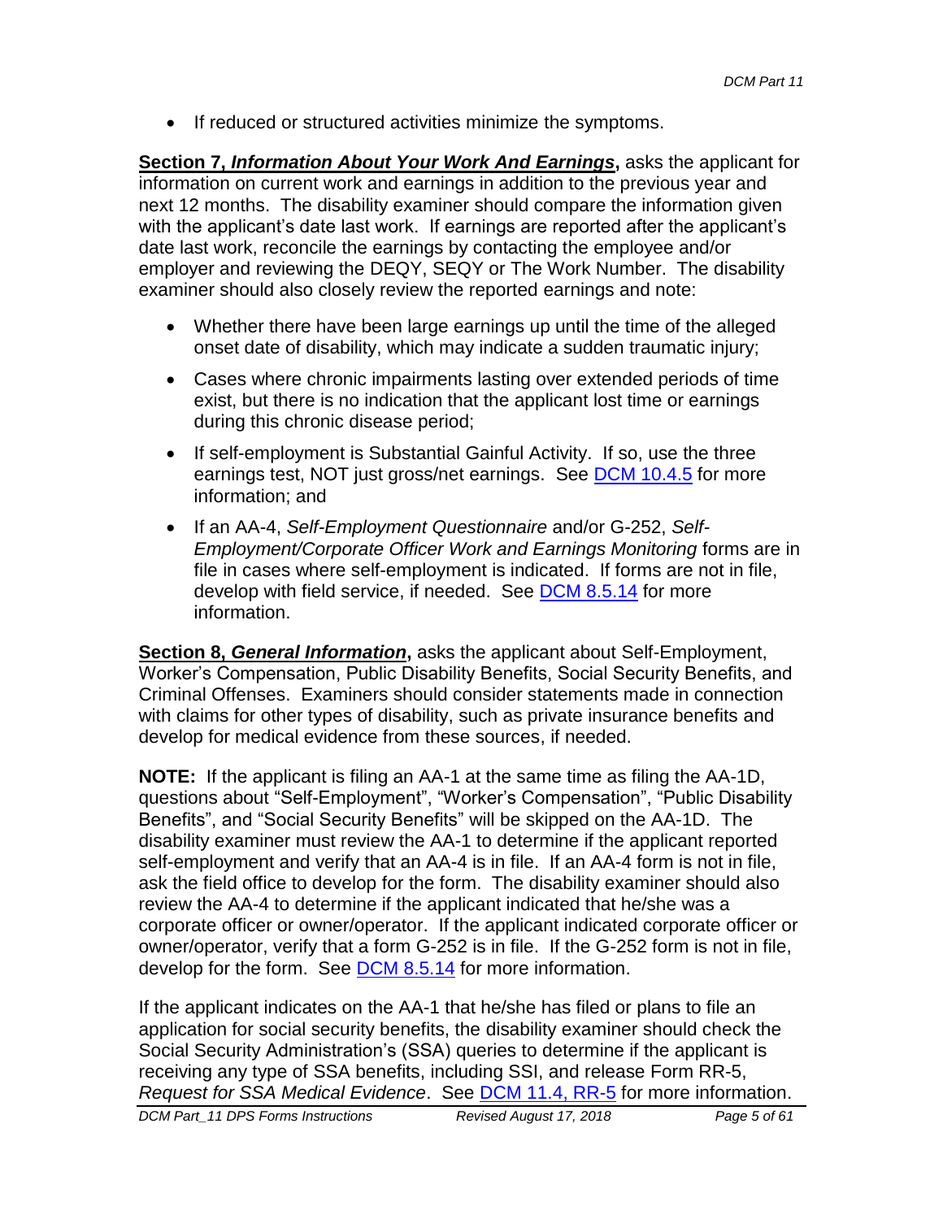- If reduced or structured activities minimize the symptoms.

**Section 7, *Information About Your Work And Earnings*,** asks the applicant for information on current work and earnings in addition to the previous year and next 12 months. The disability examiner should compare the information given with the applicant's date last work. If earnings are reported after the applicant's date last work, reconcile the earnings by contacting the employee and/or employer and reviewing the DEQY, SEQY or The Work Number. The disability examiner should also closely review the reported earnings and note:

- Whether there have been large earnings up until the time of the alleged onset date of disability, which may indicate a sudden traumatic injury;
- Cases where chronic impairments lasting over extended periods of time exist, but there is no indication that the applicant lost time or earnings during this chronic disease period;
- If self-employment is Substantial Gainful Activity. If so, use the three earnings test, NOT just gross/net earnings. See DCM 10.4.5 for more information; and
- If an AA-4, *Self-Employment Questionnaire* and/or G-252, *Self-Employment/Corporate Officer Work and Earnings Monitoring* forms are in file in cases where self-employment is indicated. If forms are not in file, develop with field service, if needed. See DCM 8.5.14 for more information.

**Section 8, *General Information*,** asks the applicant about Self-Employment, Worker's Compensation, Public Disability Benefits, Social Security Benefits, and Criminal Offenses. Examiners should consider statements made in connection with claims for other types of disability, such as private insurance benefits and develop for medical evidence from these sources, if needed.

**NOTE:** If the applicant is filing an AA-1 at the same time as filing the AA-1D, questions about "Self-Employment", "Worker's Compensation", "Public Disability Benefits", and "Social Security Benefits" will be skipped on the AA-1D. The disability examiner must review the AA-1 to determine if the applicant reported self-employment and verify that an AA-4 is in file. If an AA-4 form is not in file, ask the field office to develop for the form. The disability examiner should also review the AA-4 to determine if the applicant indicated that he/she was a corporate officer or owner/operator. If the applicant indicated corporate officer or owner/operator, verify that a form G-252 is in file. If the G-252 form is not in file, develop for the form. See DCM 8.5.14 for more information.

If the applicant indicates on the AA-1 that he/she has filed or plans to file an application for social security benefits, the disability examiner should check the Social Security Administration's (SSA) queries to determine if the applicant is receiving any type of SSA benefits, including SSI, and release Form RR-5, *Request for SSA Medical Evidence*. See DCM 11.4, RR-5 for more information.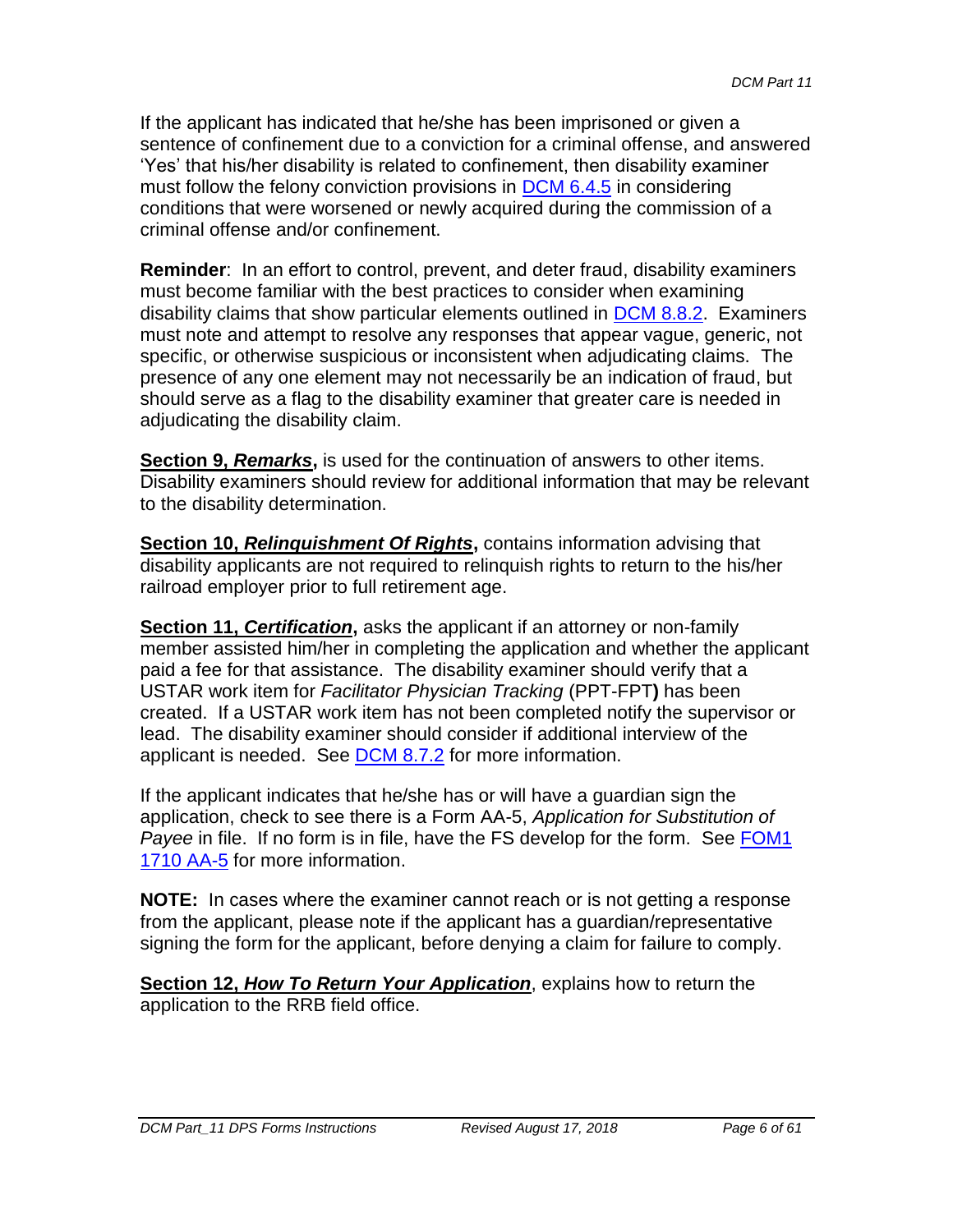If the applicant has indicated that he/she has been imprisoned or given a sentence of confinement due to a conviction for a criminal offense, and answered 'Yes' that his/her disability is related to confinement, then disability examiner must follow the felony conviction provisions in DCM 6.4.5 in considering conditions that were worsened or newly acquired during the commission of a criminal offense and/or confinement.

**Reminder**: In an effort to control, prevent, and deter fraud, disability examiners must become familiar with the best practices to consider when examining disability claims that show particular elements outlined in DCM 8.8.2. Examiners must note and attempt to resolve any responses that appear vague, generic, not specific, or otherwise suspicious or inconsistent when adjudicating claims. The presence of any one element may not necessarily be an indication of fraud, but should serve as a flag to the disability examiner that greater care is needed in adjudicating the disability claim.

**Section 9, *Remarks*,** is used for the continuation of answers to other items. Disability examiners should review for additional information that may be relevant to the disability determination.

**Section 10, *Relinquishment Of Rights*,** contains information advising that disability applicants are not required to relinquish rights to return to the his/her railroad employer prior to full retirement age.

**Section 11, *Certification*,** asks the applicant if an attorney or non-family member assisted him/her in completing the application and whether the applicant paid a fee for that assistance. The disability examiner should verify that a USTAR work item for *Facilitator Physician Tracking* (PPT-FPT**)** has been created. If a USTAR work item has not been completed notify the supervisor or lead. The disability examiner should consider if additional interview of the applicant is needed. See DCM 8.7.2 for more information.

If the applicant indicates that he/she has or will have a guardian sign the application, check to see there is a Form AA-5, *Application for Substitution of Payee* in file. If no form is in file, have the FS develop for the form. See FOM1 1710 AA-5 for more information.

**NOTE:** In cases where the examiner cannot reach or is not getting a response from the applicant, please note if the applicant has a guardian/representative signing the form for the applicant, before denying a claim for failure to comply.

**Section 12, *How To Return Your Application***, explains how to return the application to the RRB field office.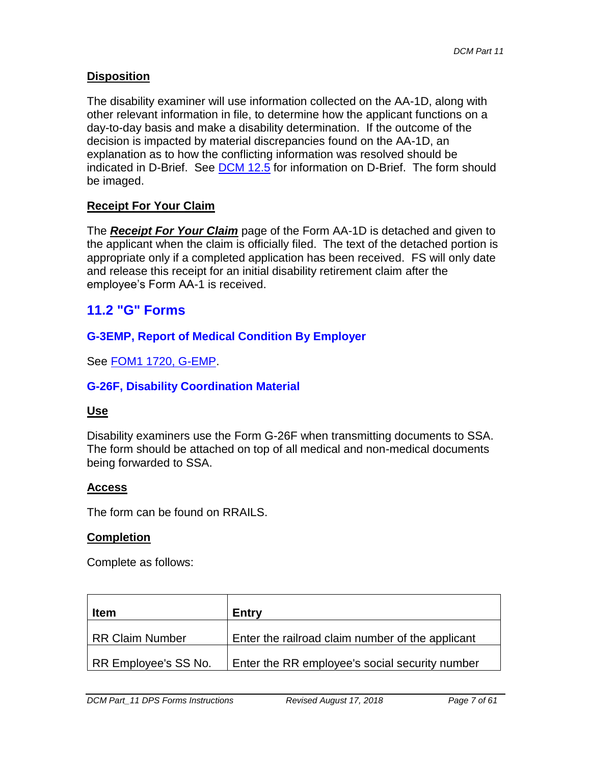#### Disposition

The disability examiner will use information collected on the AA-1D, along with other relevant information in file, to determine how the applicant functions on a day-to-day basis and make a disability determination. If the outcome of the decision is impacted by material discrepancies found on the AA-1D, an explanation as to how the conflicting information was resolved should be indicated in D-Brief. See DCM 12.5 for information on D-Brief. The form should be imaged.

#### Receipt For Your Claim

The ***Receipt For Your Claim*** page of the Form AA-1D is detached and given to the applicant when the claim is officially filed. The text of the detached portion is appropriate only if a completed application has been received. FS will only date and release this receipt for an initial disability retirement claim after the employee's Form AA-1 is received.

## 11.2 "G" Forms

### G-3EMP, Report of Medical Condition By Employer

See FOM1 1720, G-EMP.

### G-26F, Disability Coordination Material

#### Use

Disability examiners use the Form G-26F when transmitting documents to SSA. The form should be attached on top of all medical and non-medical documents being forwarded to SSA.

#### Access

The form can be found on RRAILS.

#### Completion

Complete as follows:

| Item | Entry |
|---|---|
| RR Claim Number | Enter the railroad claim number of the applicant |
| RR Employee's SS No. | Enter the RR employee's social security number |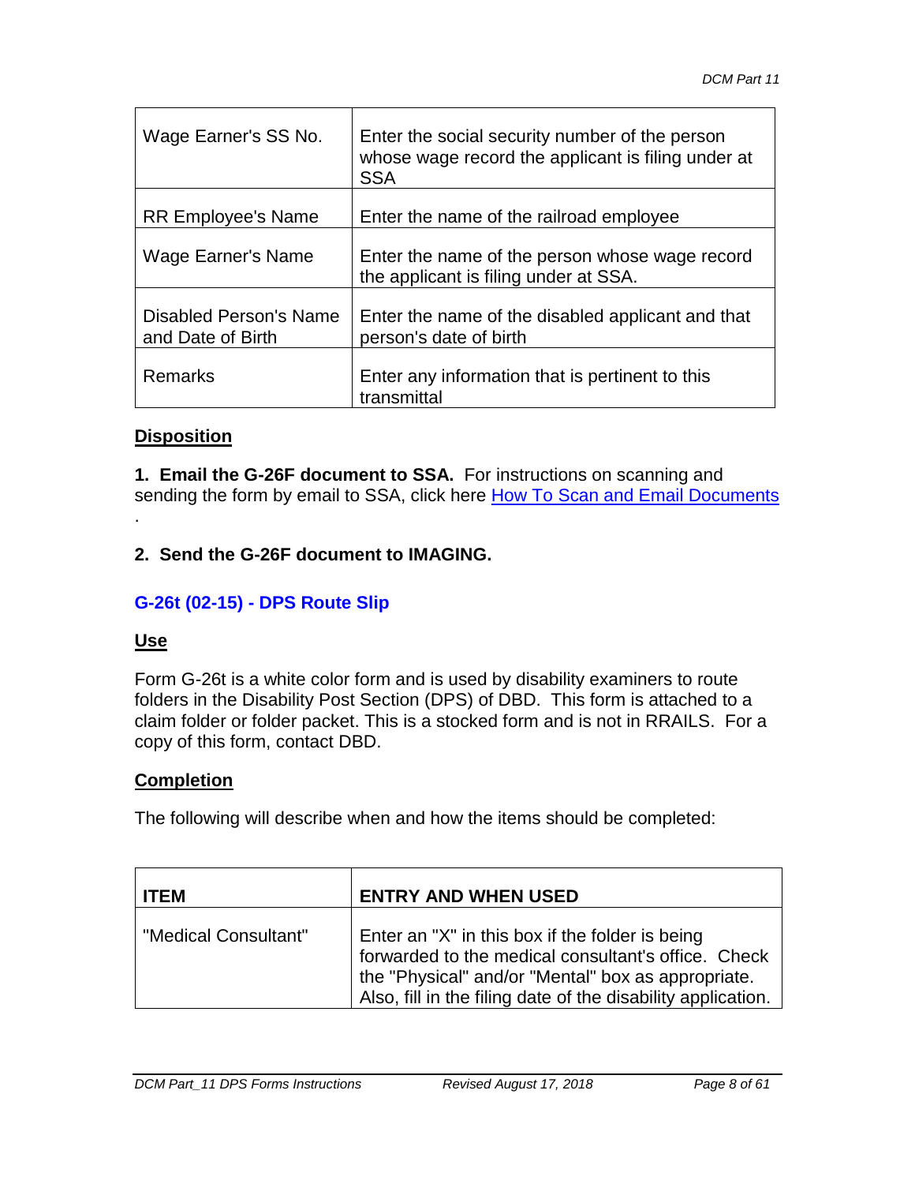| | |
|---|---|
| Wage Earner's SS No. | Enter the social security number of the person whose wage record the applicant is filing under at SSA |
| RR Employee's Name | Enter the name of the railroad employee |
| Wage Earner's Name | Enter the name of the person whose wage record the applicant is filing under at SSA. |
| Disabled Person's Name and Date of Birth | Enter the name of the disabled applicant and that person's date of birth |
| Remarks | Enter any information that is pertinent to this transmittal |

**Disposition**

**1. Email the G-26F document to SSA.** For instructions on scanning and sending the form by email to SSA, click here How To Scan and Email Documents
.

**2. Send the G-26F document to IMAGING.**

### G-26t (02-15) - DPS Route Slip

**Use**

Form G-26t is a white color form and is used by disability examiners to route folders in the Disability Post Section (DPS) of DBD. This form is attached to a claim folder or folder packet. This is a stocked form and is not in RRAILS. For a copy of this form, contact DBD.

**Completion**

The following will describe when and how the items should be completed:

| ITEM | ENTRY AND WHEN USED |
|---|---|
| "Medical Consultant" | Enter an "X" in this box if the folder is being forwarded to the medical consultant's office. Check the "Physical" and/or "Mental" box as appropriate. Also, fill in the filing date of the disability application. |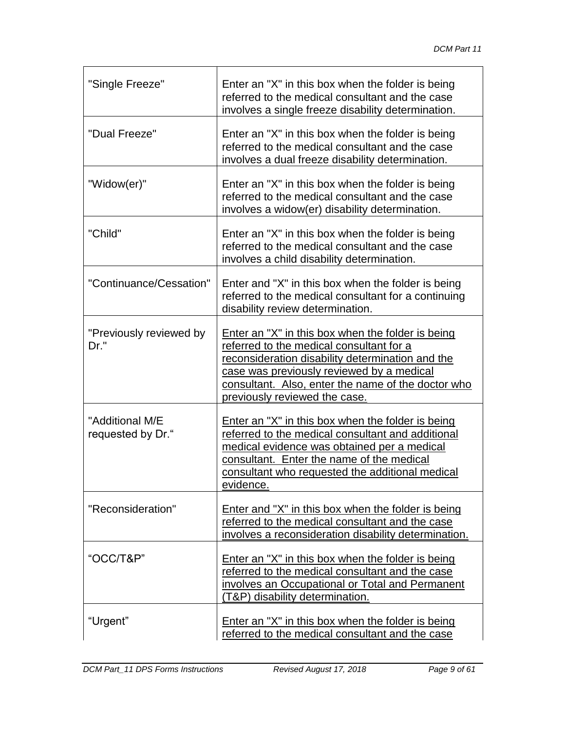| | |
|---|---|
| "Single Freeze" | Enter an "X" in this box when the folder is being referred to the medical consultant and the case involves a single freeze disability determination. |
| "Dual Freeze" | Enter an "X" in this box when the folder is being referred to the medical consultant and the case involves a dual freeze disability determination. |
| "Widow(er)" | Enter an "X" in this box when the folder is being referred to the medical consultant and the case involves a widow(er) disability determination. |
| "Child" | Enter an "X" in this box when the folder is being referred to the medical consultant and the case involves a child disability determination. |
| "Continuance/Cessation" | Enter and "X" in this box when the folder is being referred to the medical consultant for a continuing disability review determination. |
| "Previously reviewed by Dr." | Enter an "X" in this box when the folder is being referred to the medical consultant for a reconsideration disability determination and the case was previously reviewed by a medical consultant. Also, enter the name of the doctor who previously reviewed the case. |
| "Additional M/E requested by Dr." | Enter an "X" in this box when the folder is being referred to the medical consultant and additional medical evidence was obtained per a medical consultant. Enter the name of the medical consultant who requested the additional medical evidence. |
| "Reconsideration" | Enter and "X" in this box when the folder is being referred to the medical consultant and the case involves a reconsideration disability determination. |
| "OCC/T&P" | Enter an "X" in this box when the folder is being referred to the medical consultant and the case involves an Occupational or Total and Permanent (T&P) disability determination. |
| "Urgent" | Enter an "X" in this box when the folder is being referred to the medical consultant and the case |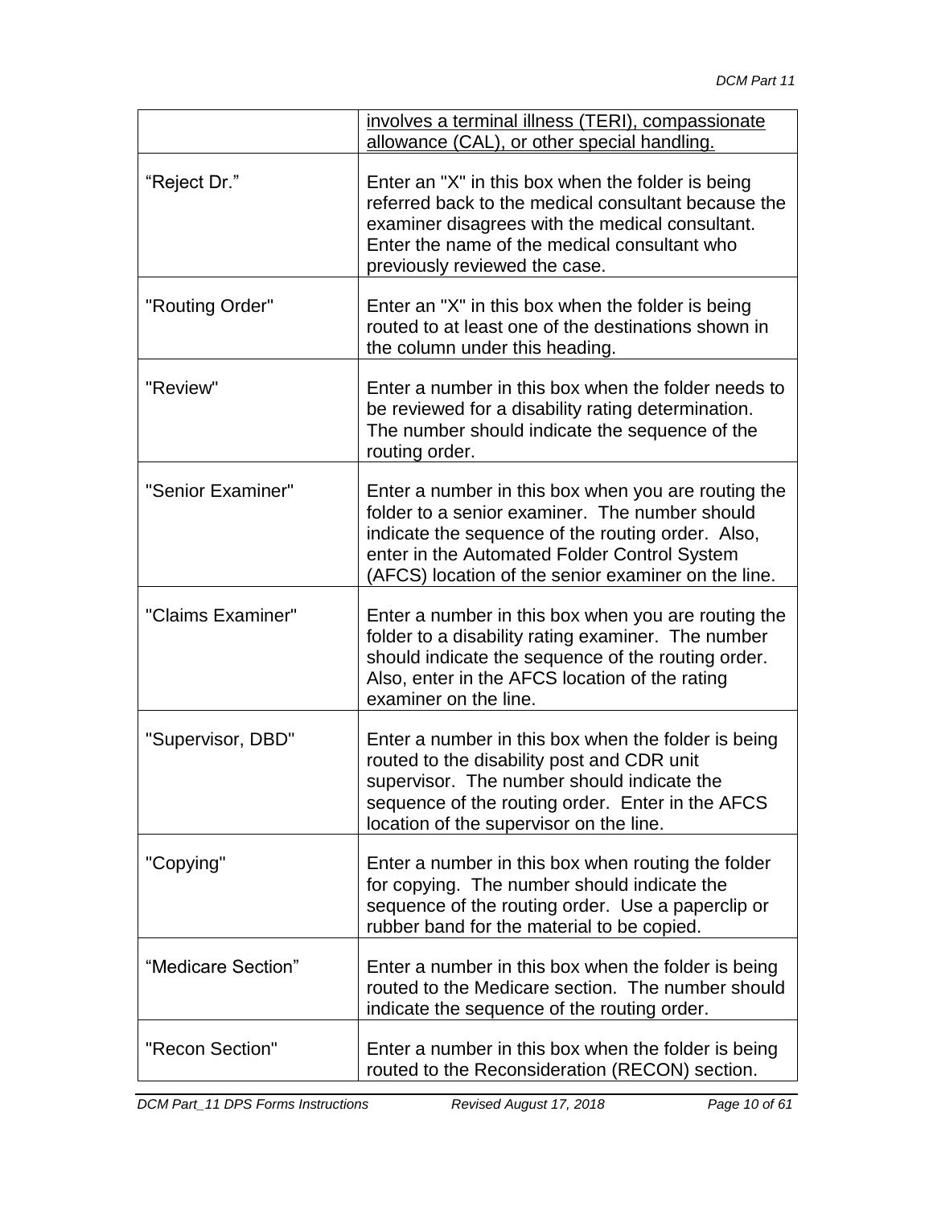| | |
|---|---|
| | involves a terminal illness (TERI), compassionate allowance (CAL), or other special handling. |
| “Reject Dr.” | Enter an "X" in this box when the folder is being referred back to the medical consultant because the examiner disagrees with the medical consultant. Enter the name of the medical consultant who previously reviewed the case. |
| "Routing Order" | Enter an "X" in this box when the folder is being routed to at least one of the destinations shown in the column under this heading. |
| "Review" | Enter a number in this box when the folder needs to be reviewed for a disability rating determination. The number should indicate the sequence of the routing order. |
| "Senior Examiner" | Enter a number in this box when you are routing the folder to a senior examiner. The number should indicate the sequence of the routing order. Also, enter in the Automated Folder Control System (AFCS) location of the senior examiner on the line. |
| "Claims Examiner" | Enter a number in this box when you are routing the folder to a disability rating examiner. The number should indicate the sequence of the routing order. Also, enter in the AFCS location of the rating examiner on the line. |
| "Supervisor, DBD" | Enter a number in this box when the folder is being routed to the disability post and CDR unit supervisor. The number should indicate the sequence of the routing order. Enter in the AFCS location of the supervisor on the line. |
| "Copying" | Enter a number in this box when routing the folder for copying. The number should indicate the sequence of the routing order. Use a paperclip or rubber band for the material to be copied. |
| “Medicare Section” | Enter a number in this box when the folder is being routed to the Medicare section. The number should indicate the sequence of the routing order. |
| "Recon Section" | Enter a number in this box when the folder is being routed to the Reconsideration (RECON) section. |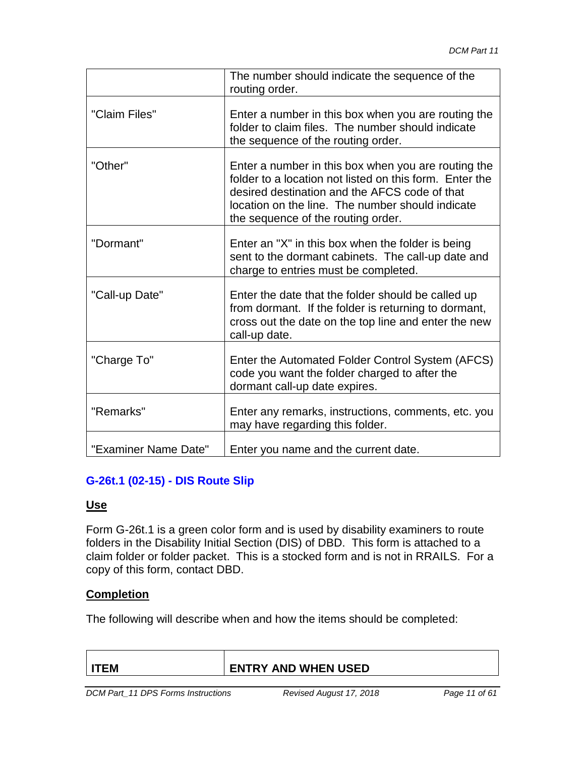| | |
|---|---|
| | The number should indicate the sequence of the routing order. |
| "Claim Files" | Enter a number in this box when you are routing the folder to claim files. The number should indicate the sequence of the routing order. |
| "Other" | Enter a number in this box when you are routing the folder to a location not listed on this form. Enter the desired destination and the AFCS code of that location on the line. The number should indicate the sequence of the routing order. |
| "Dormant" | Enter an "X" in this box when the folder is being sent to the dormant cabinets. The call-up date and charge to entries must be completed. |
| "Call-up Date" | Enter the date that the folder should be called up from dormant. If the folder is returning to dormant, cross out the date on the top line and enter the new call-up date. |
| "Charge To" | Enter the Automated Folder Control System (AFCS) code you want the folder charged to after the dormant call-up date expires. |
| "Remarks" | Enter any remarks, instructions, comments, etc. you may have regarding this folder. |
| "Examiner Name Date" | Enter you name and the current date. |

## G-26t.1 (02-15) - DIS Route Slip

**Use**

Form G-26t.1 is a green color form and is used by disability examiners to route folders in the Disability Initial Section (DIS) of DBD. This form is attached to a claim folder or folder packet. This is a stocked form and is not in RRAILS. For a copy of this form, contact DBD.

**Completion**

The following will describe when and how the items should be completed:

| ITEM | ENTRY AND WHEN USED |
|---|---|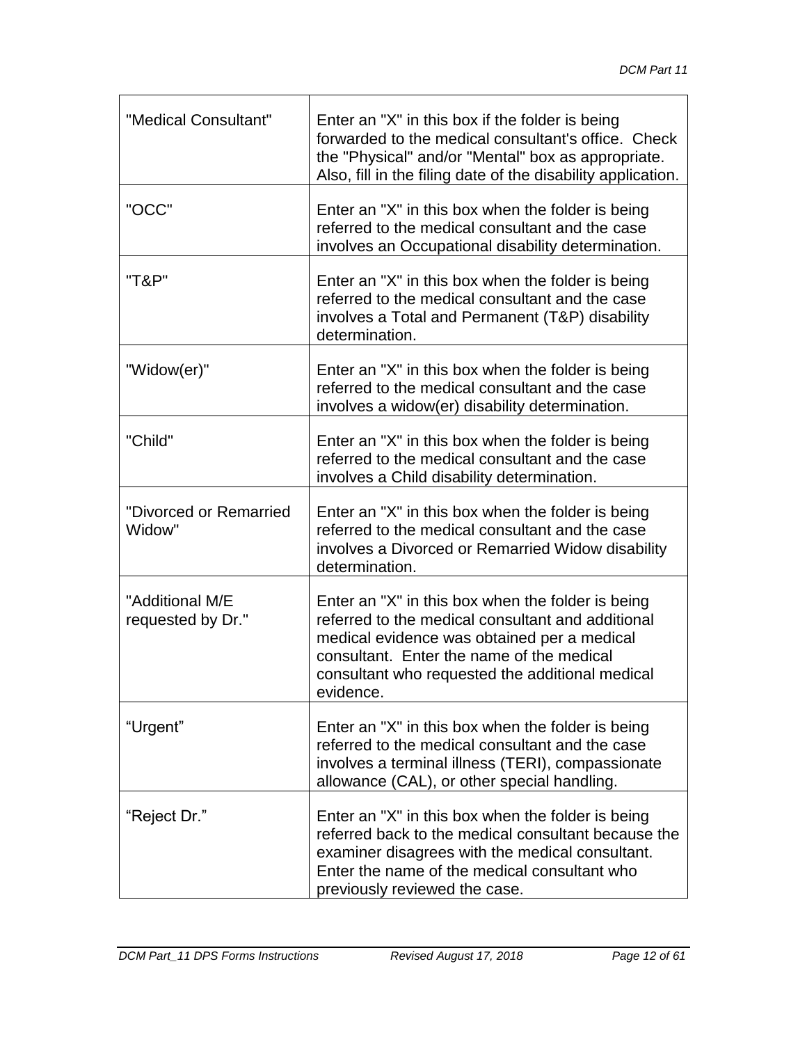| | |
|---|---|
| "Medical Consultant" | Enter an "X" in this box if the folder is being forwarded to the medical consultant's office. Check the "Physical" and/or "Mental" box as appropriate. Also, fill in the filing date of the disability application. |
| "OCC" | Enter an "X" in this box when the folder is being referred to the medical consultant and the case involves an Occupational disability determination. |
| "T&P" | Enter an "X" in this box when the folder is being referred to the medical consultant and the case involves a Total and Permanent (T&P) disability determination. |
| "Widow(er)" | Enter an "X" in this box when the folder is being referred to the medical consultant and the case involves a widow(er) disability determination. |
| "Child" | Enter an "X" in this box when the folder is being referred to the medical consultant and the case involves a Child disability determination. |
| "Divorced or Remarried Widow" | Enter an "X" in this box when the folder is being referred to the medical consultant and the case involves a Divorced or Remarried Widow disability determination. |
| "Additional M/E requested by Dr." | Enter an "X" in this box when the folder is being referred to the medical consultant and additional medical evidence was obtained per a medical consultant. Enter the name of the medical consultant who requested the additional medical evidence. |
| "Urgent" | Enter an "X" in this box when the folder is being referred to the medical consultant and the case involves a terminal illness (TERI), compassionate allowance (CAL), or other special handling. |
| "Reject Dr." | Enter an "X" in this box when the folder is being referred back to the medical consultant because the examiner disagrees with the medical consultant. Enter the name of the medical consultant who previously reviewed the case. |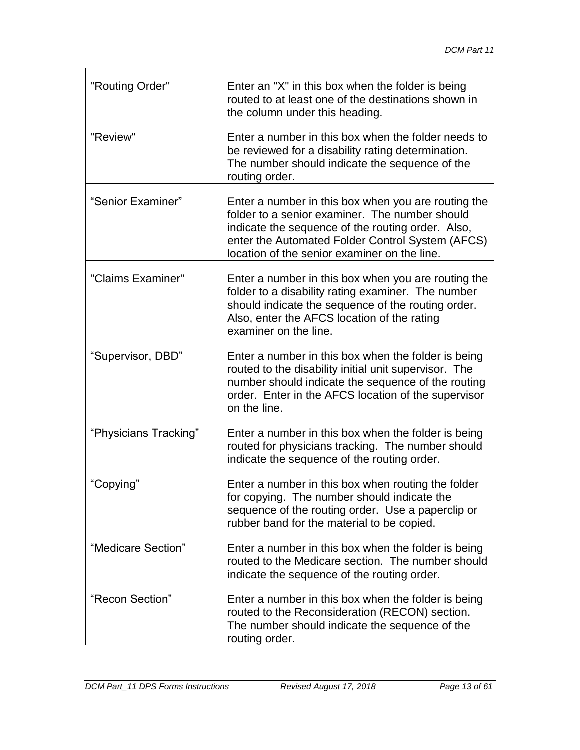| | |
|---|---|
| "Routing Order" | Enter an "X" in this box when the folder is being routed to at least one of the destinations shown in the column under this heading. |
| "Review" | Enter a number in this box when the folder needs to be reviewed for a disability rating determination. The number should indicate the sequence of the routing order. |
| “Senior Examiner” | Enter a number in this box when you are routing the folder to a senior examiner. The number should indicate the sequence of the routing order. Also, enter the Automated Folder Control System (AFCS) location of the senior examiner on the line. |
| "Claims Examiner" | Enter a number in this box when you are routing the folder to a disability rating examiner. The number should indicate the sequence of the routing order. Also, enter the AFCS location of the rating examiner on the line. |
| “Supervisor, DBD” | Enter a number in this box when the folder is being routed to the disability initial unit supervisor. The number should indicate the sequence of the routing order. Enter in the AFCS location of the supervisor on the line. |
| “Physicians Tracking” | Enter a number in this box when the folder is being routed for physicians tracking. The number should indicate the sequence of the routing order. |
| “Copying” | Enter a number in this box when routing the folder for copying. The number should indicate the sequence of the routing order. Use a paperclip or rubber band for the material to be copied. |
| “Medicare Section” | Enter a number in this box when the folder is being routed to the Medicare section. The number should indicate the sequence of the routing order. |
| “Recon Section” | Enter a number in this box when the folder is being routed to the Reconsideration (RECON) section. The number should indicate the sequence of the routing order. |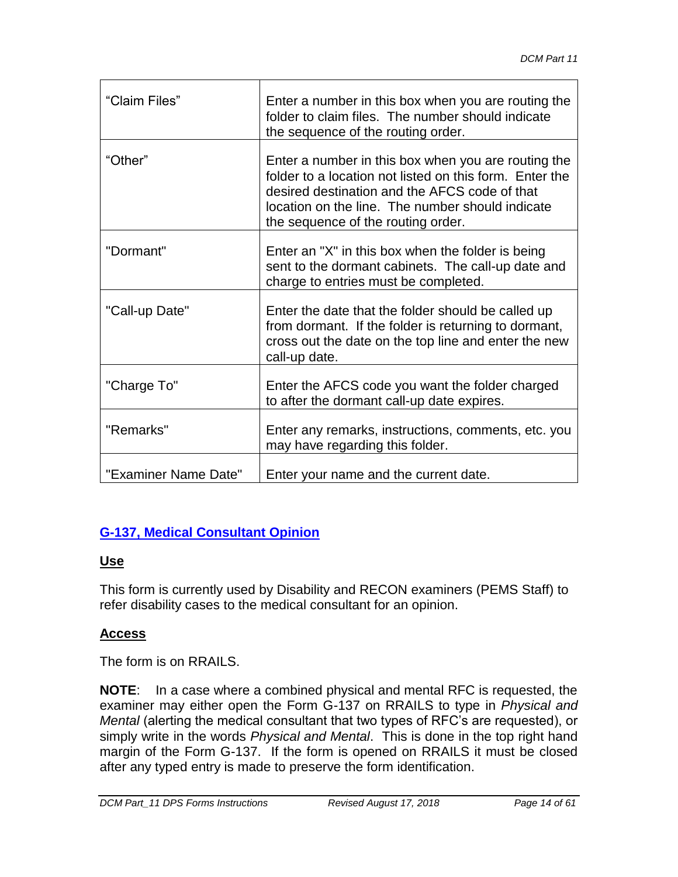| | |
|---|---|
| “Claim Files” | Enter a number in this box when you are routing the folder to claim files. The number should indicate the sequence of the routing order. |
| “Other” | Enter a number in this box when you are routing the folder to a location not listed on this form. Enter the desired destination and the AFCS code of that location on the line. The number should indicate the sequence of the routing order. |
| "Dormant" | Enter an "X" in this box when the folder is being sent to the dormant cabinets. The call-up date and charge to entries must be completed. |
| "Call-up Date" | Enter the date that the folder should be called up from dormant. If the folder is returning to dormant, cross out the date on the top line and enter the new call-up date. |
| "Charge To" | Enter the AFCS code you want the folder charged to after the dormant call-up date expires. |
| "Remarks" | Enter any remarks, instructions, comments, etc. you may have regarding this folder. |
| "Examiner Name Date" | Enter your name and the current date. |

## G-137, Medical Consultant Opinion

### Use

This form is currently used by Disability and RECON examiners (PEMS Staff) to refer disability cases to the medical consultant for an opinion.

### Access

The form is on RRAILS.

**NOTE**: In a case where a combined physical and mental RFC is requested, the examiner may either open the Form G-137 on RRAILS to type in *Physical and Mental* (alerting the medical consultant that two types of RFC’s are requested), or simply write in the words *Physical and Mental*. This is done in the top right hand margin of the Form G-137. If the form is opened on RRAILS it must be closed after any typed entry is made to preserve the form identification.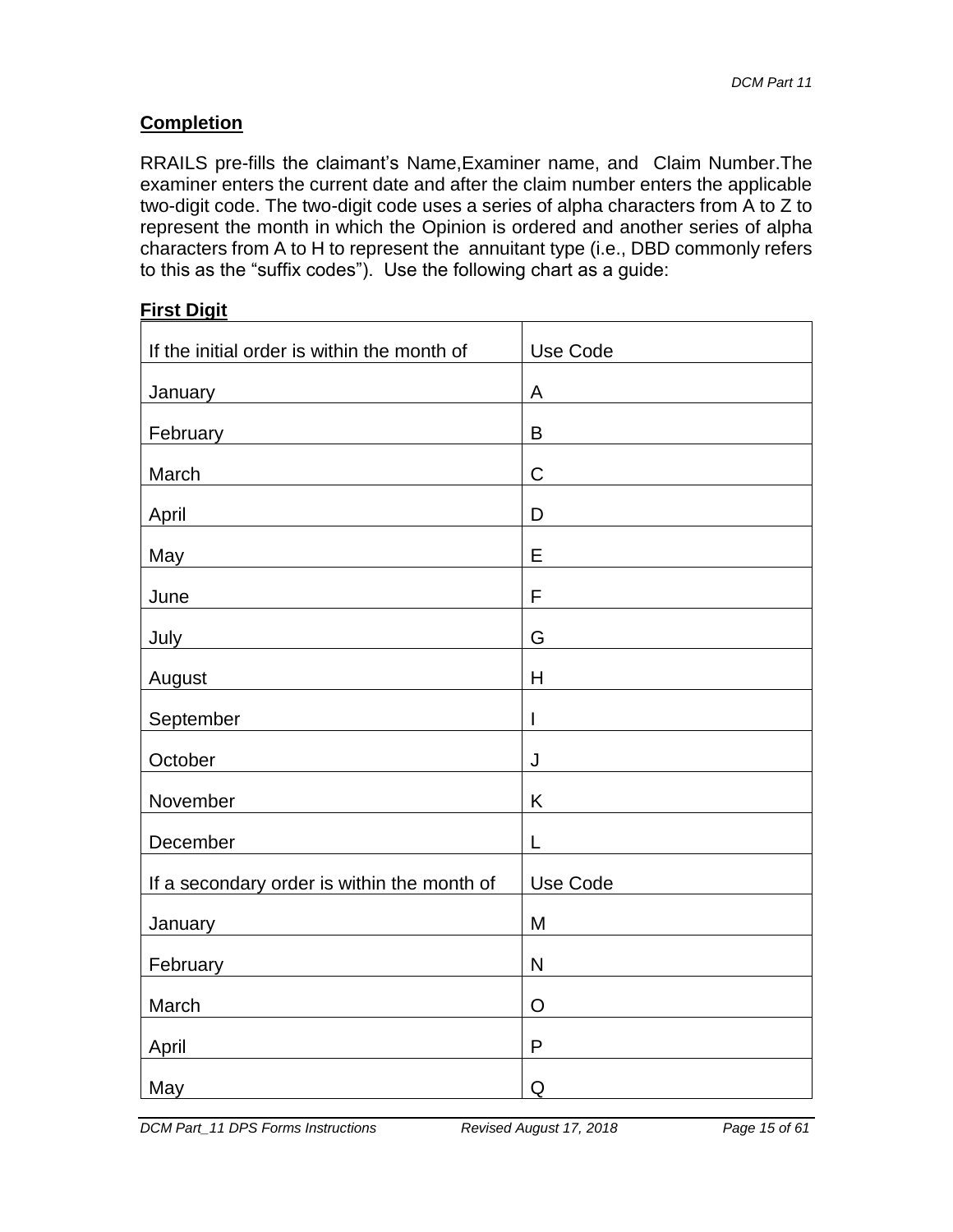**Completion**

RRAILS pre-fills the claimant's Name,Examiner name, and Claim Number.The examiner enters the current date and after the claim number enters the applicable two-digit code. The two-digit code uses a series of alpha characters from A to Z to represent the month in which the Opinion is ordered and another series of alpha characters from A to H to represent the annuitant type (i.e., DBD commonly refers to this as the "suffix codes"). Use the following chart as a guide:

**First Digit**

| If the initial order is within the month of | Use Code |
|---|---|
| January | A |
| February | B |
| March | C |
| April | D |
| May | E |
| June | F |
| July | G |
| August | H |
| September | I |
| October | J |
| November | K |
| December | L |
| If a secondary order is within the month of | Use Code |
| January | M |
| February | N |
| March | O |
| April | P |
| May | Q |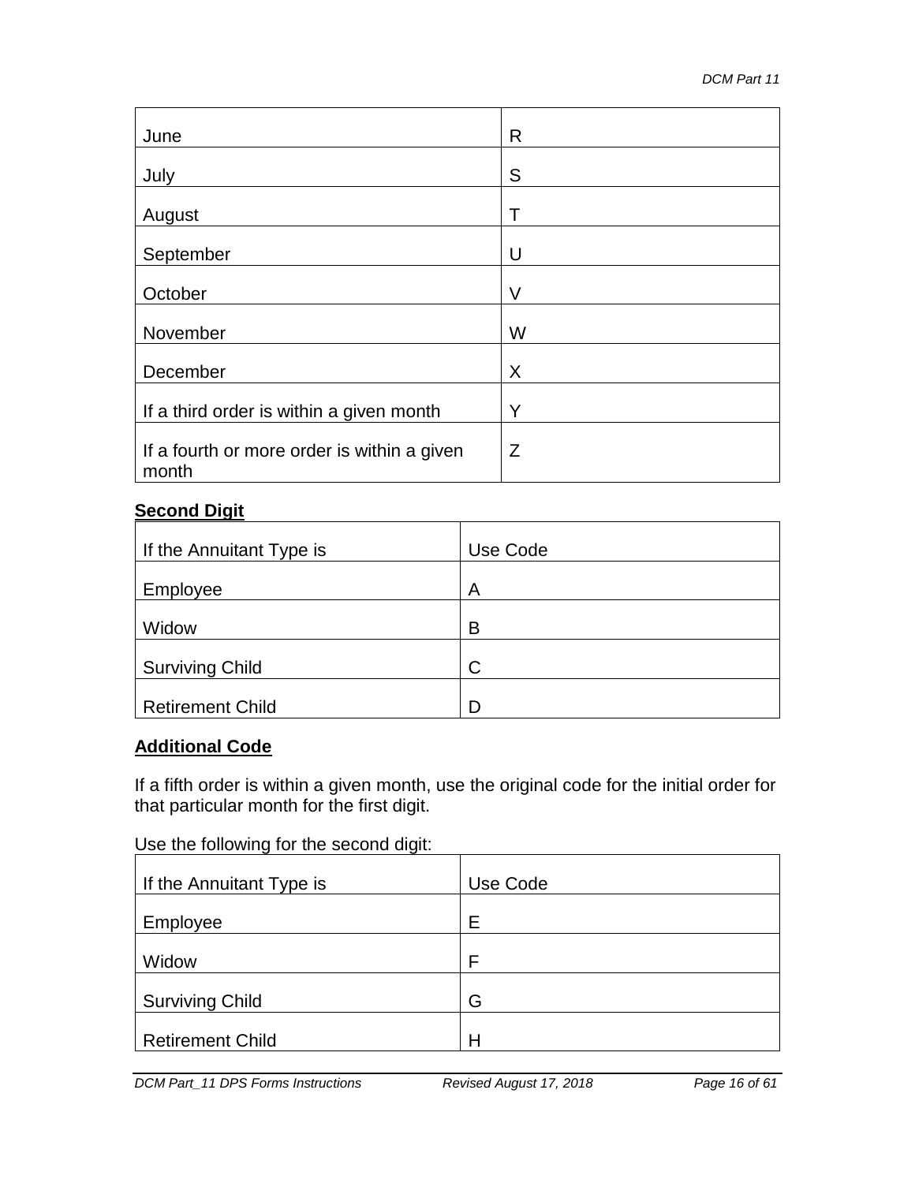| | |
|---|---|
| June | R |
| July | S |
| August | T |
| September | U |
| October | V |
| November | W |
| December | X |
| If a third order is within a given month | Y |
| If a fourth or more order is within a given month | Z |

**Second Digit**

| If the Annuitant Type is | Use Code |
|---|---|
| Employee | A |
| Widow | B |
| Surviving Child | C |
| Retirement Child | D |

**Additional Code**

If a fifth order is within a given month, use the original code for the initial order for that particular month for the first digit.

Use the following for the second digit:

| If the Annuitant Type is | Use Code |
|---|---|
| Employee | E |
| Widow | F |
| Surviving Child | G |
| Retirement Child | H |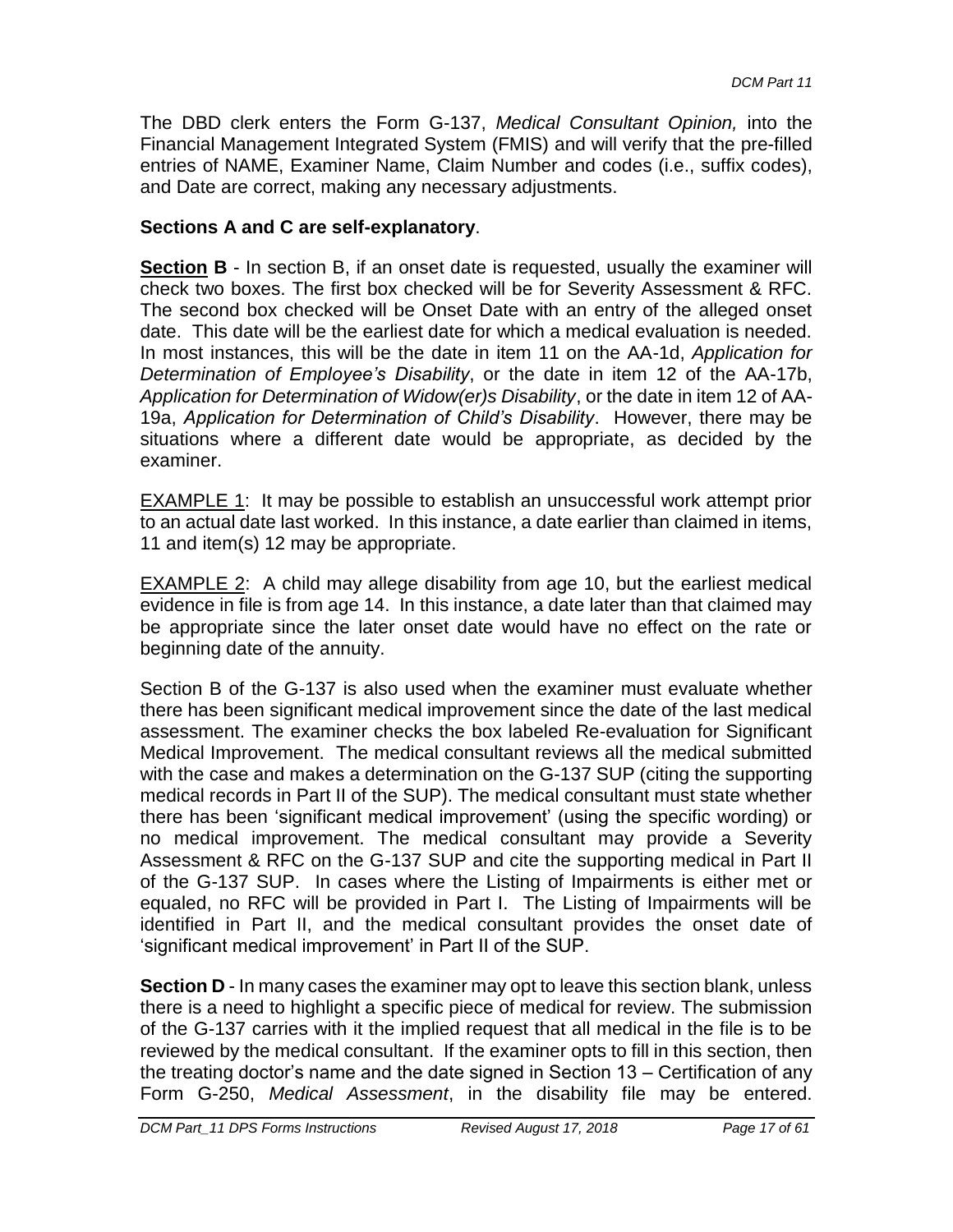The DBD clerk enters the Form G-137, *Medical Consultant Opinion,* into the Financial Management Integrated System (FMIS) and will verify that the pre-filled entries of NAME, Examiner Name, Claim Number and codes (i.e., suffix codes), and Date are correct, making any necessary adjustments.

**Sections A and C are self-explanatory**.

**<u>Section</u> B** - In section B, if an onset date is requested, usually the examiner will check two boxes. The first box checked will be for Severity Assessment & RFC. The second box checked will be Onset Date with an entry of the alleged onset date. This date will be the earliest date for which a medical evaluation is needed. In most instances, this will be the date in item 11 on the AA-1d, *Application for Determination of Employee's Disability*, or the date in item 12 of the AA-17b, *Application for Determination of Widow(er)s Disability*, or the date in item 12 of AA-19a, *Application for Determination of Child's Disability*. However, there may be situations where a different date would be appropriate, as decided by the examiner.

<u>EXAMPLE 1</u>: It may be possible to establish an unsuccessful work attempt prior to an actual date last worked. In this instance, a date earlier than claimed in items, 11 and item(s) 12 may be appropriate.

<u>EXAMPLE 2</u>: A child may allege disability from age 10, but the earliest medical evidence in file is from age 14. In this instance, a date later than that claimed may be appropriate since the later onset date would have no effect on the rate or beginning date of the annuity.

Section B of the G-137 is also used when the examiner must evaluate whether there has been significant medical improvement since the date of the last medical assessment. The examiner checks the box labeled Re-evaluation for Significant Medical Improvement. The medical consultant reviews all the medical submitted with the case and makes a determination on the G-137 SUP (citing the supporting medical records in Part II of the SUP). The medical consultant must state whether there has been 'significant medical improvement' (using the specific wording) or no medical improvement. The medical consultant may provide a Severity Assessment & RFC on the G-137 SUP and cite the supporting medical in Part II of the G-137 SUP. In cases where the Listing of Impairments is either met or equaled, no RFC will be provided in Part I. The Listing of Impairments will be identified in Part II, and the medical consultant provides the onset date of 'significant medical improvement' in Part II of the SUP.

**Section D** - In many cases the examiner may opt to leave this section blank, unless there is a need to highlight a specific piece of medical for review. The submission of the G-137 carries with it the implied request that all medical in the file is to be reviewed by the medical consultant. If the examiner opts to fill in this section, then the treating doctor's name and the date signed in Section 13 – Certification of any Form G-250, *Medical Assessment*, in the disability file may be entered.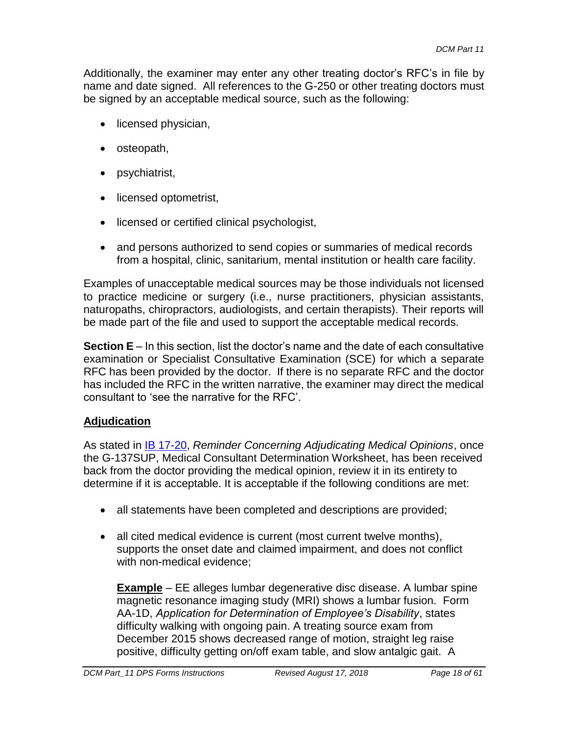Additionally, the examiner may enter any other treating doctor's RFC's in file by name and date signed. All references to the G-250 or other treating doctors must be signed by an acceptable medical source, such as the following:

- licensed physician,
- osteopath,
- psychiatrist,
- licensed optometrist,
- licensed or certified clinical psychologist,
- and persons authorized to send copies or summaries of medical records from a hospital, clinic, sanitarium, mental institution or health care facility.

Examples of unacceptable medical sources may be those individuals not licensed to practice medicine or surgery (i.e., nurse practitioners, physician assistants, naturopaths, chiropractors, audiologists, and certain therapists). Their reports will be made part of the file and used to support the acceptable medical records.

**Section E** – In this section, list the doctor's name and the date of each consultative examination or Specialist Consultative Examination (SCE) for which a separate RFC has been provided by the doctor. If there is no separate RFC and the doctor has included the RFC in the written narrative, the examiner may direct the medical consultant to 'see the narrative for the RFC'.

## Adjudication

As stated in IB 17-20, *Reminder Concerning Adjudicating Medical Opinions*, once the G-137SUP, Medical Consultant Determination Worksheet, has been received back from the doctor providing the medical opinion, review it in its entirety to determine if it is acceptable. It is acceptable if the following conditions are met:

- all statements have been completed and descriptions are provided;
- all cited medical evidence is current (most current twelve months), supports the onset date and claimed impairment, and does not conflict with non-medical evidence;

  **Example** – EE alleges lumbar degenerative disc disease. A lumbar spine magnetic resonance imaging study (MRI) shows a lumbar fusion. Form AA-1D, *Application for Determination of Employee's Disability*, states difficulty walking with ongoing pain. A treating source exam from December 2015 shows decreased range of motion, straight leg raise positive, difficulty getting on/off exam table, and slow antalgic gait. A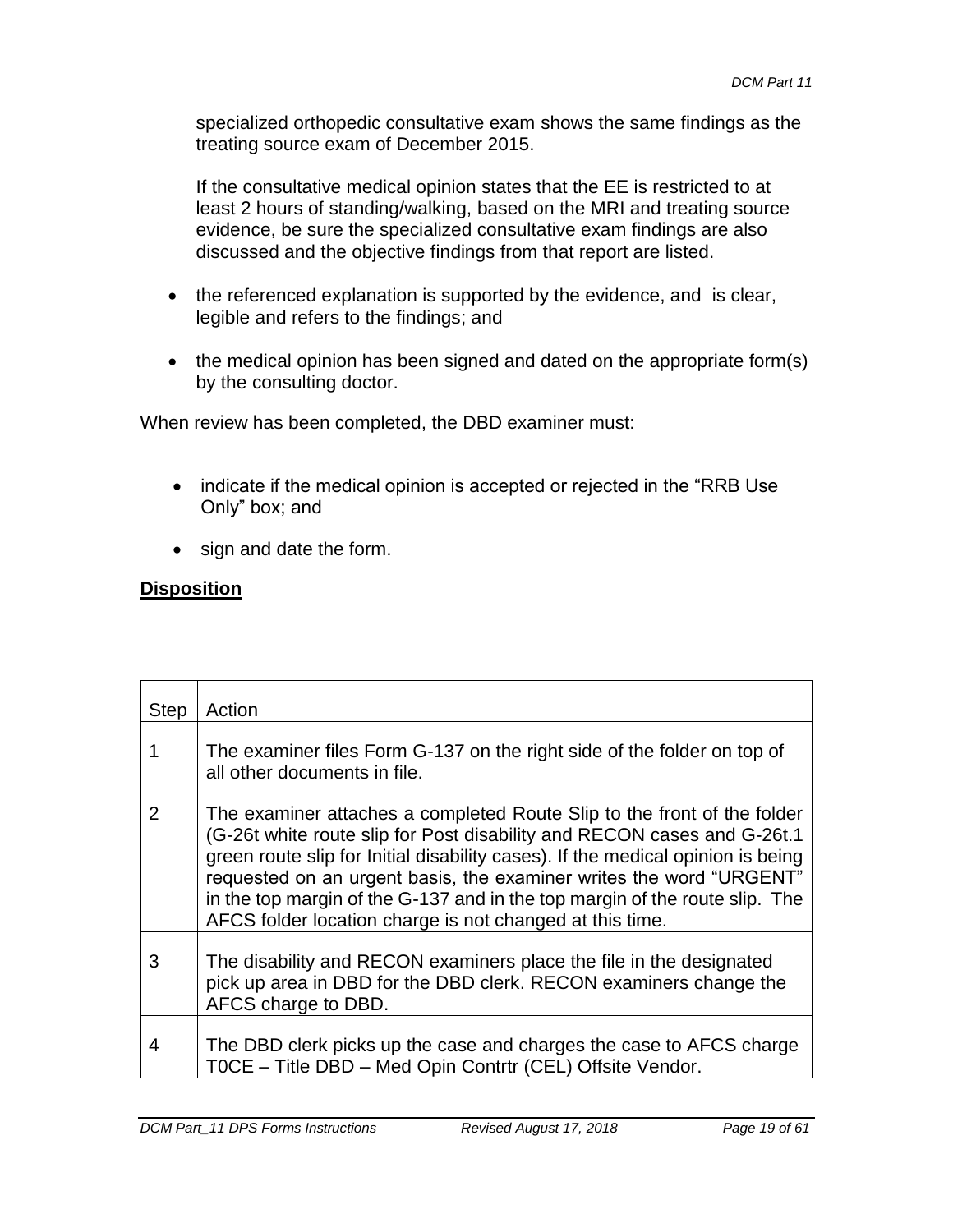specialized orthopedic consultative exam shows the same findings as the treating source exam of December 2015.

If the consultative medical opinion states that the EE is restricted to at least 2 hours of standing/walking, based on the MRI and treating source evidence, be sure the specialized consultative exam findings are also discussed and the objective findings from that report are listed.

- the referenced explanation is supported by the evidence, and is clear, legible and refers to the findings; and
- the medical opinion has been signed and dated on the appropriate form(s) by the consulting doctor.

When review has been completed, the DBD examiner must:

- indicate if the medical opinion is accepted or rejected in the “RRB Use Only” box; and
- sign and date the form.

**Disposition**

| Step | Action |
| --- | --- |
| 1 | The examiner files Form G-137 on the right side of the folder on top of all other documents in file. |
| 2 | The examiner attaches a completed Route Slip to the front of the folder (G-26t white route slip for Post disability and RECON cases and G-26t.1 green route slip for Initial disability cases). If the medical opinion is being requested on an urgent basis, the examiner writes the word “URGENT” in the top margin of the G-137 and in the top margin of the route slip. The AFCS folder location charge is not changed at this time. |
| 3 | The disability and RECON examiners place the file in the designated pick up area in DBD for the DBD clerk. RECON examiners change the AFCS charge to DBD. |
| 4 | The DBD clerk picks up the case and charges the case to AFCS charge T0CE – Title DBD – Med Opin Contrtr (CEL) Offsite Vendor. |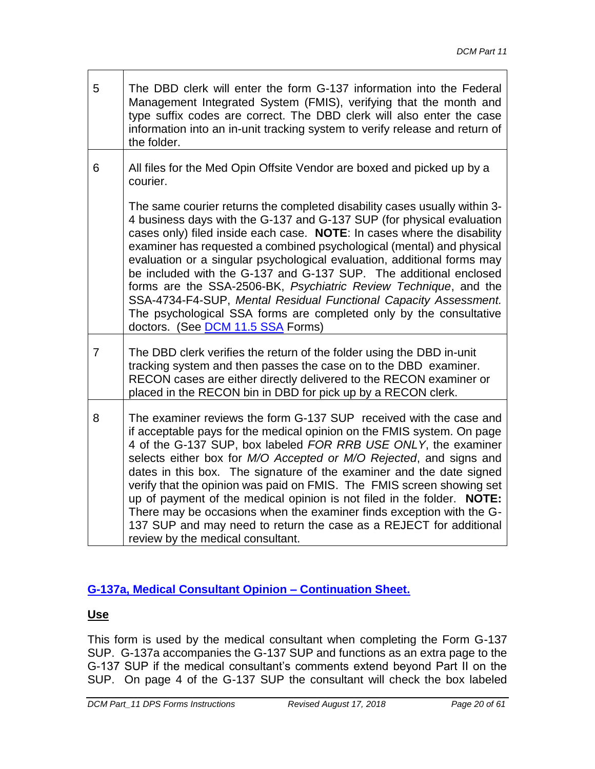| | |
|---|---|
| 5 | The DBD clerk will enter the form G-137 information into the Federal Management Integrated System (FMIS), verifying that the month and type suffix codes are correct. The DBD clerk will also enter the case information into an in-unit tracking system to verify release and return of the folder. |
| 6 | All files for the Med Opin Offsite Vendor are boxed and picked up by a courier.<br><br>The same courier returns the completed disability cases usually within 3-4 business days with the G-137 and G-137 SUP (for physical evaluation cases only) filed inside each case. **NOTE**: In cases where the disability examiner has requested a combined psychological (mental) and physical evaluation or a singular psychological evaluation, additional forms may be included with the G-137 and G-137 SUP. The additional enclosed forms are the SSA-2506-BK, *Psychiatric Review Technique*, and the SSA-4734-F4-SUP, *Mental Residual Functional Capacity Assessment.* The psychological SSA forms are completed only by the consultative doctors. (See DCM 11.5 SSA Forms) |
| 7 | The DBD clerk verifies the return of the folder using the DBD in-unit tracking system and then passes the case on to the DBD examiner. RECON cases are either directly delivered to the RECON examiner or placed in the RECON bin in DBD for pick up by a RECON clerk. |
| 8 | The examiner reviews the form G-137 SUP received with the case and if acceptable pays for the medical opinion on the FMIS system. On page 4 of the G-137 SUP, box labeled *FOR RRB USE ONLY*, the examiner selects either box for *M/O Accepted or M/O Rejected*, and signs and dates in this box. The signature of the examiner and the date signed verify that the opinion was paid on FMIS. The FMIS screen showing set up of payment of the medical opinion is not filed in the folder. **NOTE:** There may be occasions when the examiner finds exception with the G-137 SUP and may need to return the case as a REJECT for additional review by the medical consultant. |

## G-137a, Medical Consultant Opinion – Continuation Sheet.

### Use

This form is used by the medical consultant when completing the Form G-137 SUP. G-137a accompanies the G-137 SUP and functions as an extra page to the G-137 SUP if the medical consultant's comments extend beyond Part II on the SUP. On page 4 of the G-137 SUP the consultant will check the box labeled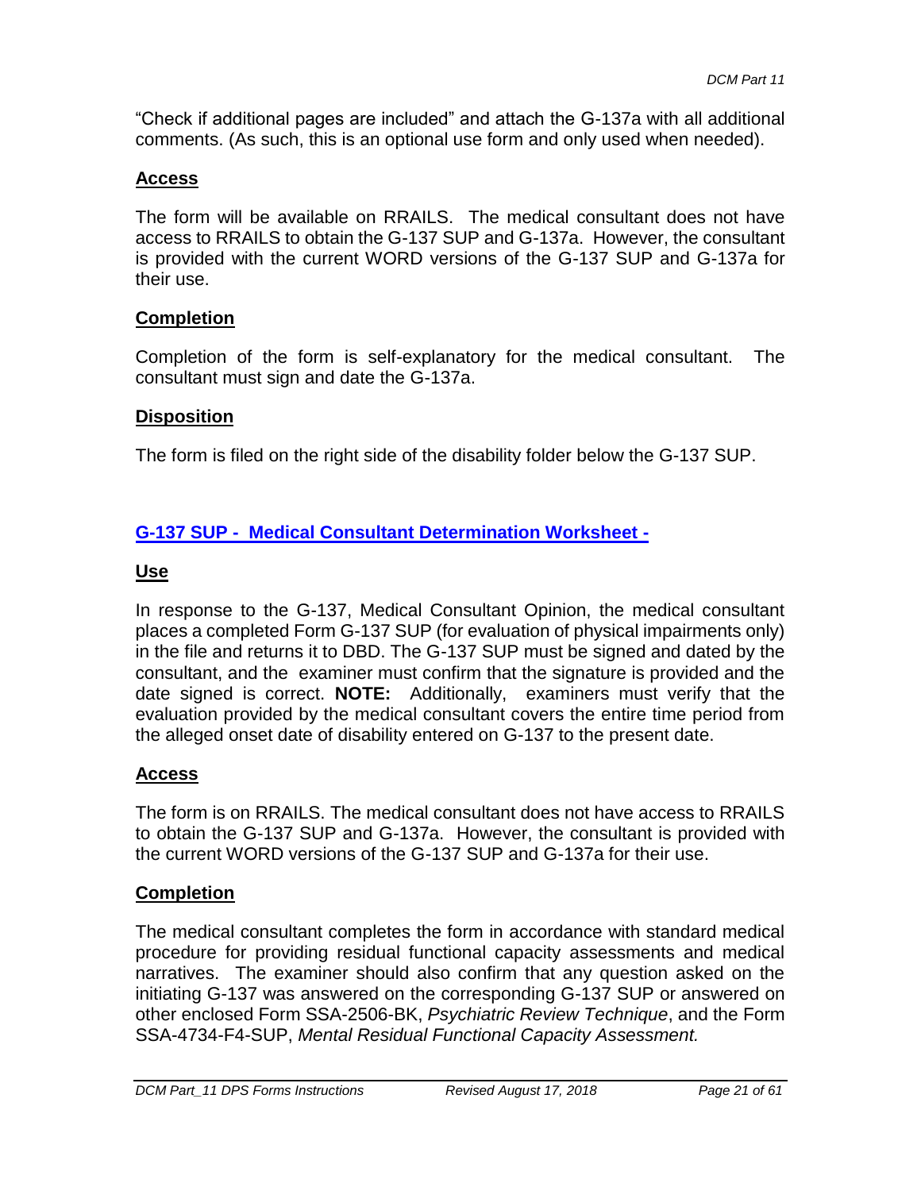"Check if additional pages are included" and attach the G-137a with all additional comments. (As such, this is an optional use form and only used when needed).

### **Access**

The form will be available on RRAILS. The medical consultant does not have access to RRAILS to obtain the G-137 SUP and G-137a. However, the consultant is provided with the current WORD versions of the G-137 SUP and G-137a for their use.

### **Completion**

Completion of the form is self-explanatory for the medical consultant. The consultant must sign and date the G-137a.

### **Disposition**

The form is filed on the right side of the disability folder below the G-137 SUP.

## **G-137 SUP - Medical Consultant Determination Worksheet -**

### **Use**

In response to the G-137, Medical Consultant Opinion, the medical consultant places a completed Form G-137 SUP (for evaluation of physical impairments only) in the file and returns it to DBD. The G-137 SUP must be signed and dated by the consultant, and the examiner must confirm that the signature is provided and the date signed is correct. **NOTE:** Additionally, examiners must verify that the evaluation provided by the medical consultant covers the entire time period from the alleged onset date of disability entered on G-137 to the present date.

### **Access**

The form is on RRAILS. The medical consultant does not have access to RRAILS to obtain the G-137 SUP and G-137a. However, the consultant is provided with the current WORD versions of the G-137 SUP and G-137a for their use.

### **Completion**

The medical consultant completes the form in accordance with standard medical procedure for providing residual functional capacity assessments and medical narratives. The examiner should also confirm that any question asked on the initiating G-137 was answered on the corresponding G-137 SUP or answered on other enclosed Form SSA-2506-BK, *Psychiatric Review Technique*, and the Form SSA-4734-F4-SUP, *Mental Residual Functional Capacity Assessment.*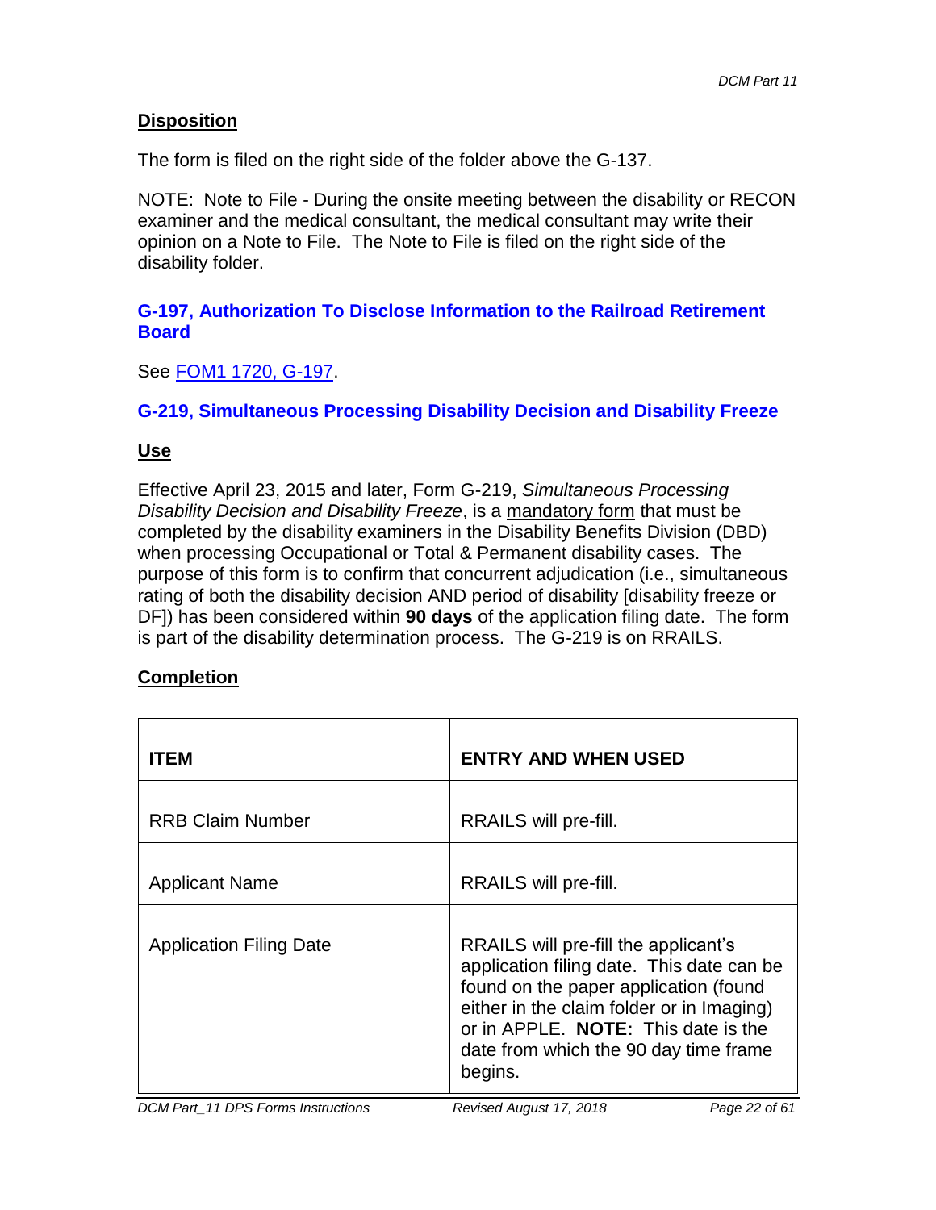### Disposition

The form is filed on the right side of the folder above the G-137.

NOTE: Note to File - During the onsite meeting between the disability or RECON examiner and the medical consultant, the medical consultant may write their opinion on a Note to File. The Note to File is filed on the right side of the disability folder.

## G-197, Authorization To Disclose Information to the Railroad Retirement Board

See FOM1 1720, G-197.

## G-219, Simultaneous Processing Disability Decision and Disability Freeze

### Use

Effective April 23, 2015 and later, Form G-219, *Simultaneous Processing Disability Decision and Disability Freeze*, is a mandatory form that must be completed by the disability examiners in the Disability Benefits Division (DBD) when processing Occupational or Total & Permanent disability cases. The purpose of this form is to confirm that concurrent adjudication (i.e., simultaneous rating of both the disability decision AND period of disability [disability freeze or DF]) has been considered within **90 days** of the application filing date. The form is part of the disability determination process. The G-219 is on RRAILS.

### Completion

| ITEM | ENTRY AND WHEN USED |
|---|---|
| RRB Claim Number | RRAILS will pre-fill. |
| Applicant Name | RRAILS will pre-fill. |
| Application Filing Date | RRAILS will pre-fill the applicant's application filing date. This date can be found on the paper application (found either in the claim folder or in Imaging) or in APPLE. **NOTE:** This date is the date from which the 90 day time frame begins. |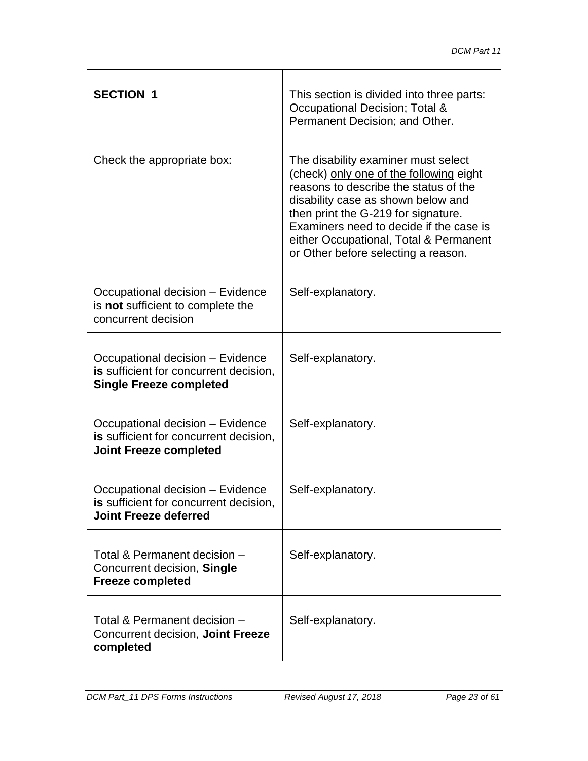| | |
|---|---|
| **SECTION 1** | This section is divided into three parts: Occupational Decision; Total & Permanent Decision; and Other. |
| Check the appropriate box: | The disability examiner must select (check) <u>only one of the following</u> eight reasons to describe the status of the disability case as shown below and then print the G-219 for signature. Examiners need to decide if the case is either Occupational, Total & Permanent or Other before selecting a reason. |
| Occupational decision – Evidence is **not** sufficient to complete the concurrent decision | Self-explanatory. |
| Occupational decision – Evidence **is** sufficient for concurrent decision, **Single Freeze completed** | Self-explanatory. |
| Occupational decision – Evidence **is** sufficient for concurrent decision, **Joint Freeze completed** | Self-explanatory. |
| Occupational decision – Evidence **is** sufficient for concurrent decision, **Joint Freeze deferred** | Self-explanatory. |
| Total & Permanent decision – Concurrent decision, **Single Freeze completed** | Self-explanatory. |
| Total & Permanent decision – Concurrent decision, **Joint Freeze completed** | Self-explanatory. |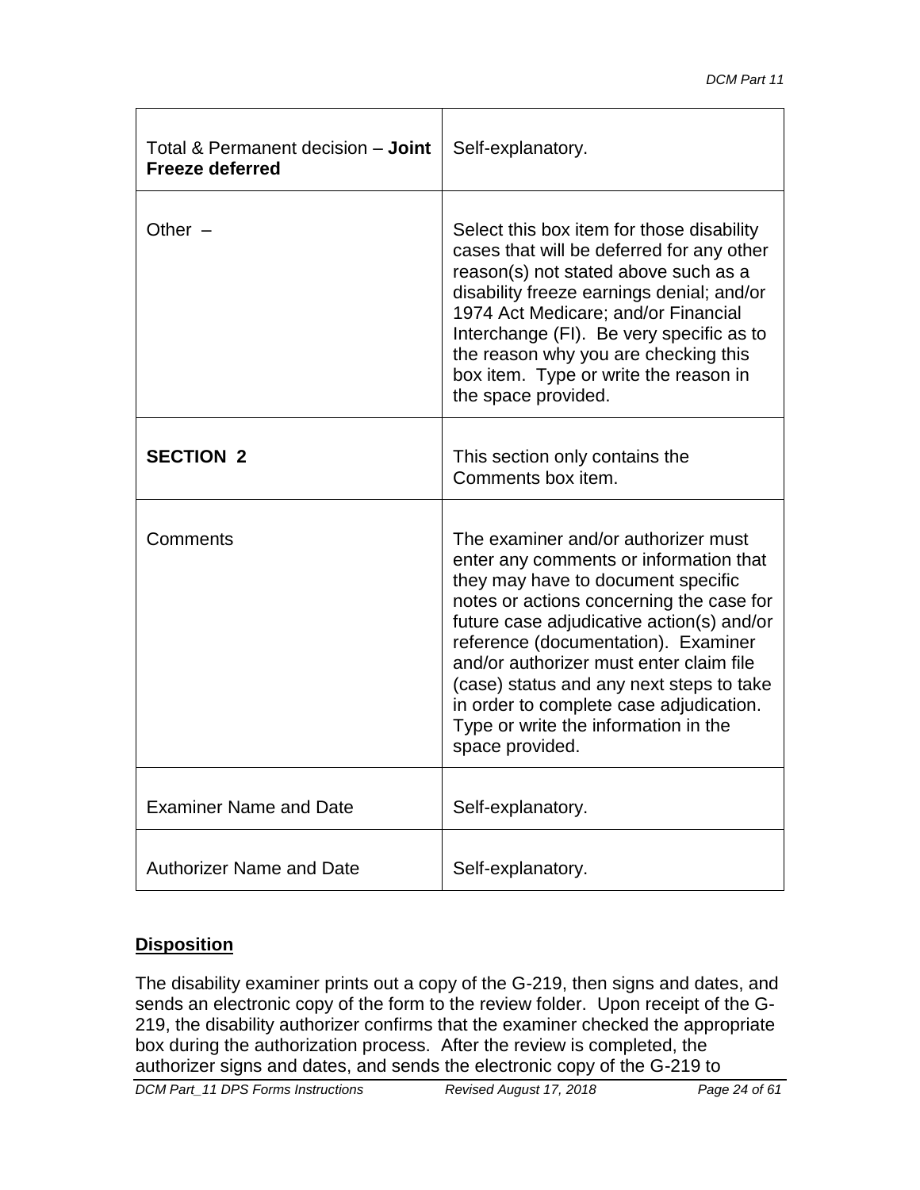| | |
|---|---|
| Total & Permanent decision – **Joint Freeze deferred** | Self-explanatory. |
| Other – | Select this box item for those disability cases that will be deferred for any other reason(s) not stated above such as a disability freeze earnings denial; and/or 1974 Act Medicare; and/or Financial Interchange (FI). Be very specific as to the reason why you are checking this box item. Type or write the reason in the space provided. |
| **SECTION 2** | This section only contains the Comments box item. |
| Comments | The examiner and/or authorizer must enter any comments or information that they may have to document specific notes or actions concerning the case for future case adjudicative action(s) and/or reference (documentation). Examiner and/or authorizer must enter claim file (case) status and any next steps to take in order to complete case adjudication. Type or write the information in the space provided. |
| Examiner Name and Date | Self-explanatory. |
| Authorizer Name and Date | Self-explanatory. |

**Disposition**

The disability examiner prints out a copy of the G-219, then signs and dates, and sends an electronic copy of the form to the review folder. Upon receipt of the G-219, the disability authorizer confirms that the examiner checked the appropriate box during the authorization process. After the review is completed, the authorizer signs and dates, and sends the electronic copy of the G-219 to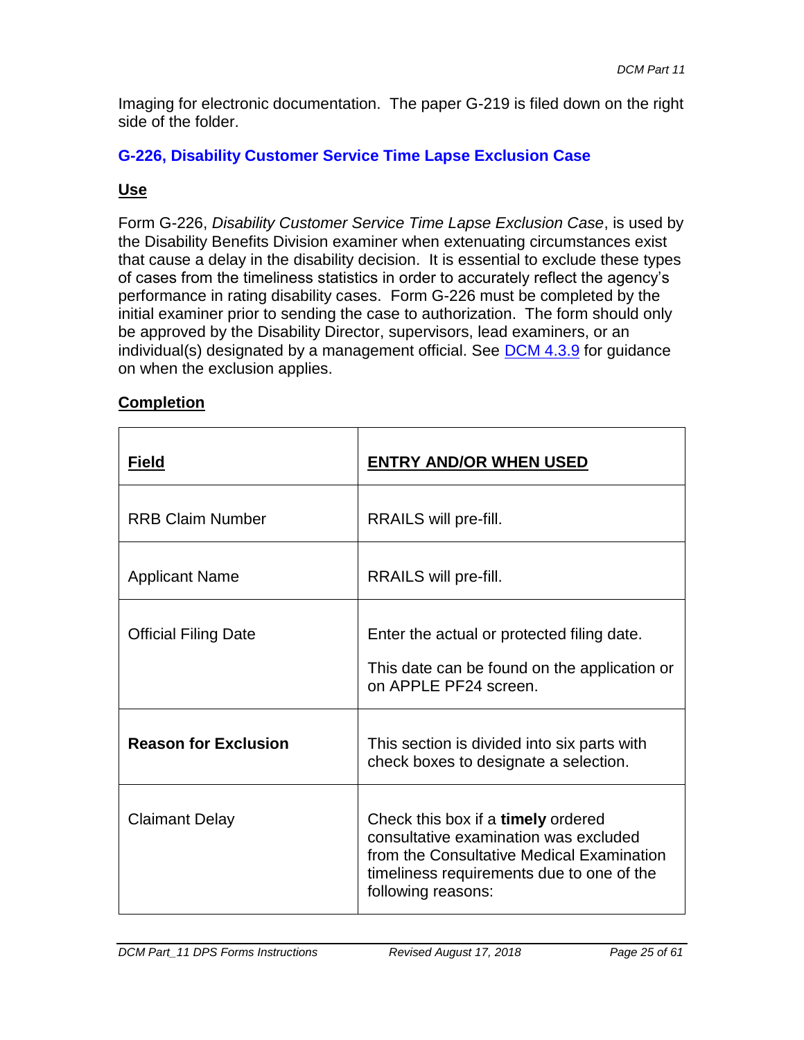Imaging for electronic documentation. The paper G-219 is filed down on the right side of the folder.

## G-226, Disability Customer Service Time Lapse Exclusion Case

### Use

Form G-226, *Disability Customer Service Time Lapse Exclusion Case*, is used by the Disability Benefits Division examiner when extenuating circumstances exist that cause a delay in the disability decision. It is essential to exclude these types of cases from the timeliness statistics in order to accurately reflect the agency's performance in rating disability cases. Form G-226 must be completed by the initial examiner prior to sending the case to authorization. The form should only be approved by the Disability Director, supervisors, lead examiners, or an individual(s) designated by a management official. See [DCM 4.3.9](DCM 4.3.9) for guidance on when the exclusion applies.

### Completion

| Field | ENTRY AND/OR WHEN USED |
|---|---|
| RRB Claim Number | RRAILS will pre-fill. |
| Applicant Name | RRAILS will pre-fill. |
| Official Filing Date | Enter the actual or protected filing date.<br><br>This date can be found on the application or on APPLE PF24 screen. |
| **Reason for Exclusion** | This section is divided into six parts with check boxes to designate a selection. |
| Claimant Delay | Check this box if a **timely** ordered consultative examination was excluded from the Consultative Medical Examination timeliness requirements due to one of the following reasons: |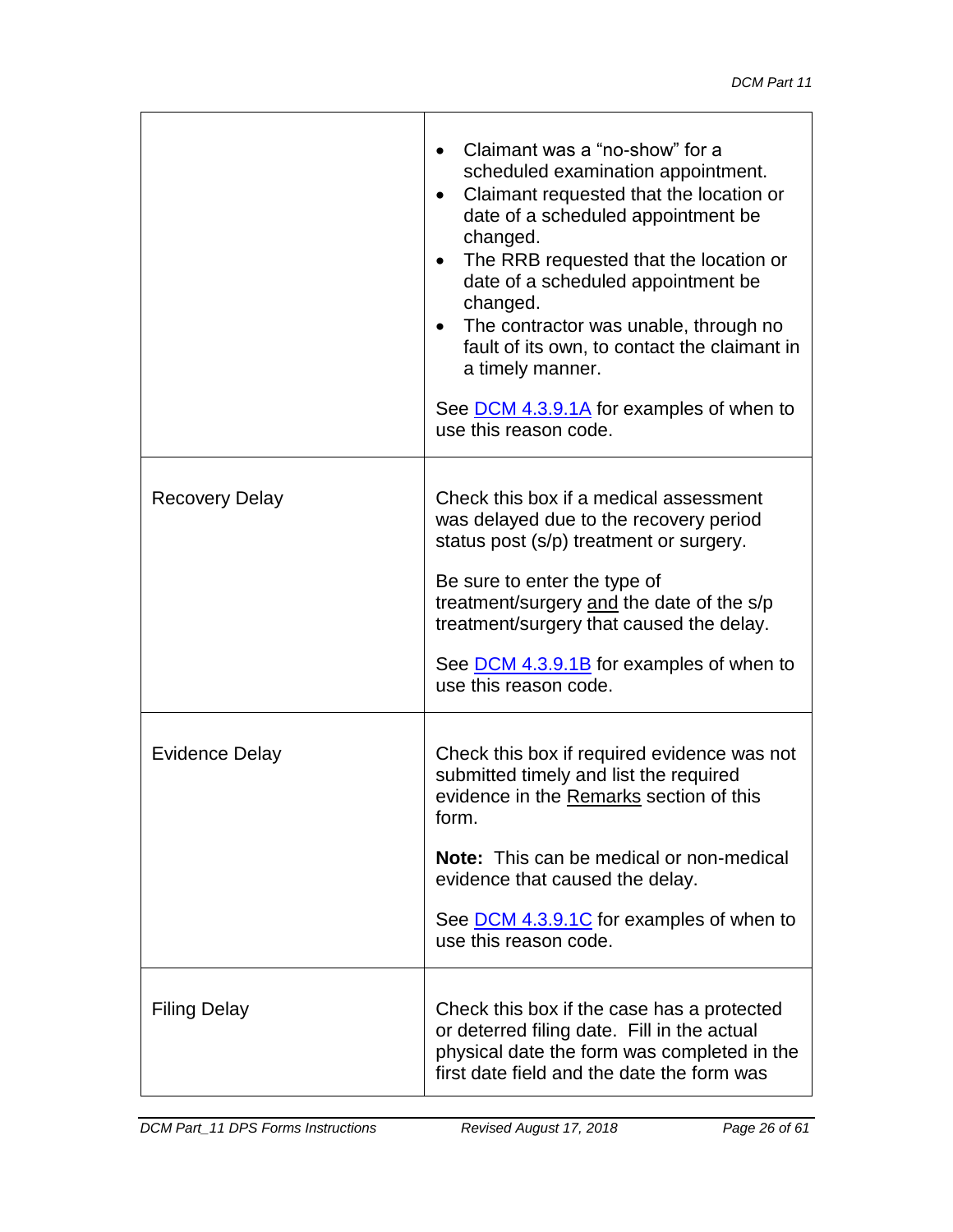| | |
|---|---|
| | • Claimant was a "no-show" for a scheduled examination appointment.<br>• Claimant requested that the location or date of a scheduled appointment be changed.<br>• The RRB requested that the location or date of a scheduled appointment be changed.<br>• The contractor was unable, through no fault of its own, to contact the claimant in a timely manner.<br><br>See DCM 4.3.9.1A for examples of when to use this reason code. |
| Recovery Delay | Check this box if a medical assessment was delayed due to the recovery period status post (s/p) treatment or surgery.<br><br>Be sure to enter the type of treatment/surgery <u>and</u> the date of the s/p treatment/surgery that caused the delay.<br><br>See DCM 4.3.9.1B for examples of when to use this reason code. |
| Evidence Delay | Check this box if required evidence was not submitted timely and list the required evidence in the <u>Remarks</u> section of this form.<br><br>**Note:** This can be medical or non-medical evidence that caused the delay.<br><br>See DCM 4.3.9.1C for examples of when to use this reason code. |
| Filing Delay | Check this box if the case has a protected or deterred filing date. Fill in the actual physical date the form was completed in the first date field and the date the form was |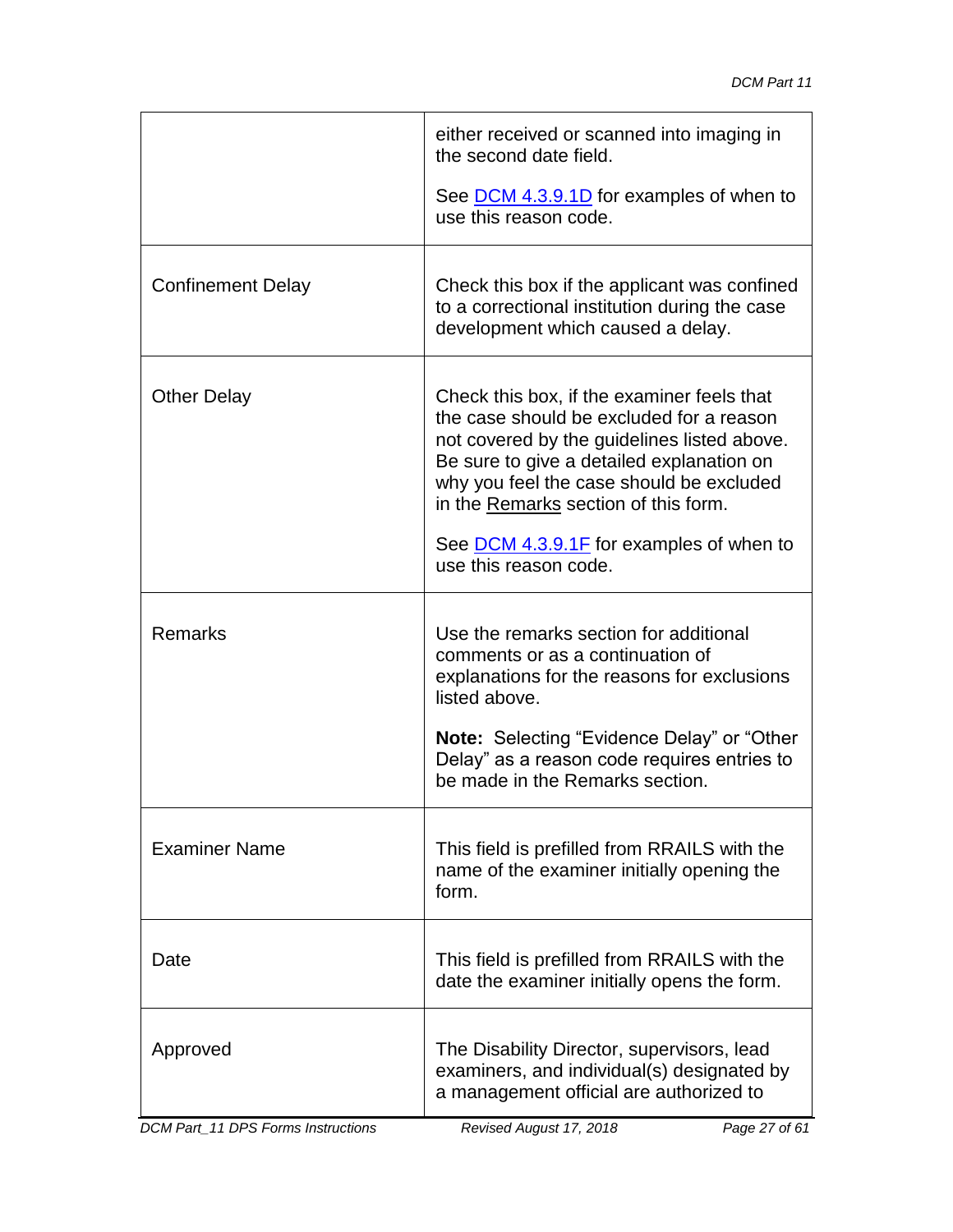| | |
|---|---|
| | either received or scanned into imaging in the second date field.<br><br>See DCM 4.3.9.1D for examples of when to use this reason code. |
| Confinement Delay | Check this box if the applicant was confined to a correctional institution during the case development which caused a delay. |
| Other Delay | Check this box, if the examiner feels that the case should be excluded for a reason not covered by the guidelines listed above. Be sure to give a detailed explanation on why you feel the case should be excluded in the Remarks section of this form.<br><br>See DCM 4.3.9.1F for examples of when to use this reason code. |
| Remarks | Use the remarks section for additional comments or as a continuation of explanations for the reasons for exclusions listed above.<br><br>**Note:** Selecting “Evidence Delay” or “Other Delay” as a reason code requires entries to be made in the Remarks section. |
| Examiner Name | This field is prefilled from RRAILS with the name of the examiner initially opening the form. |
| Date | This field is prefilled from RRAILS with the date the examiner initially opens the form. |
| Approved | The Disability Director, supervisors, lead examiners, and individual(s) designated by a management official are authorized to |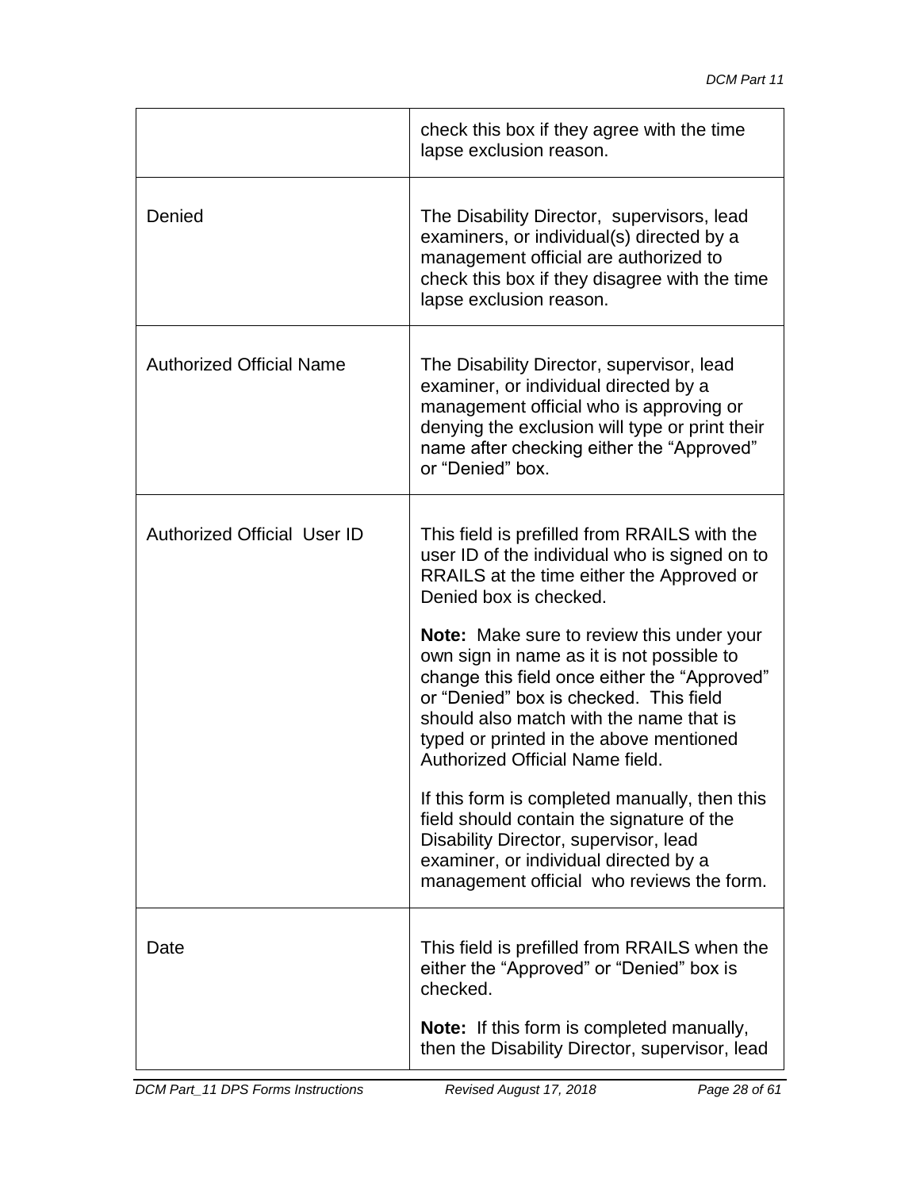| | |
|---|---|
| | check this box if they agree with the time lapse exclusion reason. |
| Denied | The Disability Director, supervisors, lead examiners, or individual(s) directed by a management official are authorized to check this box if they disagree with the time lapse exclusion reason. |
| Authorized Official Name | The Disability Director, supervisor, lead examiner, or individual directed by a management official who is approving or denying the exclusion will type or print their name after checking either the "Approved" or "Denied" box. |
| Authorized Official User ID | This field is prefilled from RRAILS with the user ID of the individual who is signed on to RRAILS at the time either the Approved or Denied box is checked.<br><br>**Note:** Make sure to review this under your own sign in name as it is not possible to change this field once either the "Approved" or "Denied" box is checked. This field should also match with the name that is typed or printed in the above mentioned Authorized Official Name field.<br><br>If this form is completed manually, then this field should contain the signature of the Disability Director, supervisor, lead examiner, or individual directed by a management official who reviews the form. |
| Date | This field is prefilled from RRAILS when the either the "Approved" or "Denied" box is checked.<br><br>**Note:** If this form is completed manually, then the Disability Director, supervisor, lead |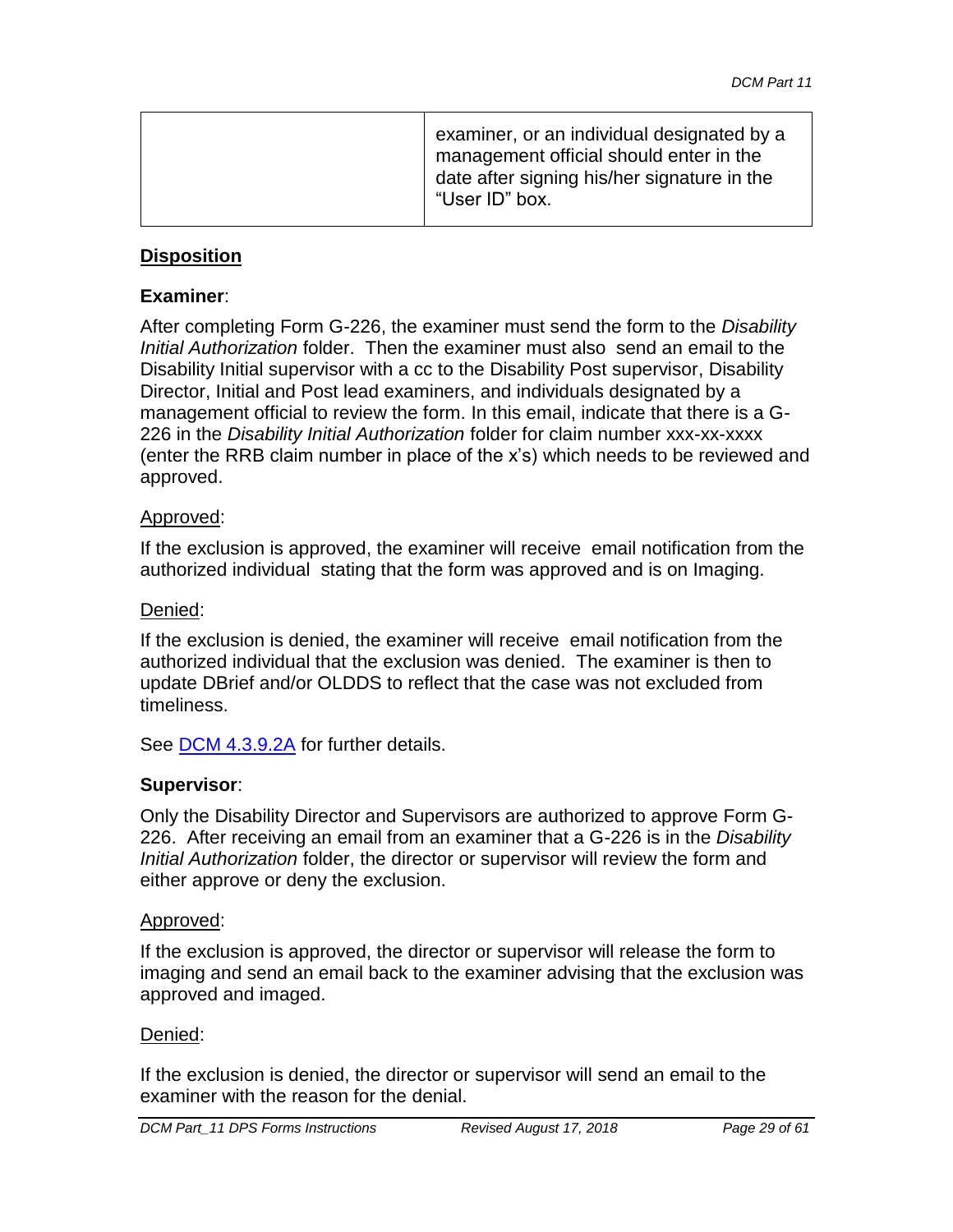| | |
|---|---|
| | examiner, or an individual designated by a management official should enter in the date after signing his/her signature in the “User ID” box. |

## Disposition

**Examiner**:

After completing Form G-226, the examiner must send the form to the *Disability Initial Authorization* folder. Then the examiner must also send an email to the Disability Initial supervisor with a cc to the Disability Post supervisor, Disability Director, Initial and Post lead examiners, and individuals designated by a management official to review the form. In this email, indicate that there is a G-226 in the *Disability Initial Authorization* folder for claim number xxx-xx-xxxx (enter the RRB claim number in place of the x’s) which needs to be reviewed and approved.

Approved:

If the exclusion is approved, the examiner will receive email notification from the authorized individual stating that the form was approved and is on Imaging.

Denied:

If the exclusion is denied, the examiner will receive email notification from the authorized individual that the exclusion was denied. The examiner is then to update DBrief and/or OLDDS to reflect that the case was not excluded from timeliness.

See DCM 4.3.9.2A for further details.

**Supervisor**:

Only the Disability Director and Supervisors are authorized to approve Form G-226. After receiving an email from an examiner that a G-226 is in the *Disability Initial Authorization* folder, the director or supervisor will review the form and either approve or deny the exclusion.

Approved:

If the exclusion is approved, the director or supervisor will release the form to imaging and send an email back to the examiner advising that the exclusion was approved and imaged.

Denied:

If the exclusion is denied, the director or supervisor will send an email to the examiner with the reason for the denial.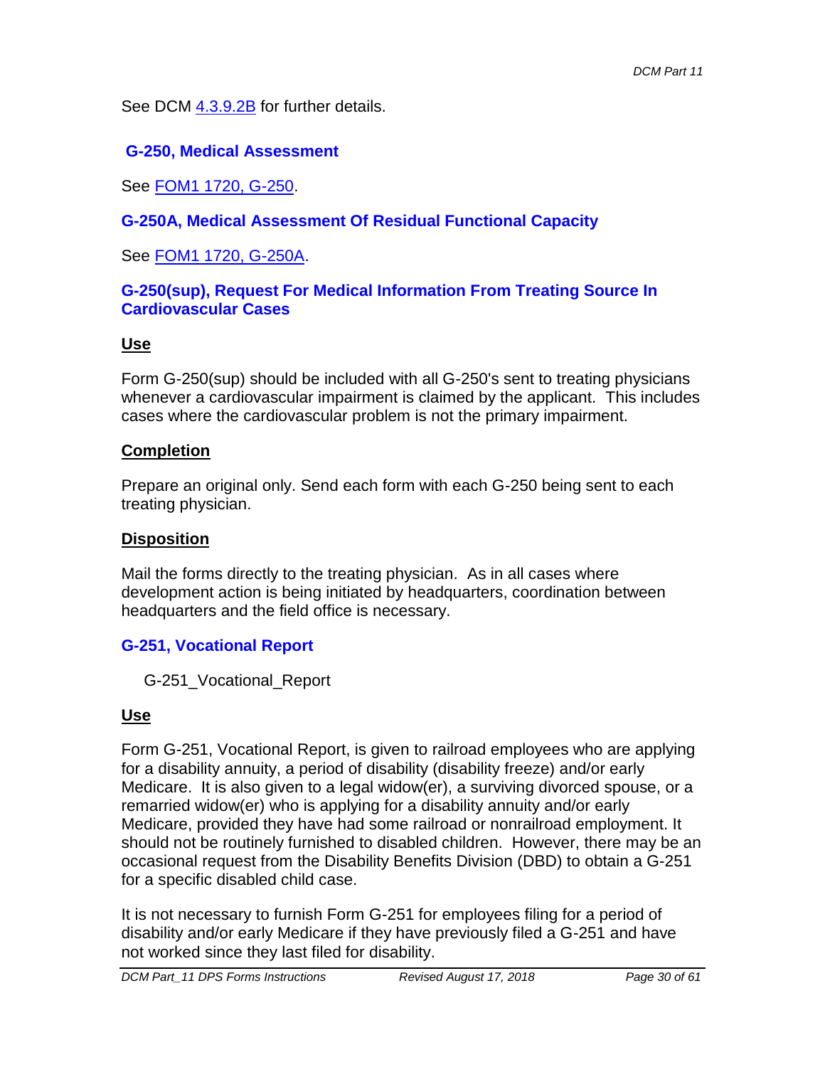See DCM 4.3.9.2B for further details.

## G-250, Medical Assessment

See FOM1 1720, G-250.

## G-250A, Medical Assessment Of Residual Functional Capacity

See FOM1 1720, G-250A.

## G-250(sup), Request For Medical Information From Treating Source In Cardiovascular Cases

### Use

Form G-250(sup) should be included with all G-250's sent to treating physicians whenever a cardiovascular impairment is claimed by the applicant. This includes cases where the cardiovascular problem is not the primary impairment.

### Completion

Prepare an original only. Send each form with each G-250 being sent to each treating physician.

### Disposition

Mail the forms directly to the treating physician. As in all cases where development action is being initiated by headquarters, coordination between headquarters and the field office is necessary.

## G-251, Vocational Report

G-251_Vocational_Report

### Use

Form G-251, Vocational Report, is given to railroad employees who are applying for a disability annuity, a period of disability (disability freeze) and/or early Medicare. It is also given to a legal widow(er), a surviving divorced spouse, or a remarried widow(er) who is applying for a disability annuity and/or early Medicare, provided they have had some railroad or nonrailroad employment. It should not be routinely furnished to disabled children. However, there may be an occasional request from the Disability Benefits Division (DBD) to obtain a G-251 for a specific disabled child case.

It is not necessary to furnish Form G-251 for employees filing for a period of disability and/or early Medicare if they have previously filed a G-251 and have not worked since they last filed for disability.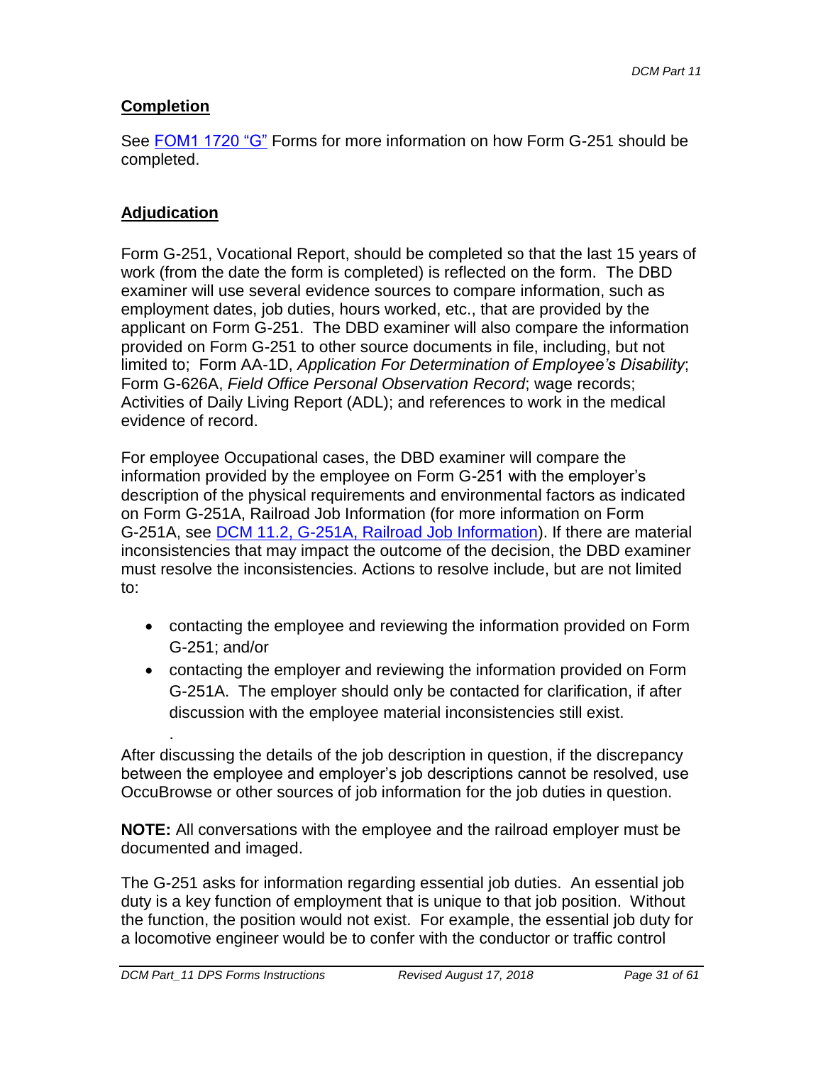## Completion

See FOM1 1720 "G" Forms for more information on how Form G-251 should be completed.

## Adjudication

Form G-251, Vocational Report, should be completed so that the last 15 years of work (from the date the form is completed) is reflected on the form. The DBD examiner will use several evidence sources to compare information, such as employment dates, job duties, hours worked, etc., that are provided by the applicant on Form G-251. The DBD examiner will also compare the information provided on Form G-251 to other source documents in file, including, but not limited to; Form AA-1D, *Application For Determination of Employee's Disability*; Form G-626A, *Field Office Personal Observation Record*; wage records; Activities of Daily Living Report (ADL); and references to work in the medical evidence of record.

For employee Occupational cases, the DBD examiner will compare the information provided by the employee on Form G-251 with the employer's description of the physical requirements and environmental factors as indicated on Form G-251A, Railroad Job Information (for more information on Form G-251A, see DCM 11.2, G-251A, Railroad Job Information). If there are material inconsistencies that may impact the outcome of the decision, the DBD examiner must resolve the inconsistencies. Actions to resolve include, but are not limited to:

- contacting the employee and reviewing the information provided on Form G-251; and/or
- contacting the employer and reviewing the information provided on Form G-251A. The employer should only be contacted for clarification, if after discussion with the employee material inconsistencies still exist.

After discussing the details of the job description in question, if the discrepancy between the employee and employer's job descriptions cannot be resolved, use OccuBrowse or other sources of job information for the job duties in question.

**NOTE:** All conversations with the employee and the railroad employer must be documented and imaged.

The G-251 asks for information regarding essential job duties. An essential job duty is a key function of employment that is unique to that job position. Without the function, the position would not exist. For example, the essential job duty for a locomotive engineer would be to confer with the conductor or traffic control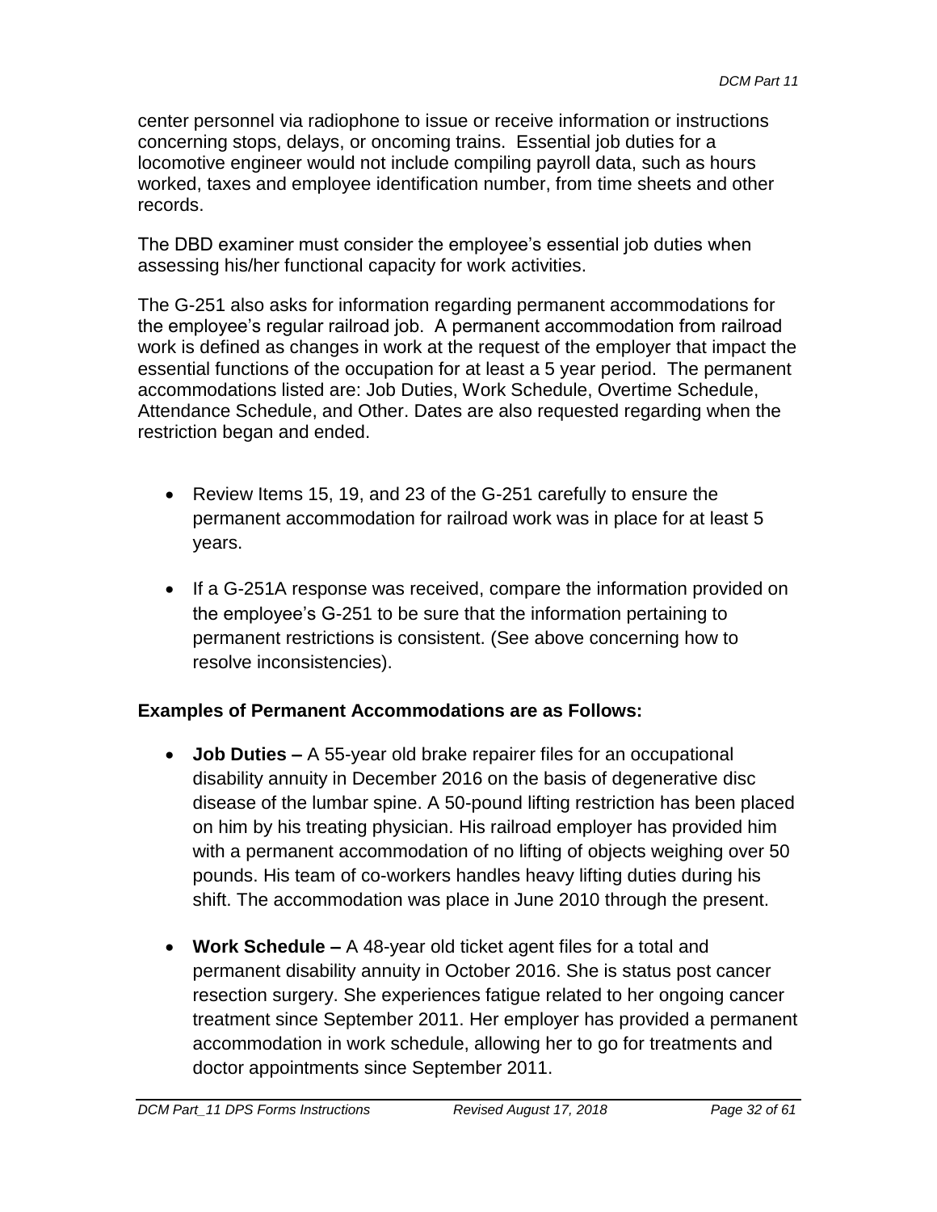center personnel via radiophone to issue or receive information or instructions concerning stops, delays, or oncoming trains. Essential job duties for a locomotive engineer would not include compiling payroll data, such as hours worked, taxes and employee identification number, from time sheets and other records.

The DBD examiner must consider the employee's essential job duties when assessing his/her functional capacity for work activities.

The G-251 also asks for information regarding permanent accommodations for the employee's regular railroad job. A permanent accommodation from railroad work is defined as changes in work at the request of the employer that impact the essential functions of the occupation for at least a 5 year period. The permanent accommodations listed are: Job Duties, Work Schedule, Overtime Schedule, Attendance Schedule, and Other. Dates are also requested regarding when the restriction began and ended.

- Review Items 15, 19, and 23 of the G-251 carefully to ensure the permanent accommodation for railroad work was in place for at least 5 years.
- If a G-251A response was received, compare the information provided on the employee's G-251 to be sure that the information pertaining to permanent restrictions is consistent. (See above concerning how to resolve inconsistencies).

**Examples of Permanent Accommodations are as Follows:**

- **Job Duties –** A 55-year old brake repairer files for an occupational disability annuity in December 2016 on the basis of degenerative disc disease of the lumbar spine. A 50-pound lifting restriction has been placed on him by his treating physician. His railroad employer has provided him with a permanent accommodation of no lifting of objects weighing over 50 pounds. His team of co-workers handles heavy lifting duties during his shift. The accommodation was place in June 2010 through the present.
- **Work Schedule –** A 48-year old ticket agent files for a total and permanent disability annuity in October 2016. She is status post cancer resection surgery. She experiences fatigue related to her ongoing cancer treatment since September 2011. Her employer has provided a permanent accommodation in work schedule, allowing her to go for treatments and doctor appointments since September 2011.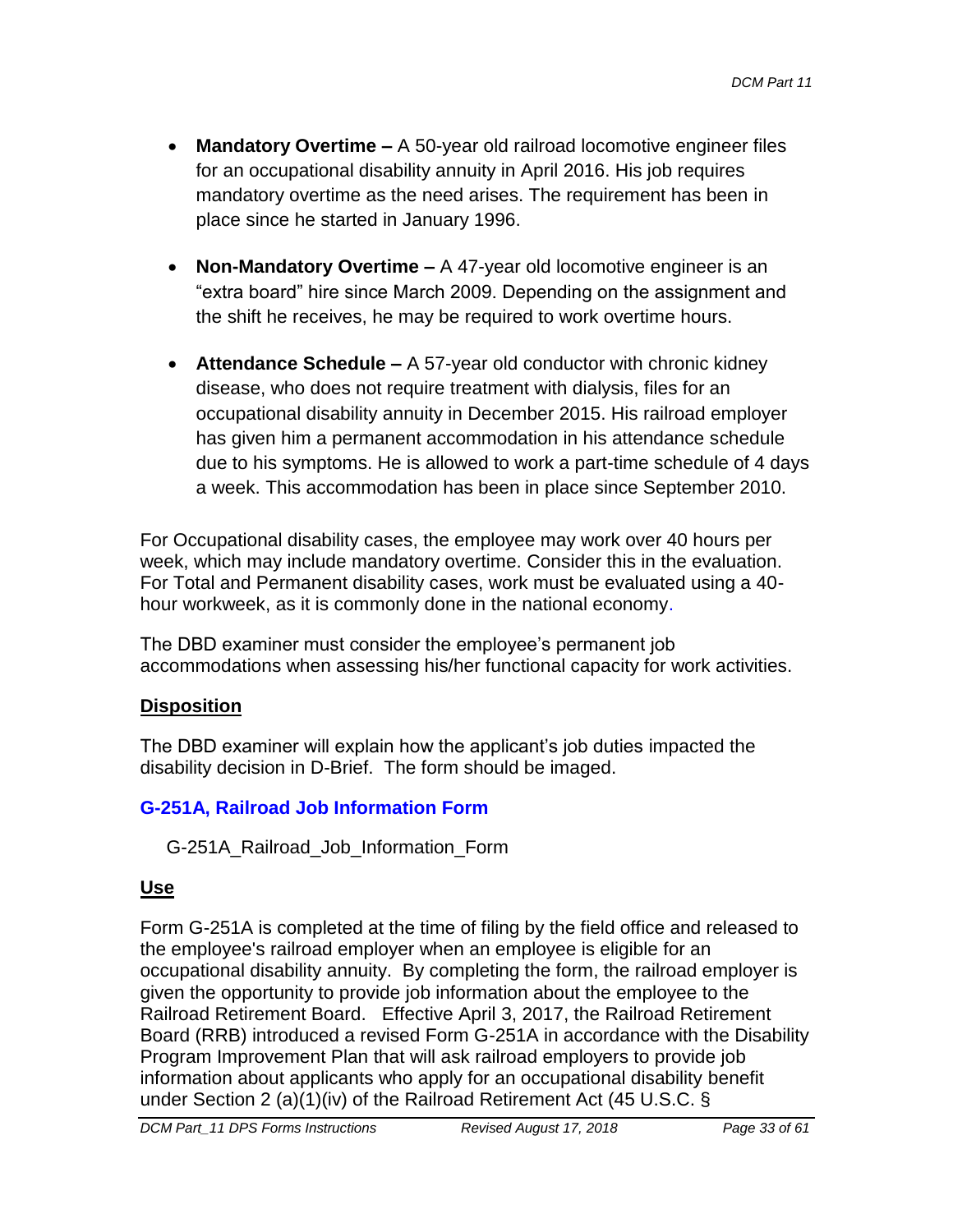- **Mandatory Overtime –** A 50-year old railroad locomotive engineer files for an occupational disability annuity in April 2016. His job requires mandatory overtime as the need arises. The requirement has been in place since he started in January 1996.

- **Non-Mandatory Overtime –** A 47-year old locomotive engineer is an "extra board" hire since March 2009. Depending on the assignment and the shift he receives, he may be required to work overtime hours.

- **Attendance Schedule –** A 57-year old conductor with chronic kidney disease, who does not require treatment with dialysis, files for an occupational disability annuity in December 2015. His railroad employer has given him a permanent accommodation in his attendance schedule due to his symptoms. He is allowed to work a part-time schedule of 4 days a week. This accommodation has been in place since September 2010.

For Occupational disability cases, the employee may work over 40 hours per week, which may include mandatory overtime. Consider this in the evaluation. For Total and Permanent disability cases, work must be evaluated using a 40-hour workweek, as it is commonly done in the national economy.

The DBD examiner must consider the employee's permanent job accommodations when assessing his/her functional capacity for work activities.

## Disposition

The DBD examiner will explain how the applicant's job duties impacted the disability decision in D-Brief. The form should be imaged.

## G-251A, Railroad Job Information Form

G-251A_Railroad_Job_Information_Form

## Use

Form G-251A is completed at the time of filing by the field office and released to the employee's railroad employer when an employee is eligible for an occupational disability annuity. By completing the form, the railroad employer is given the opportunity to provide job information about the employee to the Railroad Retirement Board. Effective April 3, 2017, the Railroad Retirement Board (RRB) introduced a revised Form G-251A in accordance with the Disability Program Improvement Plan that will ask railroad employers to provide job information about applicants who apply for an occupational disability benefit under Section 2 (a)(1)(iv) of the Railroad Retirement Act (45 U.S.C. §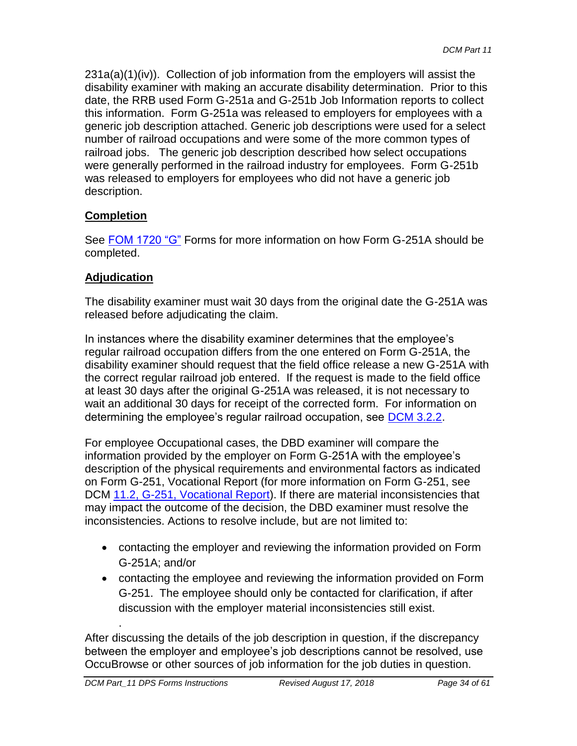231a(a)(1)(iv)). Collection of job information from the employers will assist the disability examiner with making an accurate disability determination. Prior to this date, the RRB used Form G-251a and G-251b Job Information reports to collect this information. Form G-251a was released to employers for employees with a generic job description attached. Generic job descriptions were used for a select number of railroad occupations and were some of the more common types of railroad jobs. The generic job description described how select occupations were generally performed in the railroad industry for employees. Form G-251b was released to employers for employees who did not have a generic job description.

## **Completion**

See [FOM 1720 "G"](#) Forms for more information on how Form G-251A should be completed.

## **Adjudication**

The disability examiner must wait 30 days from the original date the G-251A was released before adjudicating the claim.

In instances where the disability examiner determines that the employee's regular railroad occupation differs from the one entered on Form G-251A, the disability examiner should request that the field office release a new G-251A with the correct regular railroad job entered. If the request is made to the field office at least 30 days after the original G-251A was released, it is not necessary to wait an additional 30 days for receipt of the corrected form. For information on determining the employee's regular railroad occupation, see [DCM 3.2.2](#).

For employee Occupational cases, the DBD examiner will compare the information provided by the employer on Form G-251A with the employee's description of the physical requirements and environmental factors as indicated on Form G-251, Vocational Report (for more information on Form G-251, see DCM [11.2, G-251, Vocational Report](#)). If there are material inconsistencies that may impact the outcome of the decision, the DBD examiner must resolve the inconsistencies. Actions to resolve include, but are not limited to:

- contacting the employer and reviewing the information provided on Form G-251A; and/or
- contacting the employee and reviewing the information provided on Form G-251. The employee should only be contacted for clarification, if after discussion with the employer material inconsistencies still exist.

.

After discussing the details of the job description in question, if the discrepancy between the employer and employee's job descriptions cannot be resolved, use OccuBrowse or other sources of job information for the job duties in question.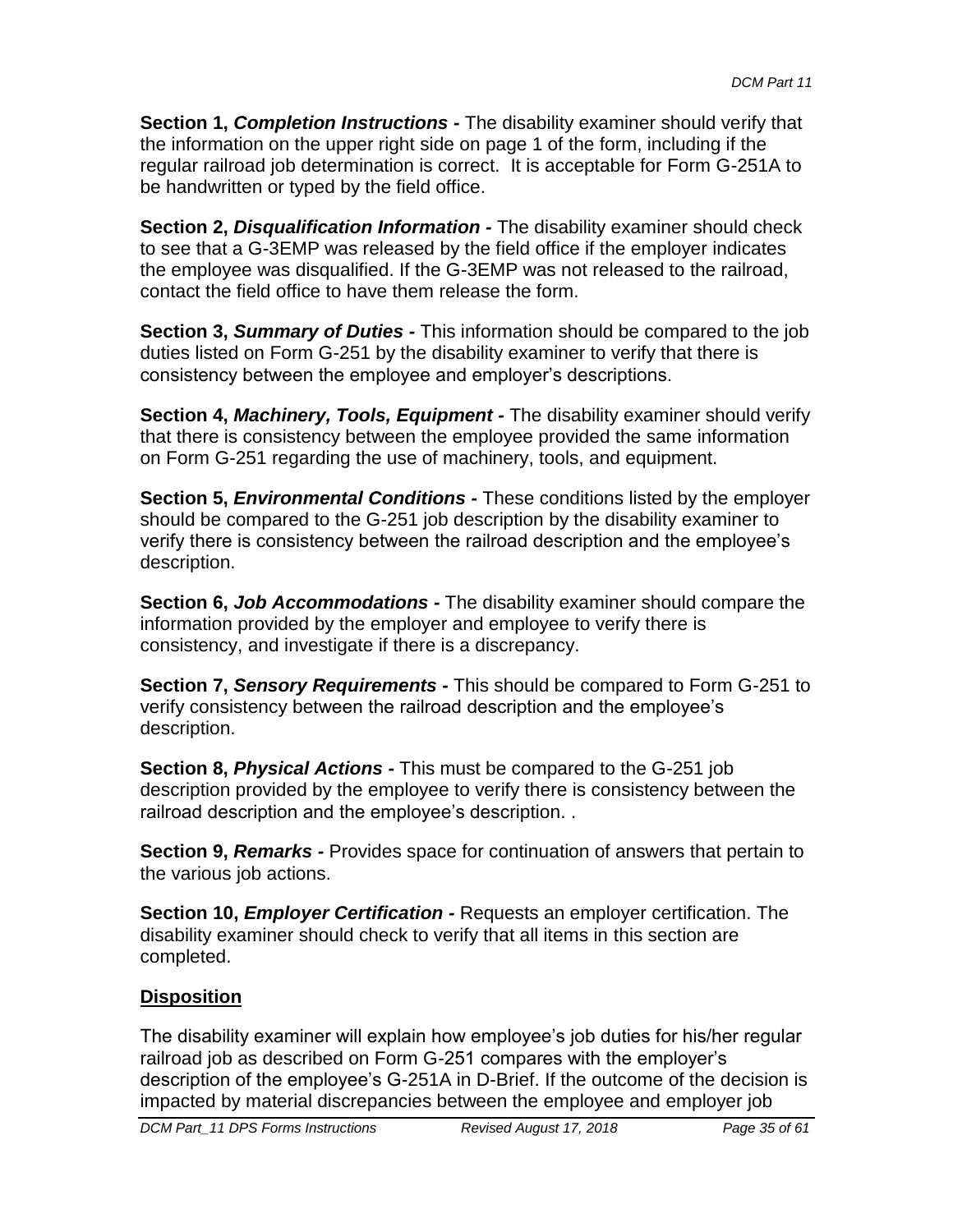**Section 1, *Completion Instructions -*** The disability examiner should verify that the information on the upper right side on page 1 of the form, including if the regular railroad job determination is correct. It is acceptable for Form G-251A to be handwritten or typed by the field office.

**Section 2, *Disqualification Information -*** The disability examiner should check to see that a G-3EMP was released by the field office if the employer indicates the employee was disqualified. If the G-3EMP was not released to the railroad, contact the field office to have them release the form.

**Section 3, *Summary of Duties -*** This information should be compared to the job duties listed on Form G-251 by the disability examiner to verify that there is consistency between the employee and employer's descriptions.

**Section 4, *Machinery, Tools, Equipment -*** The disability examiner should verify that there is consistency between the employee provided the same information on Form G-251 regarding the use of machinery, tools, and equipment.

**Section 5, *Environmental Conditions -*** These conditions listed by the employer should be compared to the G-251 job description by the disability examiner to verify there is consistency between the railroad description and the employee's description.

**Section 6, *Job Accommodations -*** The disability examiner should compare the information provided by the employer and employee to verify there is consistency, and investigate if there is a discrepancy.

**Section 7, *Sensory Requirements -*** This should be compared to Form G-251 to verify consistency between the railroad description and the employee's description.

**Section 8, *Physical Actions -*** This must be compared to the G-251 job description provided by the employee to verify there is consistency between the railroad description and the employee's description. .

**Section 9, *Remarks -*** Provides space for continuation of answers that pertain to the various job actions.

**Section 10, *Employer Certification -*** Requests an employer certification. The disability examiner should check to verify that all items in this section are completed.

**Disposition**

The disability examiner will explain how employee's job duties for his/her regular railroad job as described on Form G-251 compares with the employer's description of the employee's G-251A in D-Brief. If the outcome of the decision is impacted by material discrepancies between the employee and employer job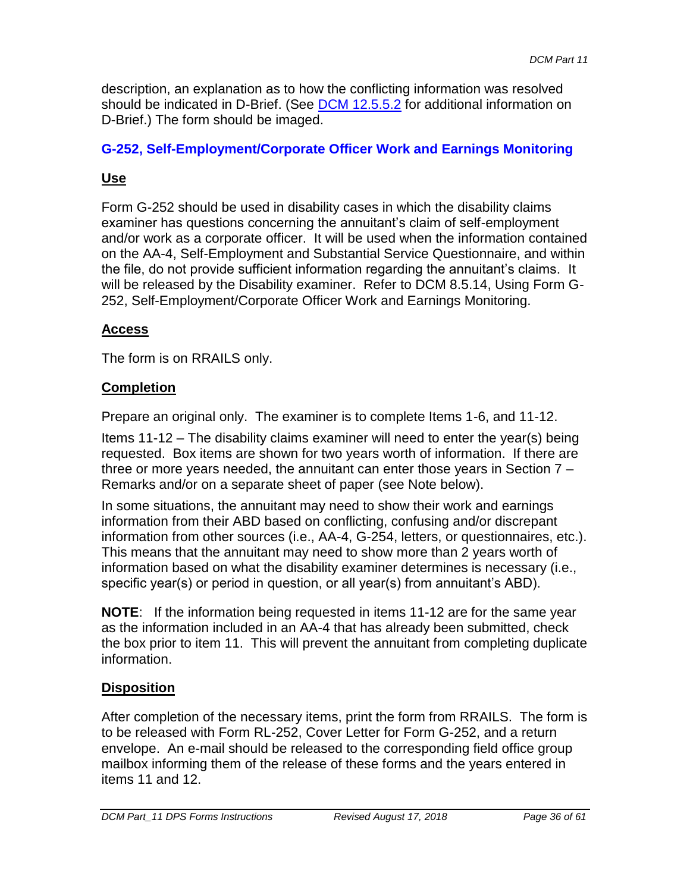description, an explanation as to how the conflicting information was resolved should be indicated in D-Brief. (See [DCM 12.5.5.2](#) for additional information on D-Brief.) The form should be imaged.

## G-252, Self-Employment/Corporate Officer Work and Earnings Monitoring

### Use

Form G-252 should be used in disability cases in which the disability claims examiner has questions concerning the annuitant's claim of self-employment and/or work as a corporate officer. It will be used when the information contained on the AA-4, Self-Employment and Substantial Service Questionnaire, and within the file, do not provide sufficient information regarding the annuitant's claims. It will be released by the Disability examiner. Refer to DCM 8.5.14, Using Form G-252, Self-Employment/Corporate Officer Work and Earnings Monitoring.

### Access

The form is on RRAILS only.

### Completion

Prepare an original only. The examiner is to complete Items 1-6, and 11-12.

Items 11-12 – The disability claims examiner will need to enter the year(s) being requested. Box items are shown for two years worth of information. If there are three or more years needed, the annuitant can enter those years in Section 7 – Remarks and/or on a separate sheet of paper (see Note below).

In some situations, the annuitant may need to show their work and earnings information from their ABD based on conflicting, confusing and/or discrepant information from other sources (i.e., AA-4, G-254, letters, or questionnaires, etc.). This means that the annuitant may need to show more than 2 years worth of information based on what the disability examiner determines is necessary (i.e., specific year(s) or period in question, or all year(s) from annuitant's ABD).

**NOTE**: If the information being requested in items 11-12 are for the same year as the information included in an AA-4 that has already been submitted, check the box prior to item 11. This will prevent the annuitant from completing duplicate information.

### Disposition

After completion of the necessary items, print the form from RRAILS. The form is to be released with Form RL-252, Cover Letter for Form G-252, and a return envelope. An e-mail should be released to the corresponding field office group mailbox informing them of the release of these forms and the years entered in items 11 and 12.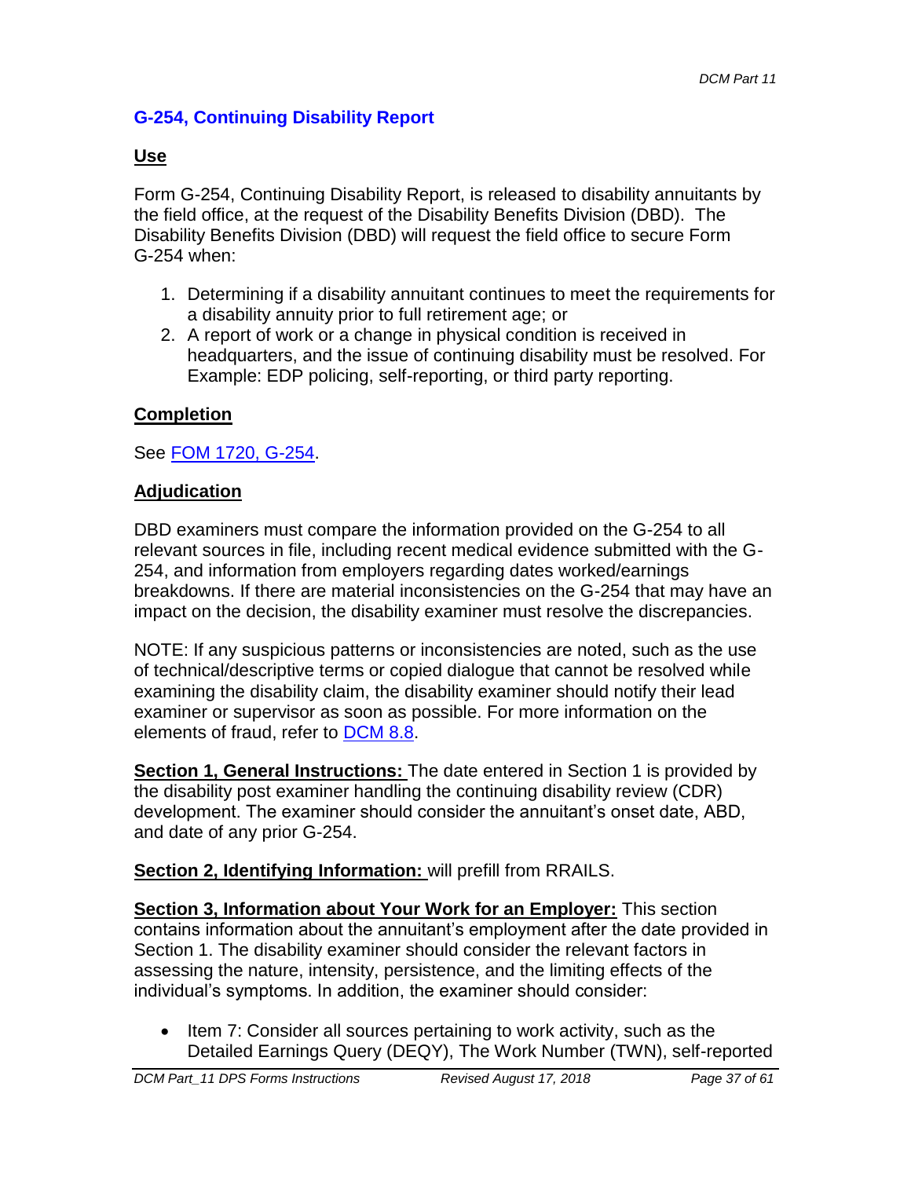## G-254, Continuing Disability Report

### Use

Form G-254, Continuing Disability Report, is released to disability annuitants by the field office, at the request of the Disability Benefits Division (DBD). The Disability Benefits Division (DBD) will request the field office to secure Form G-254 when:

1. Determining if a disability annuitant continues to meet the requirements for a disability annuity prior to full retirement age; or
2. A report of work or a change in physical condition is received in headquarters, and the issue of continuing disability must be resolved. For Example: EDP policing, self-reporting, or third party reporting.

### Completion

See [FOM 1720, G-254](FOM 1720, G-254).

### Adjudication

DBD examiners must compare the information provided on the G-254 to all relevant sources in file, including recent medical evidence submitted with the G-254, and information from employers regarding dates worked/earnings breakdowns. If there are material inconsistencies on the G-254 that may have an impact on the decision, the disability examiner must resolve the discrepancies.

NOTE: If any suspicious patterns or inconsistencies are noted, such as the use of technical/descriptive terms or copied dialogue that cannot be resolved while examining the disability claim, the disability examiner should notify their lead examiner or supervisor as soon as possible. For more information on the elements of fraud, refer to [DCM 8.8](DCM 8.8).

**Section 1, General Instructions:** The date entered in Section 1 is provided by the disability post examiner handling the continuing disability review (CDR) development. The examiner should consider the annuitant's onset date, ABD, and date of any prior G-254.

**Section 2, Identifying Information:** will prefill from RRAILS.

**Section 3, Information about Your Work for an Employer:** This section contains information about the annuitant's employment after the date provided in Section 1. The disability examiner should consider the relevant factors in assessing the nature, intensity, persistence, and the limiting effects of the individual's symptoms. In addition, the examiner should consider:

- Item 7: Consider all sources pertaining to work activity, such as the Detailed Earnings Query (DEQY), The Work Number (TWN), self-reported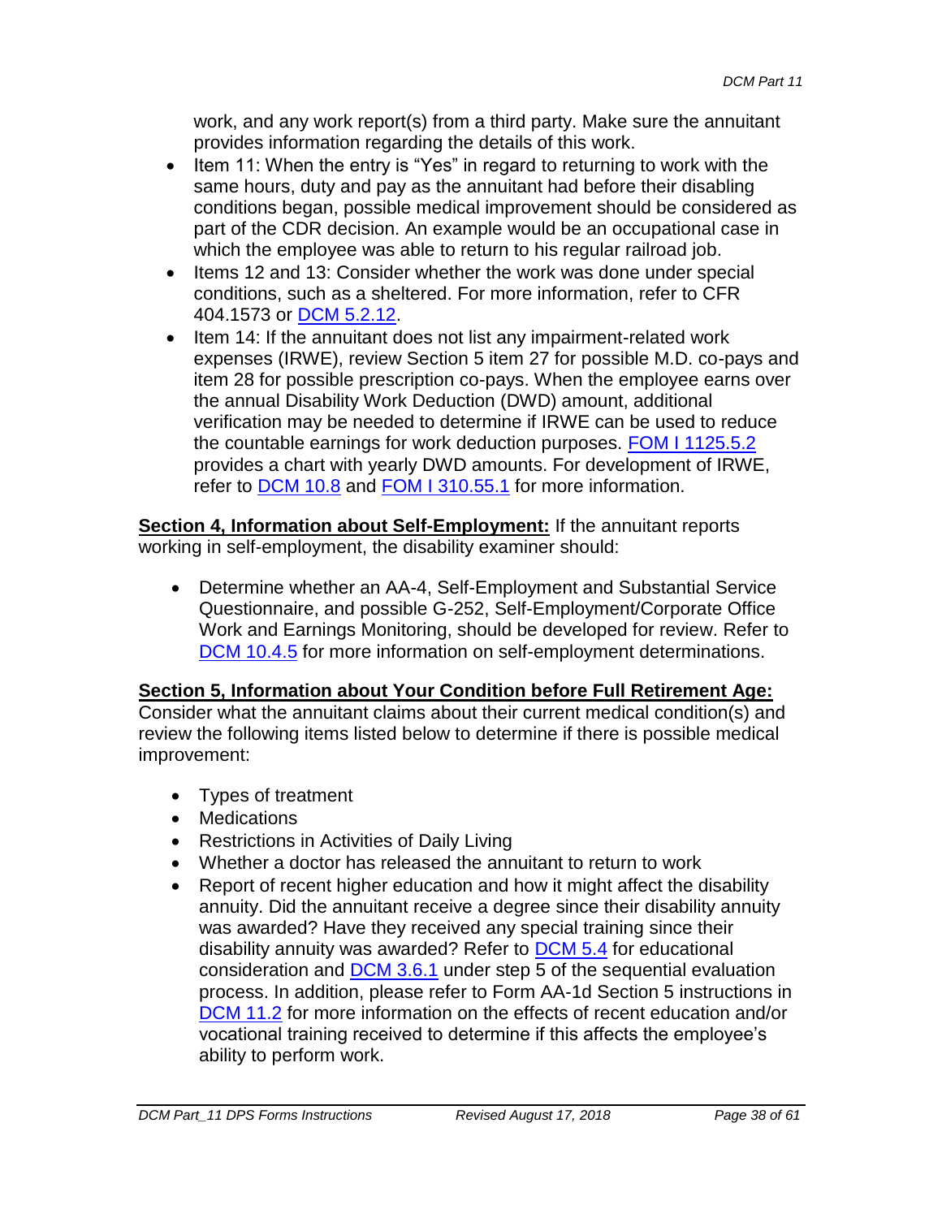work, and any work report(s) from a third party. Make sure the annuitant provides information regarding the details of this work.

- Item 11: When the entry is "Yes" in regard to returning to work with the same hours, duty and pay as the annuitant had before their disabling conditions began, possible medical improvement should be considered as part of the CDR decision. An example would be an occupational case in which the employee was able to return to his regular railroad job.
- Items 12 and 13: Consider whether the work was done under special conditions, such as a sheltered. For more information, refer to CFR 404.1573 or [DCM 5.2.12](DCM 5.2.12).
- Item 14: If the annuitant does not list any impairment-related work expenses (IRWE), review Section 5 item 27 for possible M.D. co-pays and item 28 for possible prescription co-pays. When the employee earns over the annual Disability Work Deduction (DWD) amount, additional verification may be needed to determine if IRWE can be used to reduce the countable earnings for work deduction purposes. [FOM I 1125.5.2](FOM I 1125.5.2) provides a chart with yearly DWD amounts. For development of IRWE, refer to [DCM 10.8](DCM 10.8) and [FOM I 310.55.1](FOM I 310.55.1) for more information.

**Section 4, Information about Self-Employment:** If the annuitant reports working in self-employment, the disability examiner should:

- Determine whether an AA-4, Self-Employment and Substantial Service Questionnaire, and possible G-252, Self-Employment/Corporate Office Work and Earnings Monitoring, should be developed for review. Refer to [DCM 10.4.5](DCM 10.4.5) for more information on self-employment determinations.

**Section 5, Information about Your Condition before Full Retirement Age:** Consider what the annuitant claims about their current medical condition(s) and review the following items listed below to determine if there is possible medical improvement:

- Types of treatment
- Medications
- Restrictions in Activities of Daily Living
- Whether a doctor has released the annuitant to return to work
- Report of recent higher education and how it might affect the disability annuity. Did the annuitant receive a degree since their disability annuity was awarded? Have they received any special training since their disability annuity was awarded? Refer to [DCM 5.4](DCM 5.4) for educational consideration and [DCM 3.6.1](DCM 3.6.1) under step 5 of the sequential evaluation process. In addition, please refer to Form AA-1d Section 5 instructions in [DCM 11.2](DCM 11.2) for more information on the effects of recent education and/or vocational training received to determine if this affects the employee's ability to perform work.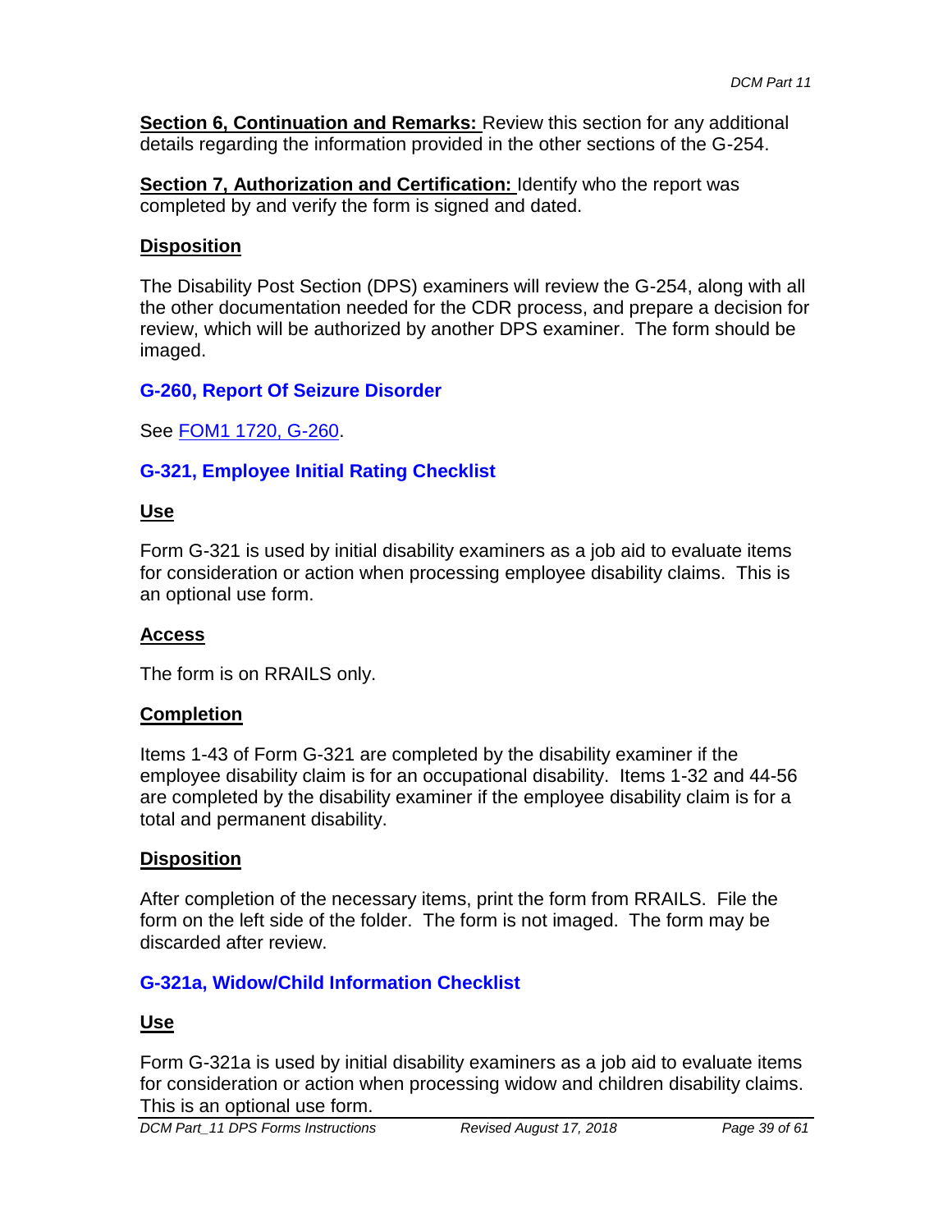**Section 6, Continuation and Remarks:** Review this section for any additional details regarding the information provided in the other sections of the G-254.

**Section 7, Authorization and Certification:** Identify who the report was completed by and verify the form is signed and dated.

**Disposition**

The Disability Post Section (DPS) examiners will review the G-254, along with all the other documentation needed for the CDR process, and prepare a decision for review, which will be authorized by another DPS examiner. The form should be imaged.

## G-260, Report Of Seizure Disorder

See FOM1 1720, G-260.

## G-321, Employee Initial Rating Checklist

**Use**

Form G-321 is used by initial disability examiners as a job aid to evaluate items for consideration or action when processing employee disability claims. This is an optional use form.

**Access**

The form is on RRAILS only.

**Completion**

Items 1-43 of Form G-321 are completed by the disability examiner if the employee disability claim is for an occupational disability. Items 1-32 and 44-56 are completed by the disability examiner if the employee disability claim is for a total and permanent disability.

**Disposition**

After completion of the necessary items, print the form from RRAILS. File the form on the left side of the folder. The form is not imaged. The form may be discarded after review.

## G-321a, Widow/Child Information Checklist

**Use**

Form G-321a is used by initial disability examiners as a job aid to evaluate items for consideration or action when processing widow and children disability claims. This is an optional use form.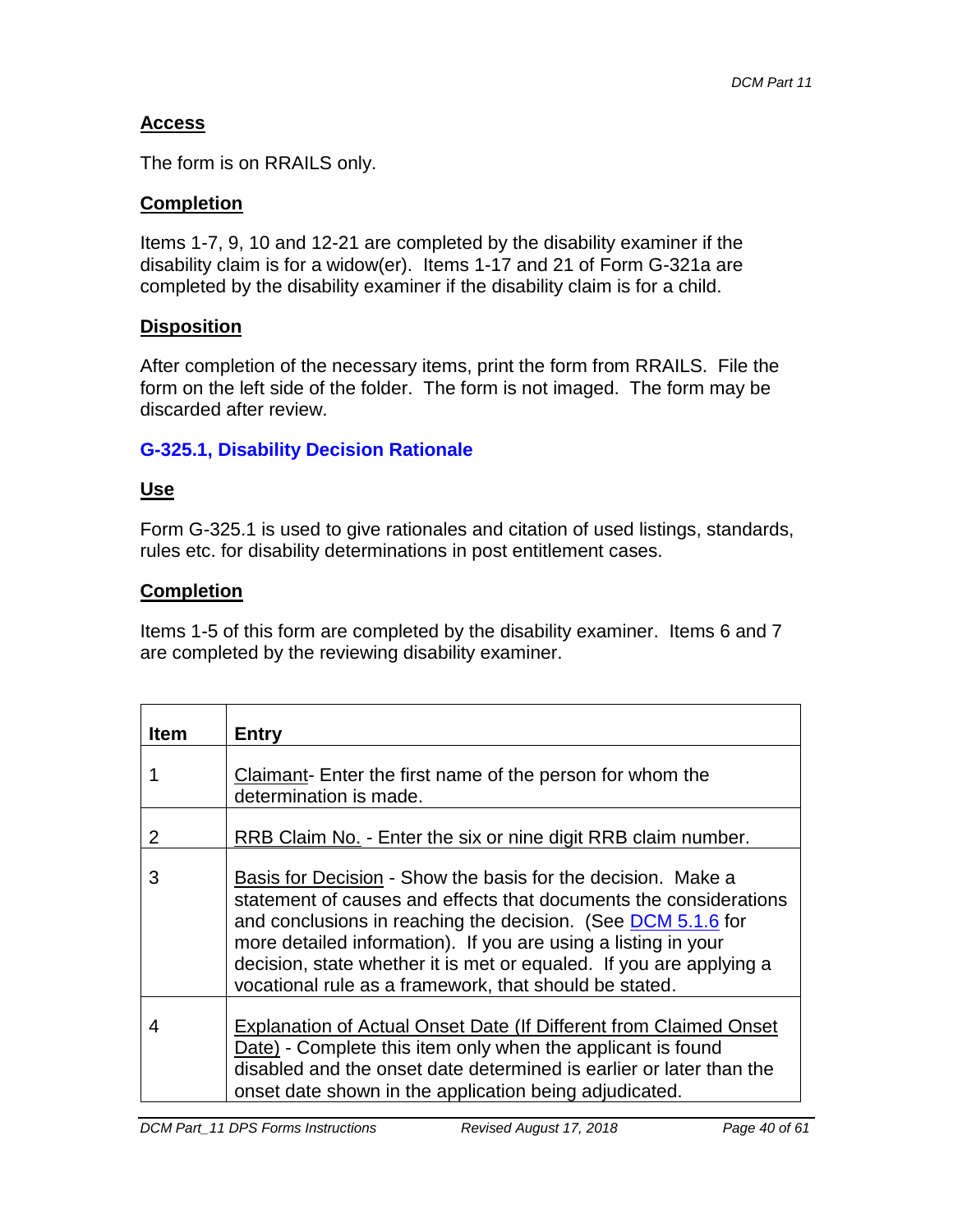**Access**

The form is on RRAILS only.

**Completion**

Items 1-7, 9, 10 and 12-21 are completed by the disability examiner if the disability claim is for a widow(er). Items 1-17 and 21 of Form G-321a are completed by the disability examiner if the disability claim is for a child.

**Disposition**

After completion of the necessary items, print the form from RRAILS. File the form on the left side of the folder. The form is not imaged. The form may be discarded after review.

### G-325.1, Disability Decision Rationale

**Use**

Form G-325.1 is used to give rationales and citation of used listings, standards, rules etc. for disability determinations in post entitlement cases.

**Completion**

Items 1-5 of this form are completed by the disability examiner. Items 6 and 7 are completed by the reviewing disability examiner.

| Item | Entry |
|---|---|
| 1 | Claimant- Enter the first name of the person for whom the determination is made. |
| 2 | RRB Claim No. - Enter the six or nine digit RRB claim number. |
| 3 | Basis for Decision - Show the basis for the decision. Make a statement of causes and effects that documents the considerations and conclusions in reaching the decision. (See DCM 5.1.6 for more detailed information). If you are using a listing in your decision, state whether it is met or equaled. If you are applying a vocational rule as a framework, that should be stated. |
| 4 | Explanation of Actual Onset Date (If Different from Claimed Onset Date) - Complete this item only when the applicant is found disabled and the onset date determined is earlier or later than the onset date shown in the application being adjudicated. |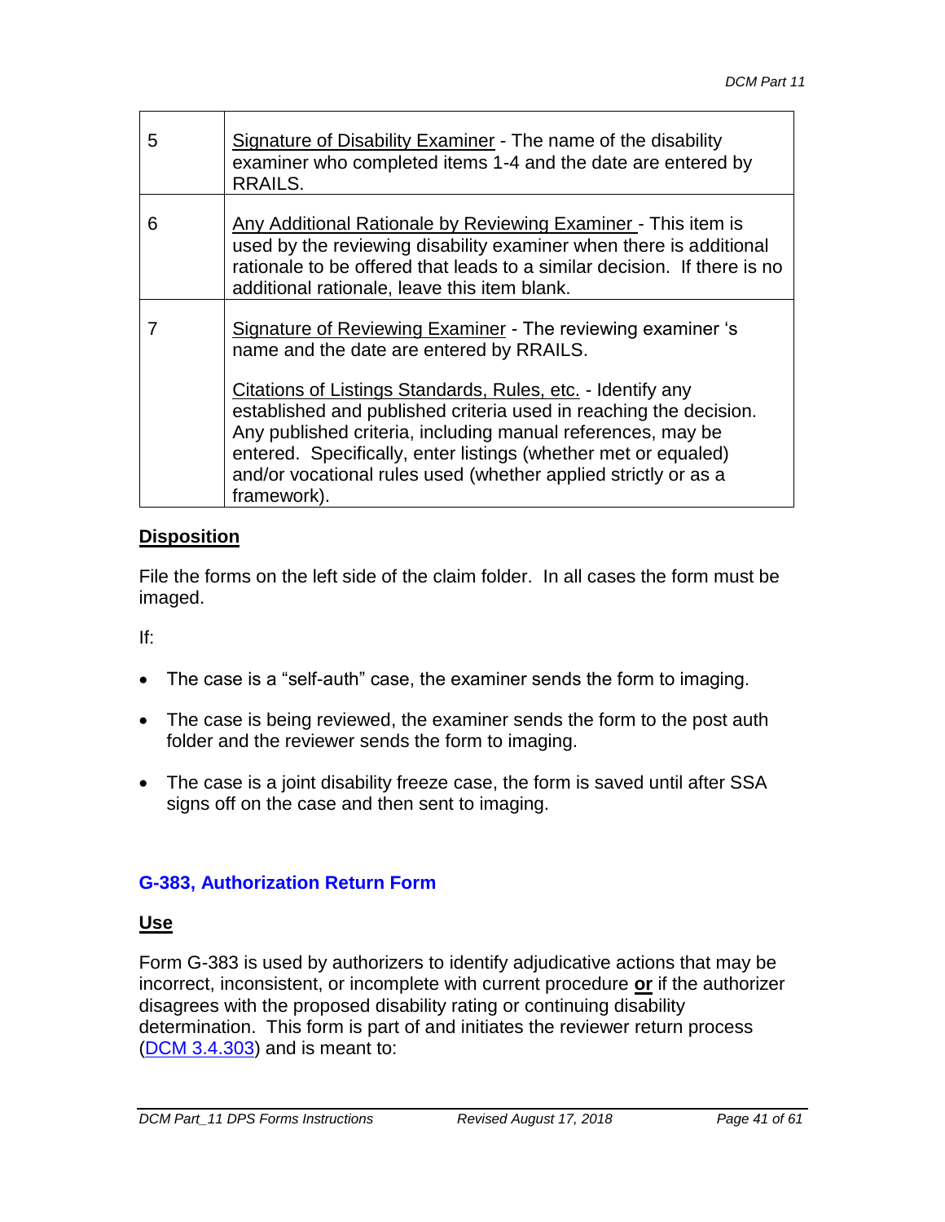| | |
|---|---|
| 5 | Signature of Disability Examiner - The name of the disability examiner who completed items 1-4 and the date are entered by RRAILS. |
| 6 | Any Additional Rationale by Reviewing Examiner - This item is used by the reviewing disability examiner when there is additional rationale to be offered that leads to a similar decision. If there is no additional rationale, leave this item blank. |
| 7 | Signature of Reviewing Examiner - The reviewing examiner 's name and the date are entered by RRAILS.<br><br>Citations of Listings Standards, Rules, etc. - Identify any established and published criteria used in reaching the decision. Any published criteria, including manual references, may be entered. Specifically, enter listings (whether met or equaled) and/or vocational rules used (whether applied strictly or as a framework). |

**Disposition**

File the forms on the left side of the claim folder. In all cases the form must be imaged.

If:

- The case is a "self-auth" case, the examiner sends the form to imaging.
- The case is being reviewed, the examiner sends the form to the post auth folder and the reviewer sends the form to imaging.
- The case is a joint disability freeze case, the form is saved until after SSA signs off on the case and then sent to imaging.

### G-383, Authorization Return Form

**Use**

Form G-383 is used by authorizers to identify adjudicative actions that may be incorrect, inconsistent, or incomplete with current procedure **or** if the authorizer disagrees with the proposed disability rating or continuing disability determination. This form is part of and initiates the reviewer return process (DCM 3.4.303) and is meant to: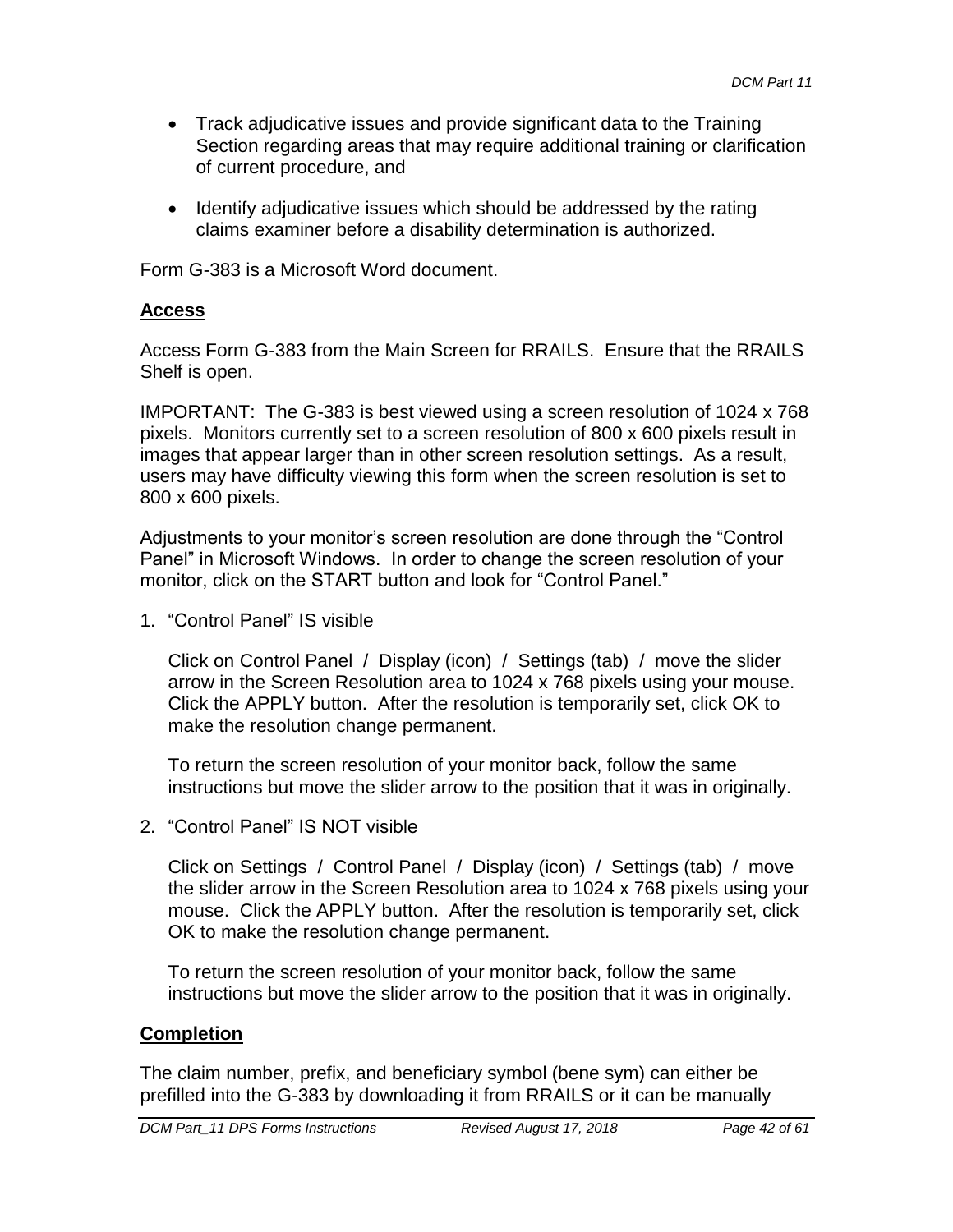- Track adjudicative issues and provide significant data to the Training Section regarding areas that may require additional training or clarification of current procedure, and

- Identify adjudicative issues which should be addressed by the rating claims examiner before a disability determination is authorized.

Form G-383 is a Microsoft Word document.

**Access**

Access Form G-383 from the Main Screen for RRAILS. Ensure that the RRAILS Shelf is open.

IMPORTANT: The G-383 is best viewed using a screen resolution of 1024 x 768 pixels. Monitors currently set to a screen resolution of 800 x 600 pixels result in images that appear larger than in other screen resolution settings. As a result, users may have difficulty viewing this form when the screen resolution is set to 800 x 600 pixels.

Adjustments to your monitor's screen resolution are done through the "Control Panel" in Microsoft Windows. In order to change the screen resolution of your monitor, click on the START button and look for "Control Panel."

1. "Control Panel" IS visible

   Click on Control Panel / Display (icon) / Settings (tab) / move the slider arrow in the Screen Resolution area to 1024 x 768 pixels using your mouse. Click the APPLY button. After the resolution is temporarily set, click OK to make the resolution change permanent.

   To return the screen resolution of your monitor back, follow the same instructions but move the slider arrow to the position that it was in originally.

2. "Control Panel" IS NOT visible

   Click on Settings / Control Panel / Display (icon) / Settings (tab) / move the slider arrow in the Screen Resolution area to 1024 x 768 pixels using your mouse. Click the APPLY button. After the resolution is temporarily set, click OK to make the resolution change permanent.

   To return the screen resolution of your monitor back, follow the same instructions but move the slider arrow to the position that it was in originally.

**Completion**

The claim number, prefix, and beneficiary symbol (bene sym) can either be prefilled into the G-383 by downloading it from RRAILS or it can be manually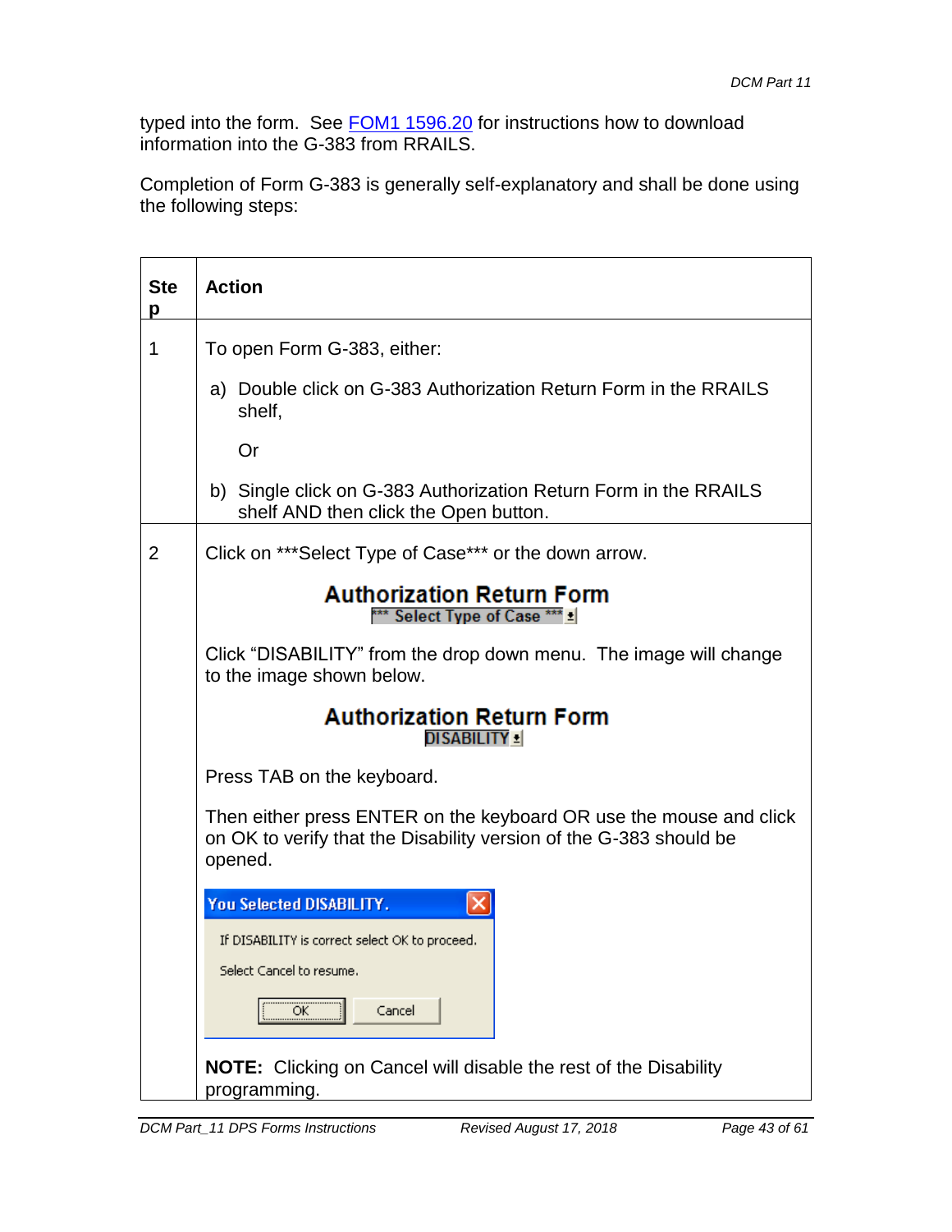typed into the form. See [FOM1 1596.20] for instructions how to download information into the G-383 from RRAILS.

Completion of Form G-383 is generally self-explanatory and shall be done using the following steps:

| Step | Action |
|---|---|
| 1 | To open Form G-383, either:<br><br>a) Double click on G-383 Authorization Return Form in the RRAILS shelf,<br><br>Or<br><br>b) Single click on G-383 Authorization Return Form in the RRAILS shelf AND then click the Open button. |
| 2 | Click on ***Select Type of Case*** or the down arrow.<br><br>**Authorization Return Form**<br>*** Select Type of Case ***<br><br>Click "DISABILITY" from the drop down menu. The image will change to the image shown below.<br><br>**Authorization Return Form**<br>DISABILITY<br><br>Press TAB on the keyboard.<br><br>Then either press ENTER on the keyboard OR use the mouse and click on OK to verify that the Disability version of the G-383 should be opened.<br><br>You Selected DISABILITY.<br>If DISABILITY is correct select OK to proceed.<br>Select Cancel to resume.<br>OK Cancel<br><br>**NOTE:** Clicking on Cancel will disable the rest of the Disability programming. |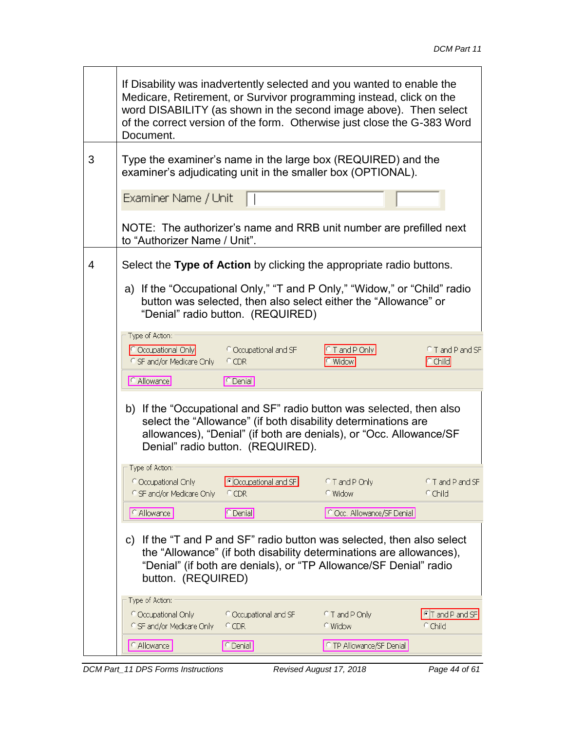| | |
|---|---|
| | If Disability was inadvertently selected and you wanted to enable the Medicare, Retirement, or Survivor programming instead, click on the word DISABILITY (as shown in the second image above). Then select of the correct version of the form. Otherwise just close the G-383 Word Document. |
| 3 | Type the examiner's name in the large box (REQUIRED) and the examiner's adjudicating unit in the smaller box (OPTIONAL).<br><br>Examiner Name / Unit<br><br>NOTE: The authorizer's name and RRB unit number are prefilled next to "Authorizer Name / Unit". |
| 4 | Select the **Type of Action** by clicking the appropriate radio buttons.<br><br>a) If the "Occupational Only," "T and P Only," "Widow," or "Child" radio button was selected, then also select either the "Allowance" or "Denial" radio button. (REQUIRED)<br><br>Type of Action: Occupational Only / Occupational and SF / T and P Only / T and P and SF / SF and/or Medicare Only / CDR / Widow / Child<br>Allowance / Denial<br><br>b) If the "Occupational and SF" radio button was selected, then also select the "Allowance" (if both disability determinations are allowances), "Denial" (if both are denials), or "Occ. Allowance/SF Denial" radio button. (REQUIRED).<br><br>Type of Action: Occupational Only / Occupational and SF / T and P Only / T and P and SF / SF and/or Medicare Only / CDR / Widow / Child<br>Allowance / Denial / Occ. Allowance/SF Denial<br><br>c) If the "T and P and SF" radio button was selected, then also select the "Allowance" (if both disability determinations are allowances), "Denial" (if both are denials), or "TP Allowance/SF Denial" radio button. (REQUIRED)<br><br>Type of Action: Occupational Only / Occupational and SF / T and P Only / T and P and SF / SF and/or Medicare Only / CDR / Widow / Child<br>Allowance / Denial / TP Allowance/SF Denial |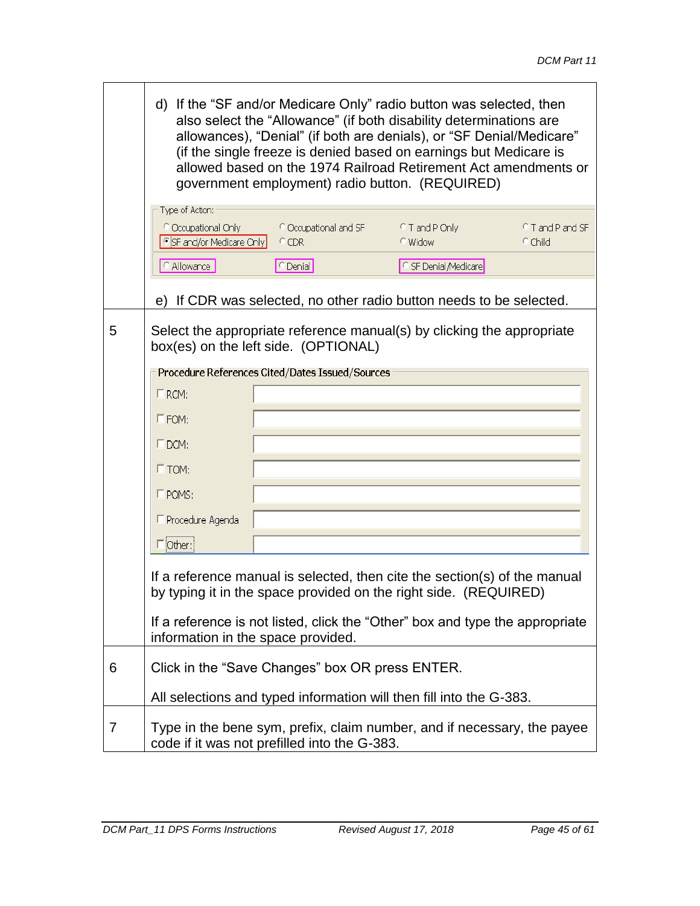| | |
|---|---|
| | d) If the "SF and/or Medicare Only" radio button was selected, then also select the "Allowance" (if both disability determinations are allowances), "Denial" (if both are denials), or "SF Denial/Medicare" (if the single freeze is denied based on earnings but Medicare is allowed based on the 1974 Railroad Retirement Act amendments or government employment) radio button. (REQUIRED)<br><br>Type of Action:<br>○ Occupational Only ○ Occupational and SF ○ T and P Only ○ T and P and SF<br>◉ SF and/or Medicare Only ○ CDR ○ Widow ○ Child<br>○ Allowance ○ Denial ○ SF Denial/Medicare<br><br>e) If CDR was selected, no other radio button needs to be selected. |
| 5 | Select the appropriate reference manual(s) by clicking the appropriate box(es) on the left side. (OPTIONAL)<br><br>Procedure References Cited/Dates Issued/Sources<br>☐ RCM:<br>☐ FOM:<br>☐ DCM:<br>☐ TOM:<br>☐ POMS:<br>☐ Procedure Agenda<br>☐ Other:<br><br>If a reference manual is selected, then cite the section(s) of the manual by typing it in the space provided on the right side. (REQUIRED)<br><br>If a reference is not listed, click the "Other" box and type the appropriate information in the space provided. |
| 6 | Click in the "Save Changes" box OR press ENTER.<br><br>All selections and typed information will then fill into the G-383. |
| 7 | Type in the bene sym, prefix, claim number, and if necessary, the payee code if it was not prefilled into the G-383. |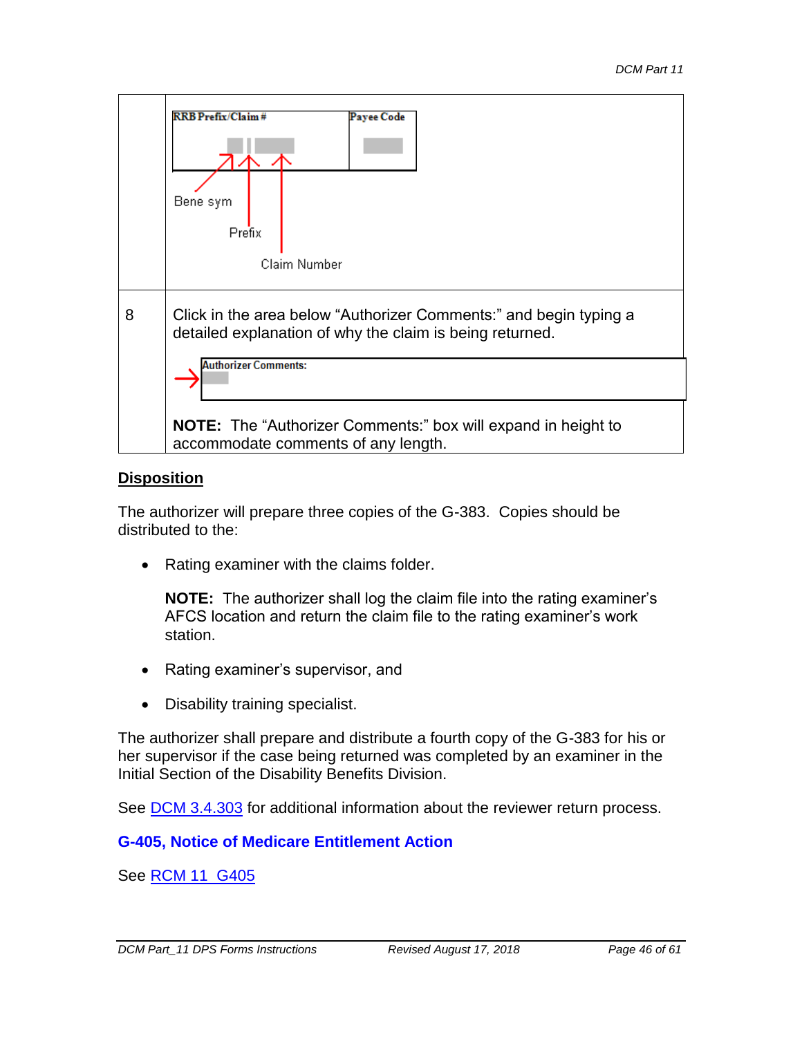| | |
|---|---|
| | RRB Prefix/Claim # Payee Code<br>Bene sym<br>Prefix<br>Claim Number |
| 8 | Click in the area below "Authorizer Comments:" and begin typing a detailed explanation of why the claim is being returned.<br>Authorizer Comments:<br>**NOTE:** The "Authorizer Comments:" box will expand in height to accommodate comments of any length. |

## Disposition

The authorizer will prepare three copies of the G-383. Copies should be distributed to the:

- Rating examiner with the claims folder.

  **NOTE:** The authorizer shall log the claim file into the rating examiner's AFCS location and return the claim file to the rating examiner's work station.

- Rating examiner's supervisor, and
- Disability training specialist.

The authorizer shall prepare and distribute a fourth copy of the G-383 for his or her supervisor if the case being returned was completed by an examiner in the Initial Section of the Disability Benefits Division.

See DCM 3.4.303 for additional information about the reviewer return process.

### G-405, Notice of Medicare Entitlement Action

See RCM 11 G405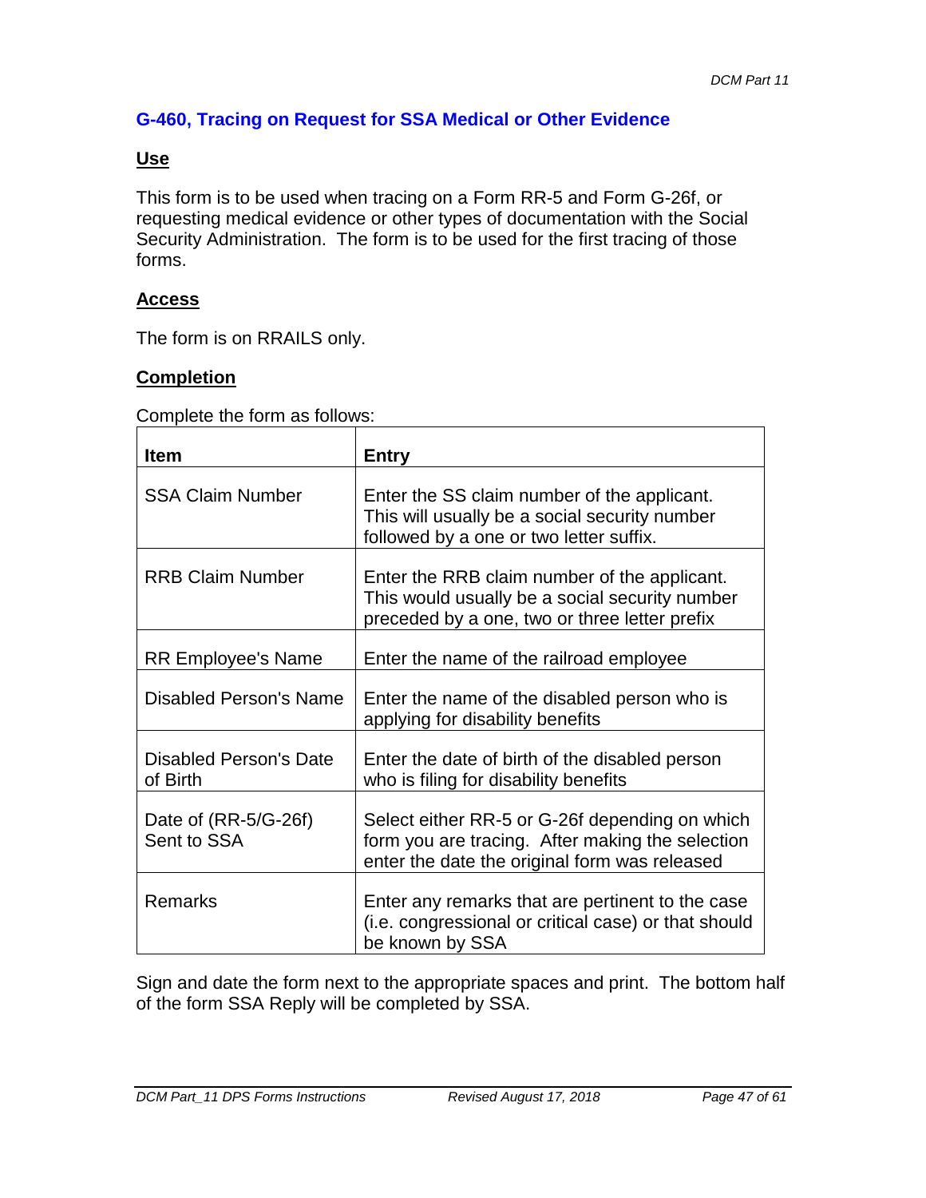## G-460, Tracing on Request for SSA Medical or Other Evidence

### Use

This form is to be used when tracing on a Form RR-5 and Form G-26f, or requesting medical evidence or other types of documentation with the Social Security Administration. The form is to be used for the first tracing of those forms.

### Access

The form is on RRAILS only.

### Completion

Complete the form as follows:

| Item | Entry |
|---|---|
| SSA Claim Number | Enter the SS claim number of the applicant. This will usually be a social security number followed by a one or two letter suffix. |
| RRB Claim Number | Enter the RRB claim number of the applicant. This would usually be a social security number preceded by a one, two or three letter prefix |
| RR Employee's Name | Enter the name of the railroad employee |
| Disabled Person's Name | Enter the name of the disabled person who is applying for disability benefits |
| Disabled Person's Date of Birth | Enter the date of birth of the disabled person who is filing for disability benefits |
| Date of (RR-5/G-26f) Sent to SSA | Select either RR-5 or G-26f depending on which form you are tracing. After making the selection enter the date the original form was released |
| Remarks | Enter any remarks that are pertinent to the case (i.e. congressional or critical case) or that should be known by SSA |

Sign and date the form next to the appropriate spaces and print. The bottom half of the form SSA Reply will be completed by SSA.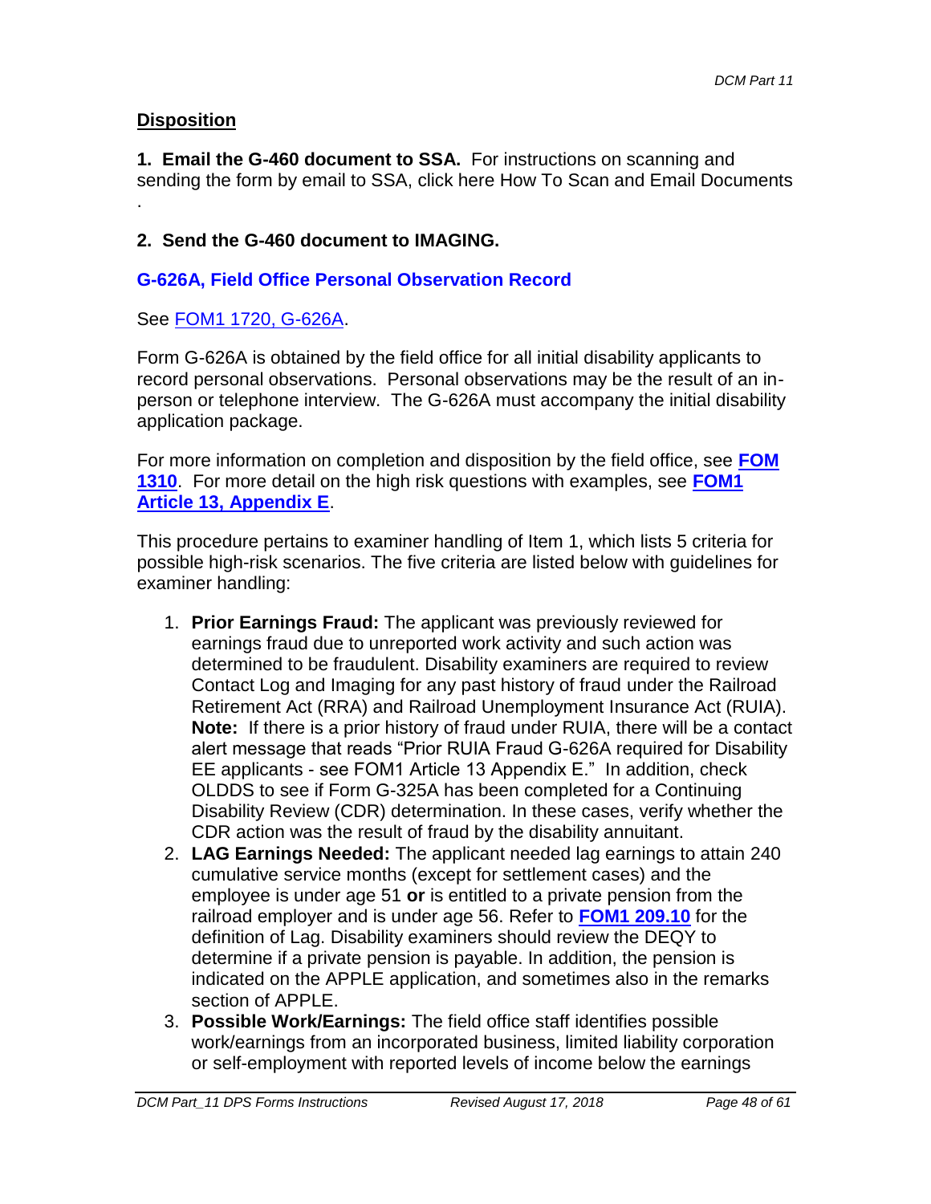## Disposition

**1. Email the G-460 document to SSA.** For instructions on scanning and sending the form by email to SSA, click here How To Scan and Email Documents .

**2. Send the G-460 document to IMAGING.**

### G-626A, Field Office Personal Observation Record

See FOM1 1720, G-626A.

Form G-626A is obtained by the field office for all initial disability applicants to record personal observations. Personal observations may be the result of an in-person or telephone interview. The G-626A must accompany the initial disability application package.

For more information on completion and disposition by the field office, see **FOM 1310**. For more detail on the high risk questions with examples, see **FOM1 Article 13, Appendix E**.

This procedure pertains to examiner handling of Item 1, which lists 5 criteria for possible high-risk scenarios. The five criteria are listed below with guidelines for examiner handling:

1. **Prior Earnings Fraud:** The applicant was previously reviewed for earnings fraud due to unreported work activity and such action was determined to be fraudulent. Disability examiners are required to review Contact Log and Imaging for any past history of fraud under the Railroad Retirement Act (RRA) and Railroad Unemployment Insurance Act (RUIA). **Note:** If there is a prior history of fraud under RUIA, there will be a contact alert message that reads "Prior RUIA Fraud G-626A required for Disability EE applicants - see FOM1 Article 13 Appendix E." In addition, check OLDDS to see if Form G-325A has been completed for a Continuing Disability Review (CDR) determination. In these cases, verify whether the CDR action was the result of fraud by the disability annuitant.
2. **LAG Earnings Needed:** The applicant needed lag earnings to attain 240 cumulative service months (except for settlement cases) and the employee is under age 51 **or** is entitled to a private pension from the railroad employer and is under age 56. Refer to **FOM1 209.10** for the definition of Lag. Disability examiners should review the DEQY to determine if a private pension is payable. In addition, the pension is indicated on the APPLE application, and sometimes also in the remarks section of APPLE.
3. **Possible Work/Earnings:** The field office staff identifies possible work/earnings from an incorporated business, limited liability corporation or self-employment with reported levels of income below the earnings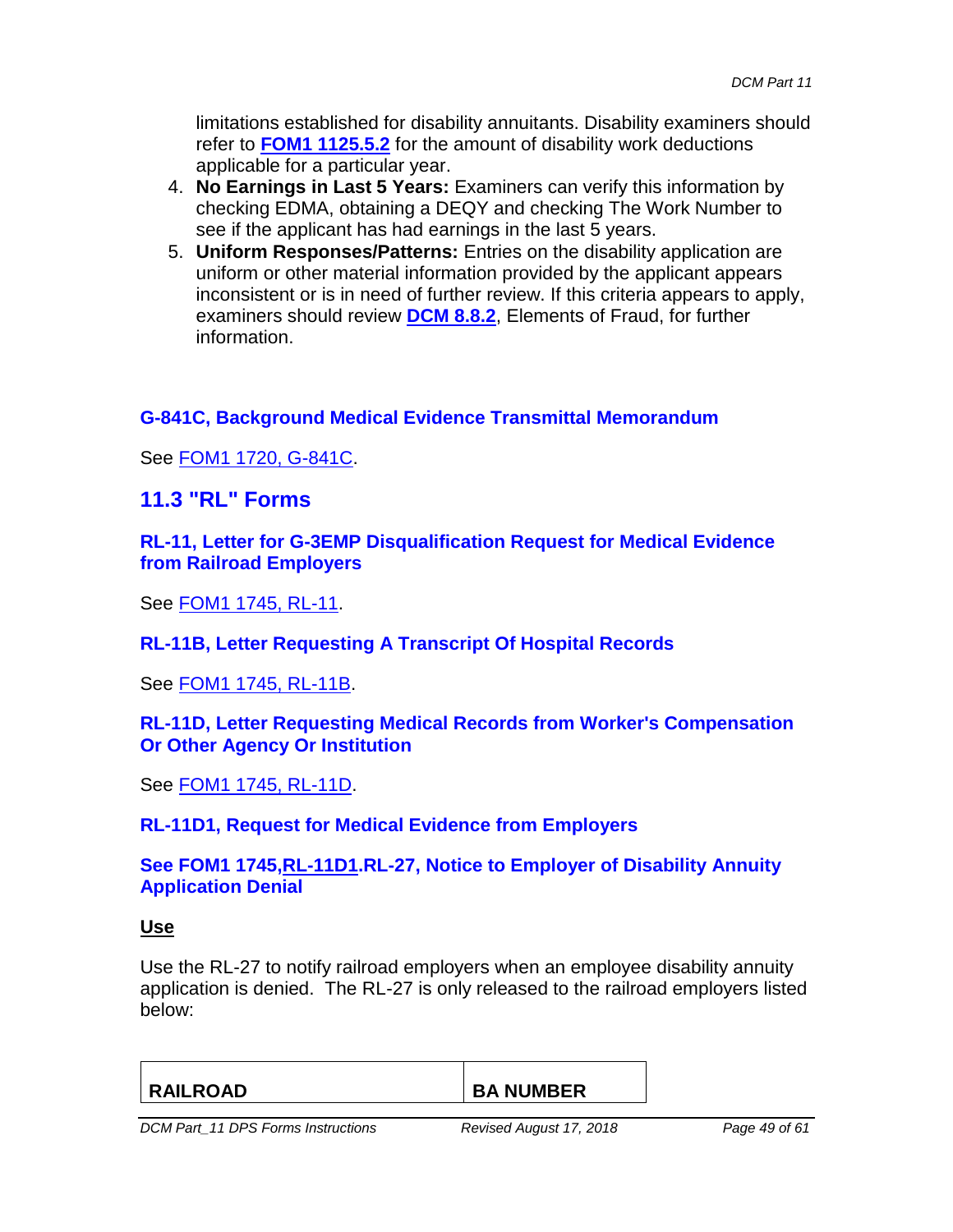limitations established for disability annuitants. Disability examiners should refer to **FOM1 1125.5.2** for the amount of disability work deductions applicable for a particular year.

4. **No Earnings in Last 5 Years:** Examiners can verify this information by checking EDMA, obtaining a DEQY and checking The Work Number to see if the applicant has had earnings in the last 5 years.
5. **Uniform Responses/Patterns:** Entries on the disability application are uniform or other material information provided by the applicant appears inconsistent or is in need of further review. If this criteria appears to apply, examiners should review **DCM 8.8.2**, Elements of Fraud, for further information.

### G-841C, Background Medical Evidence Transmittal Memorandum

See FOM1 1720, G-841C.

## 11.3 "RL" Forms

### RL-11, Letter for G-3EMP Disqualification Request for Medical Evidence from Railroad Employers

See FOM1 1745, RL-11.

### RL-11B, Letter Requesting A Transcript Of Hospital Records

See FOM1 1745, RL-11B.

### RL-11D, Letter Requesting Medical Records from Worker's Compensation Or Other Agency Or Institution

See FOM1 1745, RL-11D.

### RL-11D1, Request for Medical Evidence from Employers

### See FOM1 1745,RL-11D1.RL-27, Notice to Employer of Disability Annuity Application Denial

**Use**

Use the RL-27 to notify railroad employers when an employee disability annuity application is denied. The RL-27 is only released to the railroad employers listed below:

| RAILROAD | BA NUMBER |
|---|---|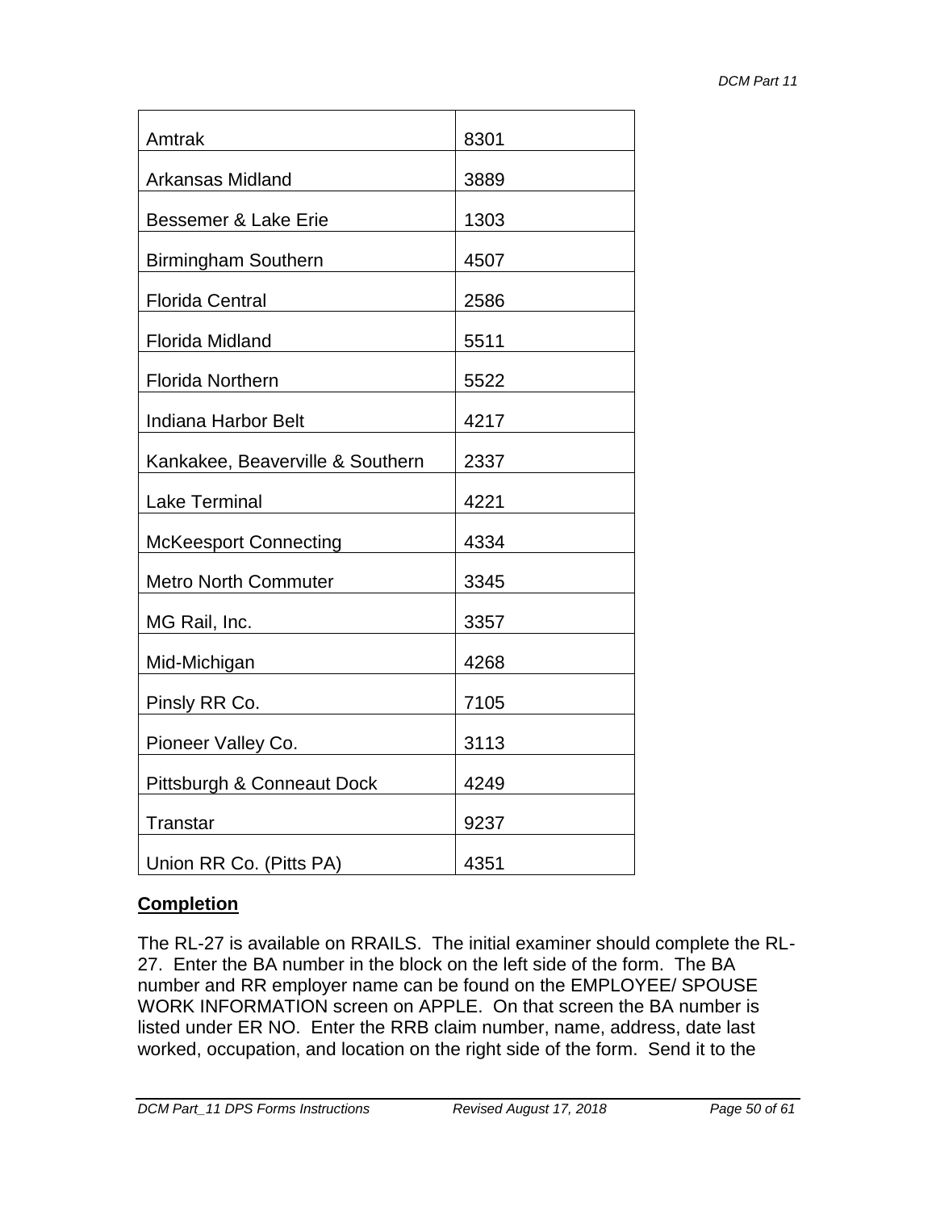| | |
|---|---|
| Amtrak | 8301 |
| Arkansas Midland | 3889 |
| Bessemer & Lake Erie | 1303 |
| Birmingham Southern | 4507 |
| Florida Central | 2586 |
| Florida Midland | 5511 |
| Florida Northern | 5522 |
| Indiana Harbor Belt | 4217 |
| Kankakee, Beaverville & Southern | 2337 |
| Lake Terminal | 4221 |
| McKeesport Connecting | 4334 |
| Metro North Commuter | 3345 |
| MG Rail, Inc. | 3357 |
| Mid-Michigan | 4268 |
| Pinsly RR Co. | 7105 |
| Pioneer Valley Co. | 3113 |
| Pittsburgh & Conneaut Dock | 4249 |
| Transtar | 9237 |
| Union RR Co. (Pitts PA) | 4351 |

**Completion**

The RL-27 is available on RRAILS. The initial examiner should complete the RL-27. Enter the BA number in the block on the left side of the form. The BA number and RR employer name can be found on the EMPLOYEE/ SPOUSE WORK INFORMATION screen on APPLE. On that screen the BA number is listed under ER NO. Enter the RRB claim number, name, address, date last worked, occupation, and location on the right side of the form. Send it to the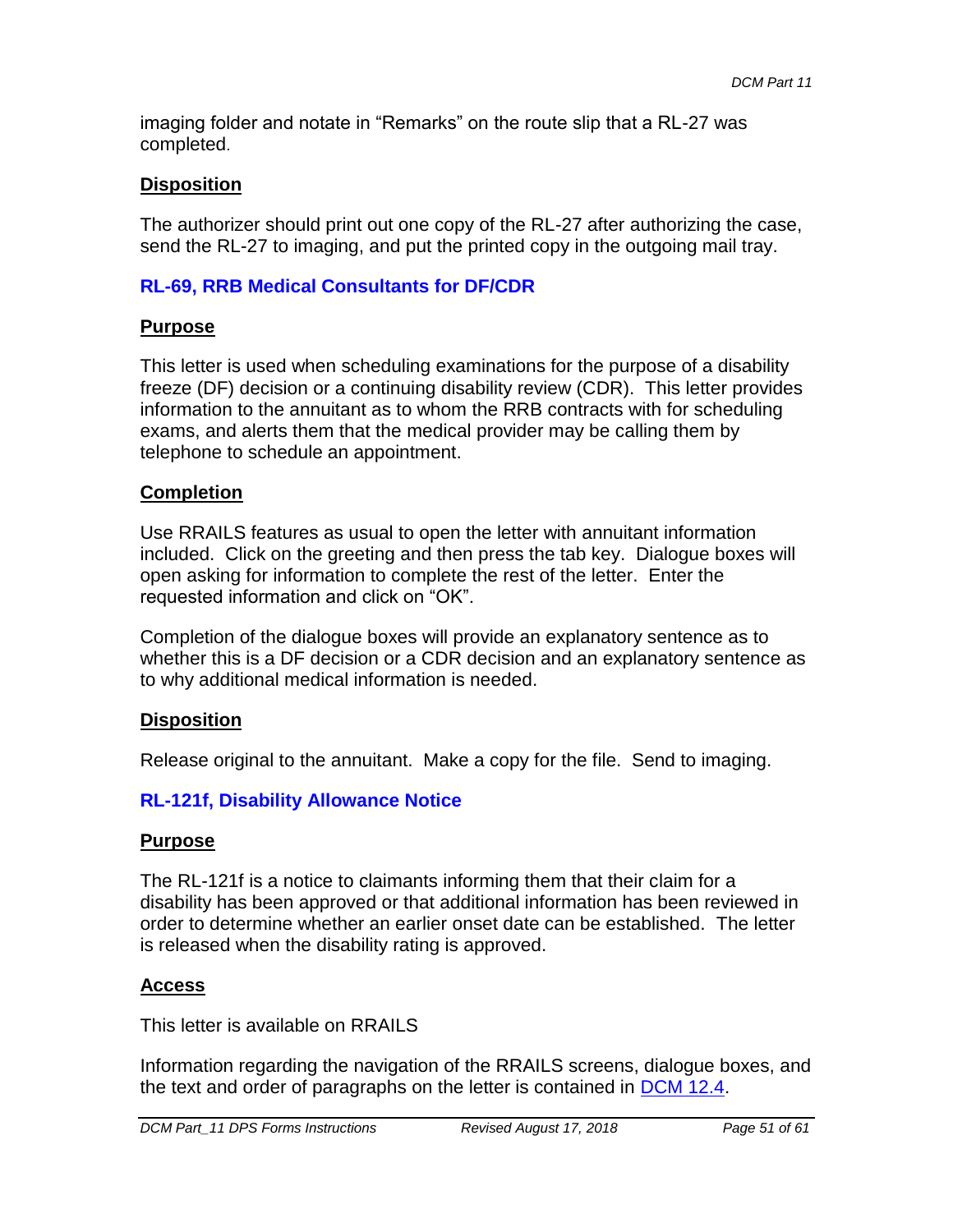imaging folder and notate in “Remarks” on the route slip that a RL-27 was completed.

**Disposition**

The authorizer should print out one copy of the RL-27 after authorizing the case, send the RL-27 to imaging, and put the printed copy in the outgoing mail tray.

### RL-69, RRB Medical Consultants for DF/CDR

**Purpose**

This letter is used when scheduling examinations for the purpose of a disability freeze (DF) decision or a continuing disability review (CDR). This letter provides information to the annuitant as to whom the RRB contracts with for scheduling exams, and alerts them that the medical provider may be calling them by telephone to schedule an appointment.

**Completion**

Use RRAILS features as usual to open the letter with annuitant information included. Click on the greeting and then press the tab key. Dialogue boxes will open asking for information to complete the rest of the letter. Enter the requested information and click on “OK”.

Completion of the dialogue boxes will provide an explanatory sentence as to whether this is a DF decision or a CDR decision and an explanatory sentence as to why additional medical information is needed.

**Disposition**

Release original to the annuitant. Make a copy for the file. Send to imaging.

### RL-121f, Disability Allowance Notice

**Purpose**

The RL-121f is a notice to claimants informing them that their claim for a disability has been approved or that additional information has been reviewed in order to determine whether an earlier onset date can be established. The letter is released when the disability rating is approved.

**Access**

This letter is available on RRAILS

Information regarding the navigation of the RRAILS screens, dialogue boxes, and the text and order of paragraphs on the letter is contained in DCM 12.4.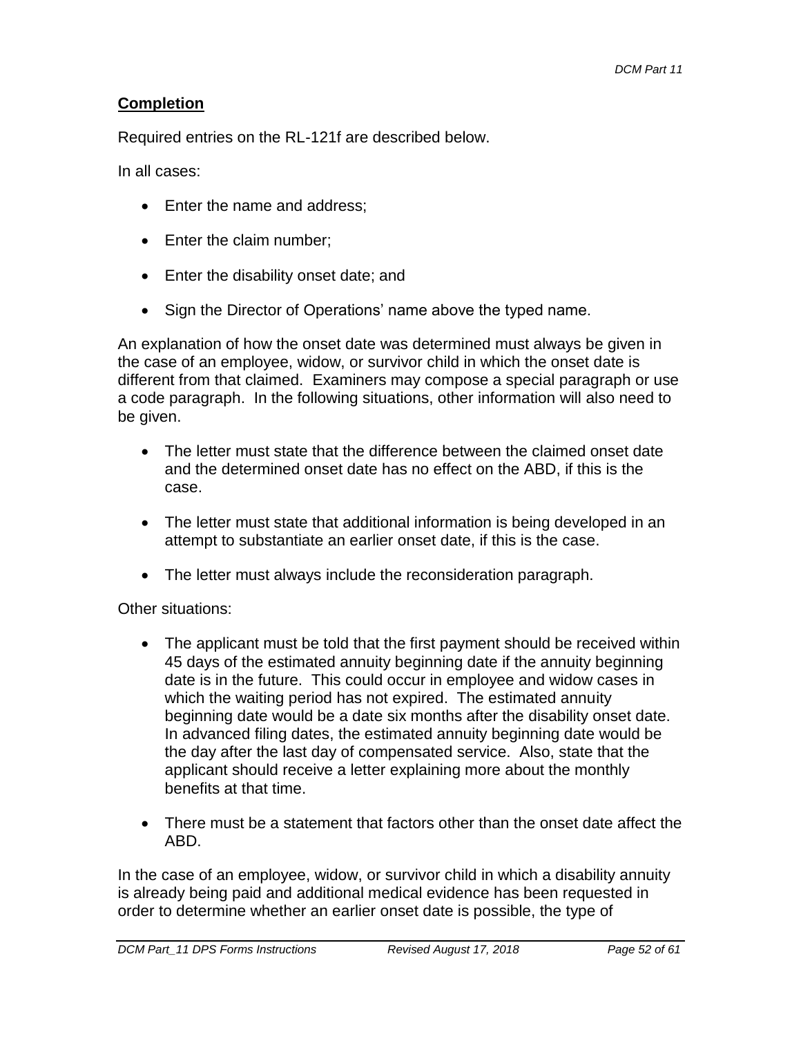**Completion**

Required entries on the RL-121f are described below.

In all cases:

- Enter the name and address;
- Enter the claim number;
- Enter the disability onset date; and
- Sign the Director of Operations' name above the typed name.

An explanation of how the onset date was determined must always be given in the case of an employee, widow, or survivor child in which the onset date is different from that claimed. Examiners may compose a special paragraph or use a code paragraph. In the following situations, other information will also need to be given.

- The letter must state that the difference between the claimed onset date and the determined onset date has no effect on the ABD, if this is the case.
- The letter must state that additional information is being developed in an attempt to substantiate an earlier onset date, if this is the case.
- The letter must always include the reconsideration paragraph.

Other situations:

- The applicant must be told that the first payment should be received within 45 days of the estimated annuity beginning date if the annuity beginning date is in the future. This could occur in employee and widow cases in which the waiting period has not expired. The estimated annuity beginning date would be a date six months after the disability onset date. In advanced filing dates, the estimated annuity beginning date would be the day after the last day of compensated service. Also, state that the applicant should receive a letter explaining more about the monthly benefits at that time.
- There must be a statement that factors other than the onset date affect the ABD.

In the case of an employee, widow, or survivor child in which a disability annuity is already being paid and additional medical evidence has been requested in order to determine whether an earlier onset date is possible, the type of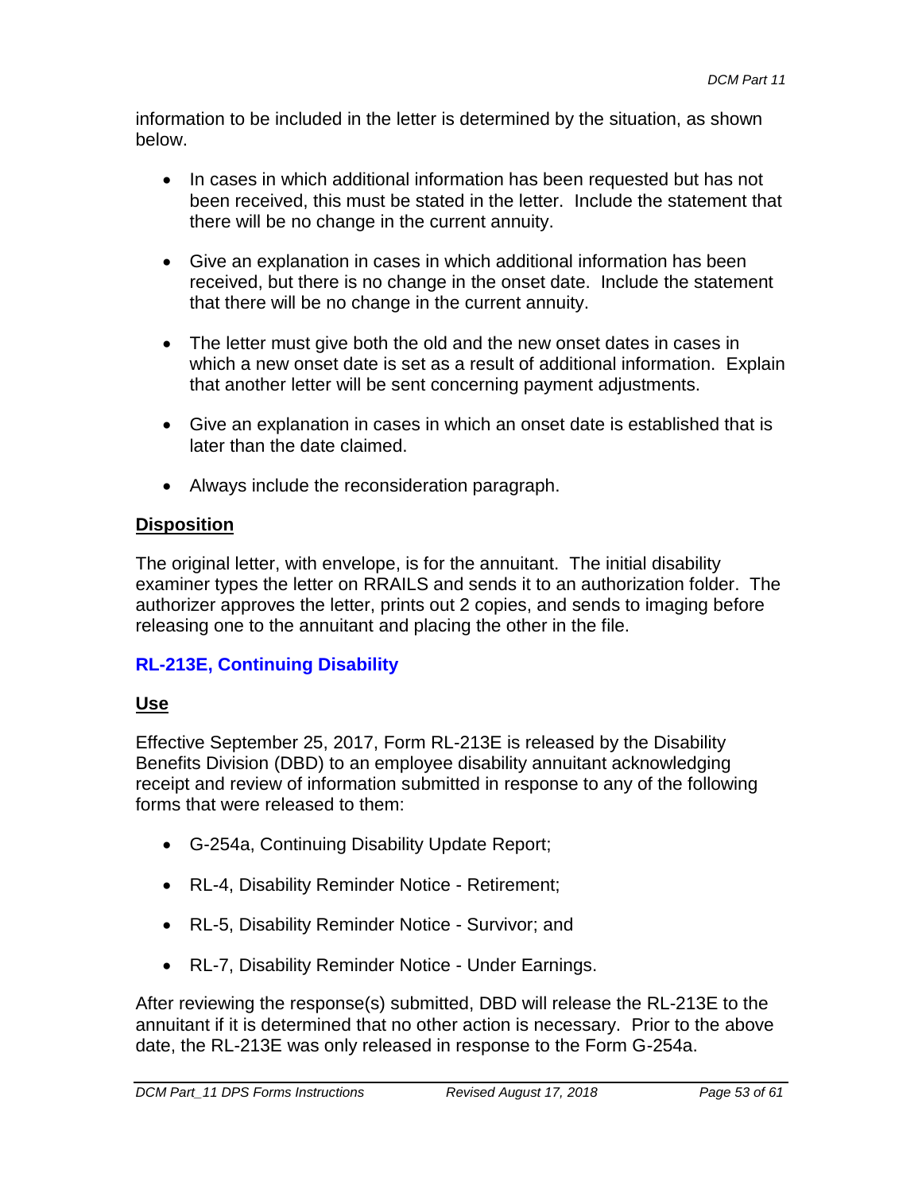information to be included in the letter is determined by the situation, as shown below.

- In cases in which additional information has been requested but has not been received, this must be stated in the letter. Include the statement that there will be no change in the current annuity.
- Give an explanation in cases in which additional information has been received, but there is no change in the onset date. Include the statement that there will be no change in the current annuity.
- The letter must give both the old and the new onset dates in cases in which a new onset date is set as a result of additional information. Explain that another letter will be sent concerning payment adjustments.
- Give an explanation in cases in which an onset date is established that is later than the date claimed.
- Always include the reconsideration paragraph.

**Disposition**

The original letter, with envelope, is for the annuitant. The initial disability examiner types the letter on RRAILS and sends it to an authorization folder. The authorizer approves the letter, prints out 2 copies, and sends to imaging before releasing one to the annuitant and placing the other in the file.

## RL-213E, Continuing Disability

**Use**

Effective September 25, 2017, Form RL-213E is released by the Disability Benefits Division (DBD) to an employee disability annuitant acknowledging receipt and review of information submitted in response to any of the following forms that were released to them:

- G-254a, Continuing Disability Update Report;
- RL-4, Disability Reminder Notice - Retirement;
- RL-5, Disability Reminder Notice - Survivor; and
- RL-7, Disability Reminder Notice - Under Earnings.

After reviewing the response(s) submitted, DBD will release the RL-213E to the annuitant if it is determined that no other action is necessary. Prior to the above date, the RL-213E was only released in response to the Form G-254a.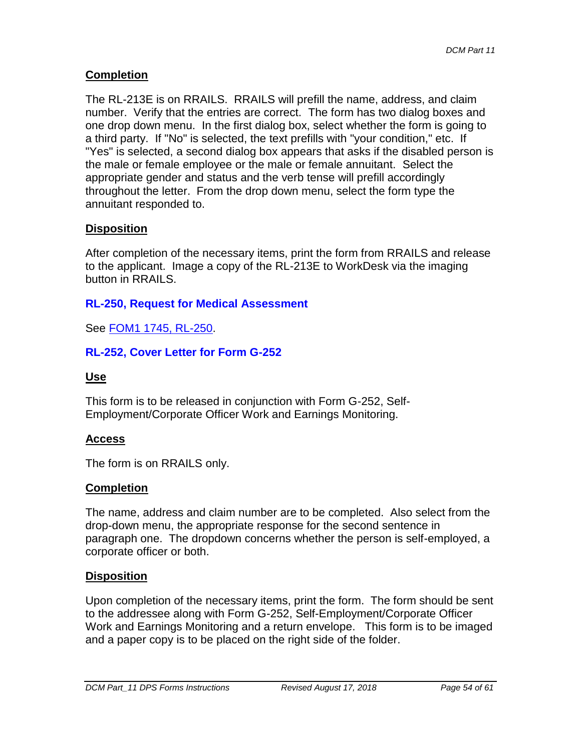#### Completion

The RL-213E is on RRAILS. RRAILS will prefill the name, address, and claim number. Verify that the entries are correct. The form has two dialog boxes and one drop down menu. In the first dialog box, select whether the form is going to a third party. If "No" is selected, the text prefills with "your condition," etc. If "Yes" is selected, a second dialog box appears that asks if the disabled person is the male or female employee or the male or female annuitant. Select the appropriate gender and status and the verb tense will prefill accordingly throughout the letter. From the drop down menu, select the form type the annuitant responded to.

#### Disposition

After completion of the necessary items, print the form from RRAILS and release to the applicant. Image a copy of the RL-213E to WorkDesk via the imaging button in RRAILS.

### RL-250, Request for Medical Assessment

See FOM1 1745, RL-250.

### RL-252, Cover Letter for Form G-252

#### Use

This form is to be released in conjunction with Form G-252, Self-Employment/Corporate Officer Work and Earnings Monitoring.

#### Access

The form is on RRAILS only.

#### Completion

The name, address and claim number are to be completed. Also select from the drop-down menu, the appropriate response for the second sentence in paragraph one. The dropdown concerns whether the person is self-employed, a corporate officer or both.

#### Disposition

Upon completion of the necessary items, print the form. The form should be sent to the addressee along with Form G-252, Self-Employment/Corporate Officer Work and Earnings Monitoring and a return envelope. This form is to be imaged and a paper copy is to be placed on the right side of the folder.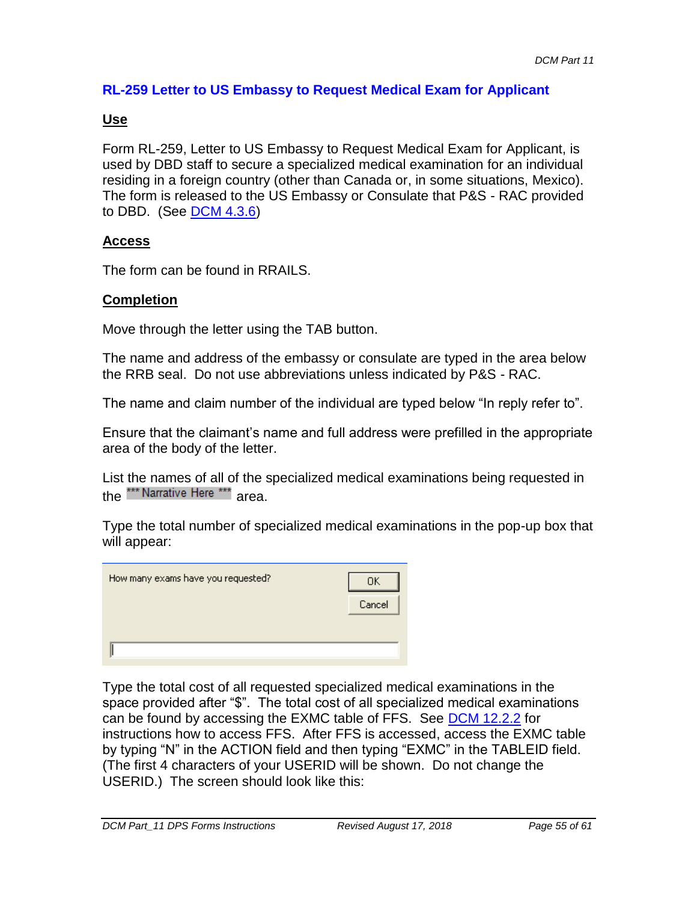## RL-259 Letter to US Embassy to Request Medical Exam for Applicant

**Use**

Form RL-259, Letter to US Embassy to Request Medical Exam for Applicant, is used by DBD staff to secure a specialized medical examination for an individual residing in a foreign country (other than Canada or, in some situations, Mexico). The form is released to the US Embassy or Consulate that P&S - RAC provided to DBD. (See DCM 4.3.6)

**Access**

The form can be found in RRAILS.

**Completion**

Move through the letter using the TAB button.

The name and address of the embassy or consulate are typed in the area below the RRB seal. Do not use abbreviations unless indicated by P&S - RAC.

The name and claim number of the individual are typed below "In reply refer to".

Ensure that the claimant's name and full address were prefilled in the appropriate area of the body of the letter.

List the names of all of the specialized medical examinations being requested in the *** Narrative Here *** area.

Type the total number of specialized medical examinations in the pop-up box that will appear:

How many exams have you requested?

OK

Cancel

Type the total cost of all requested specialized medical examinations in the space provided after "$". The total cost of all specialized medical examinations can be found by accessing the EXMC table of FFS. See DCM 12.2.2 for instructions how to access FFS. After FFS is accessed, access the EXMC table by typing "N" in the ACTION field and then typing "EXMC" in the TABLEID field. (The first 4 characters of your USERID will be shown. Do not change the USERID.) The screen should look like this: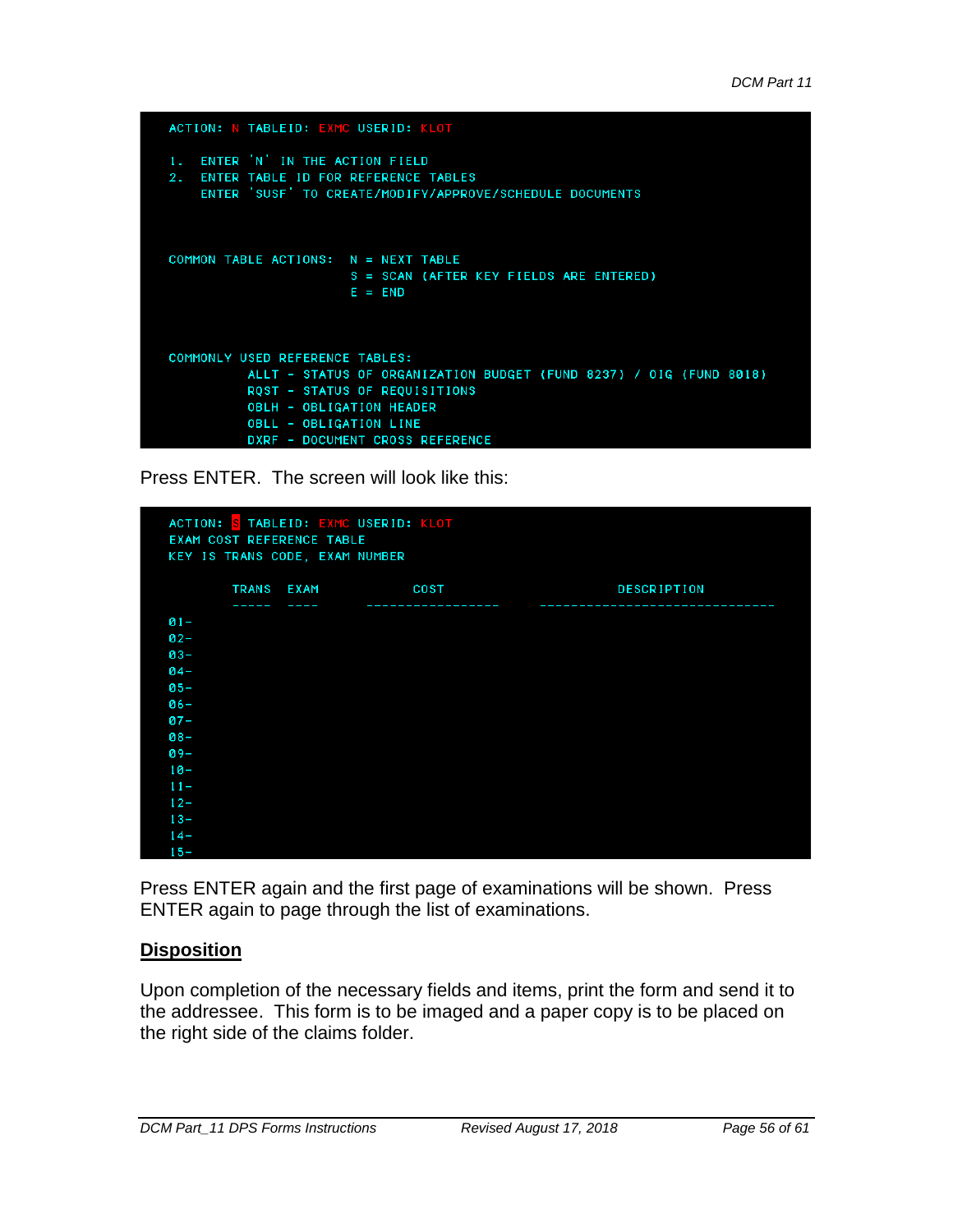```
ACTION: N TABLEID: EXMC USERID: KLOT

1.  ENTER 'N' IN THE ACTION FIELD
2.  ENTER TABLE ID FOR REFERENCE TABLES
    ENTER 'SUSF' TO CREATE/MODIFY/APPROVE/SCHEDULE DOCUMENTS


COMMON TABLE ACTIONS:  N = NEXT TABLE
                       S = SCAN (AFTER KEY FIELDS ARE ENTERED)
                       E = END


COMMONLY USED REFERENCE TABLES:
          ALLT - STATUS OF ORGANIZATION BUDGET (FUND 8237) / OIG (FUND 8018)
          RQST - STATUS OF REQUISITIONS
          OBLH - OBLIGATION HEADER
          OBLL - OBLIGATION LINE
          DXRF - DOCUMENT CROSS REFERENCE
```

Press ENTER. The screen will look like this:

```
ACTION: S TABLEID: EXMC USERID: KLOT
EXAM COST REFERENCE TABLE
KEY IS TRANS CODE, EXAM NUMBER

        TRANS  EXAM          COST                       DESCRIPTION
        -----  ----   -----------------   -------------------------------
01-
02-
03-
04-
05-
06-
07-
08-
09-
10-
11-
12-
13-
14-
15-
```

Press ENTER again and the first page of examinations will be shown. Press ENTER again to page through the list of examinations.

## Disposition

Upon completion of the necessary fields and items, print the form and send it to the addressee. This form is to be imaged and a paper copy is to be placed on the right side of the claims folder.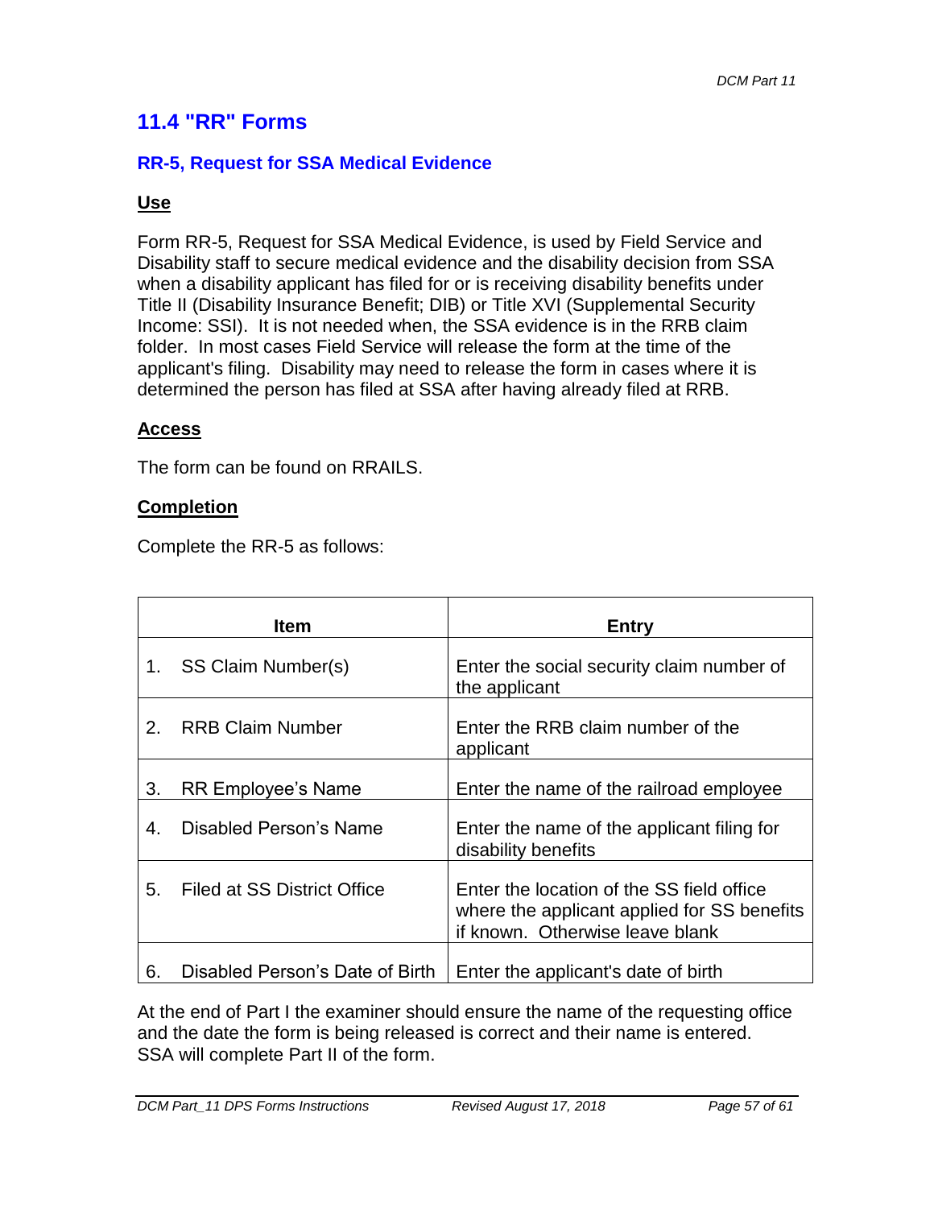## 11.4 "RR" Forms

### RR-5, Request for SSA Medical Evidence

**Use**

Form RR-5, Request for SSA Medical Evidence, is used by Field Service and Disability staff to secure medical evidence and the disability decision from SSA when a disability applicant has filed for or is receiving disability benefits under Title II (Disability Insurance Benefit; DIB) or Title XVI (Supplemental Security Income: SSI). It is not needed when, the SSA evidence is in the RRB claim folder. In most cases Field Service will release the form at the time of the applicant's filing. Disability may need to release the form in cases where it is determined the person has filed at SSA after having already filed at RRB.

**Access**

The form can be found on RRAILS.

**Completion**

Complete the RR-5 as follows:

| Item | Entry |
|---|---|
| 1. SS Claim Number(s) | Enter the social security claim number of the applicant |
| 2. RRB Claim Number | Enter the RRB claim number of the applicant |
| 3. RR Employee's Name | Enter the name of the railroad employee |
| 4. Disabled Person's Name | Enter the name of the applicant filing for disability benefits |
| 5. Filed at SS District Office | Enter the location of the SS field office where the applicant applied for SS benefits if known. Otherwise leave blank |
| 6. Disabled Person's Date of Birth | Enter the applicant's date of birth |

At the end of Part I the examiner should ensure the name of the requesting office and the date the form is being released is correct and their name is entered. SSA will complete Part II of the form.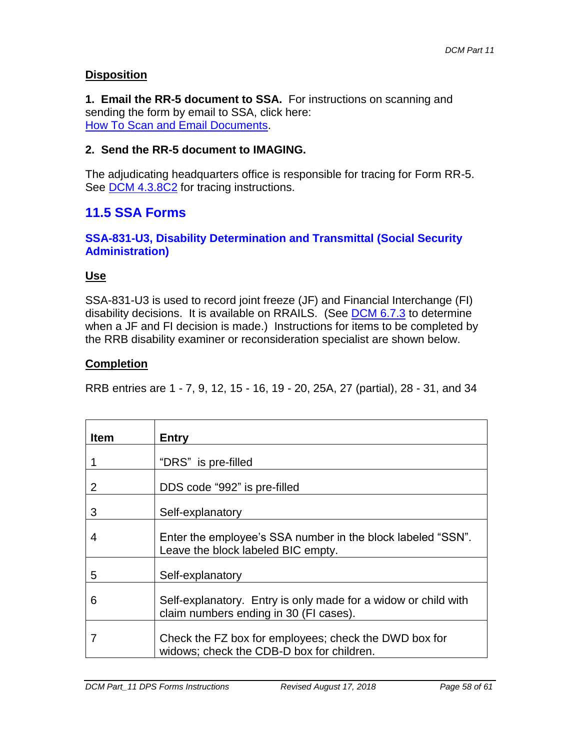**Disposition**

**1. Email the RR-5 document to SSA.** For instructions on scanning and sending the form by email to SSA, click here: [How To Scan and Email Documents](#).

**2. Send the RR-5 document to IMAGING.**

The adjudicating headquarters office is responsible for tracing for Form RR-5. See [DCM 4.3.8C2](#) for tracing instructions.

## 11.5 SSA Forms

### SSA-831-U3, Disability Determination and Transmittal (Social Security Administration)

**Use**

SSA-831-U3 is used to record joint freeze (JF) and Financial Interchange (FI) disability decisions. It is available on RRAILS. (See [DCM 6.7.3](#) to determine when a JF and FI decision is made.) Instructions for items to be completed by the RRB disability examiner or reconsideration specialist are shown below.

**Completion**

RRB entries are 1 - 7, 9, 12, 15 - 16, 19 - 20, 25A, 27 (partial), 28 - 31, and 34

| Item | Entry |
| --- | --- |
| 1 | "DRS" is pre-filled |
| 2 | DDS code "992" is pre-filled |
| 3 | Self-explanatory |
| 4 | Enter the employee's SSA number in the block labeled "SSN". Leave the block labeled BIC empty. |
| 5 | Self-explanatory |
| 6 | Self-explanatory. Entry is only made for a widow or child with claim numbers ending in 30 (FI cases). |
| 7 | Check the FZ box for employees; check the DWD box for widows; check the CDB-D box for children. |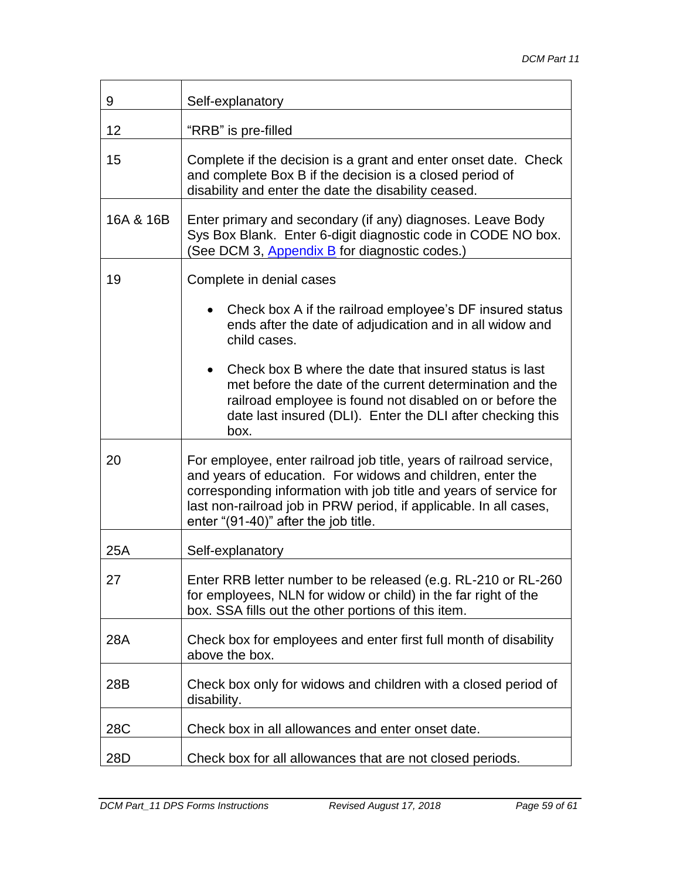| | |
|---|---|
| 9 | Self-explanatory |
| 12 | "RRB" is pre-filled |
| 15 | Complete if the decision is a grant and enter onset date. Check and complete Box B if the decision is a closed period of disability and enter the date the disability ceased. |
| 16A & 16B | Enter primary and secondary (if any) diagnoses. Leave Body Sys Box Blank. Enter 6-digit diagnostic code in CODE NO box. (See DCM 3, [Appendix B](#) for diagnostic codes.) |
| 19 | Complete in denial cases<br><br>• Check box A if the railroad employee's DF insured status ends after the date of adjudication and in all widow and child cases.<br><br>• Check box B where the date that insured status is last met before the date of the current determination and the railroad employee is found not disabled on or before the date last insured (DLI). Enter the DLI after checking this box. |
| 20 | For employee, enter railroad job title, years of railroad service, and years of education. For widows and children, enter the corresponding information with job title and years of service for last non-railroad job in PRW period, if applicable. In all cases, enter "(91-40)" after the job title. |
| 25A | Self-explanatory |
| 27 | Enter RRB letter number to be released (e.g. RL-210 or RL-260 for employees, NLN for widow or child) in the far right of the box. SSA fills out the other portions of this item. |
| 28A | Check box for employees and enter first full month of disability above the box. |
| 28B | Check box only for widows and children with a closed period of disability. |
| 28C | Check box in all allowances and enter onset date. |
| 28D | Check box for all allowances that are not closed periods. |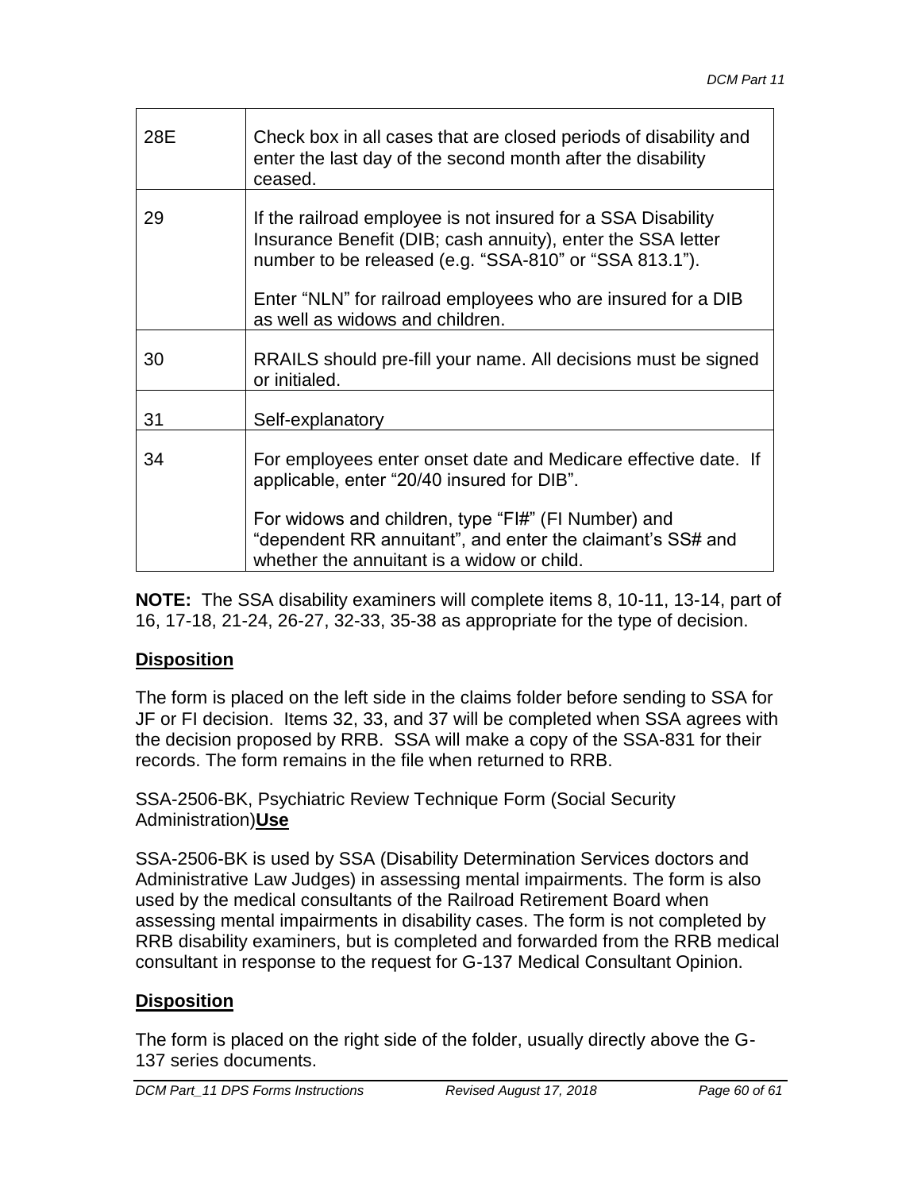| | |
|---|---|
| 28E | Check box in all cases that are closed periods of disability and enter the last day of the second month after the disability ceased. |
| 29 | If the railroad employee is not insured for a SSA Disability Insurance Benefit (DIB; cash annuity), enter the SSA letter number to be released (e.g. "SSA-810" or "SSA 813.1").<br><br>Enter "NLN" for railroad employees who are insured for a DIB as well as widows and children. |
| 30 | RRAILS should pre-fill your name. All decisions must be signed or initialed. |
| 31 | Self-explanatory |
| 34 | For employees enter onset date and Medicare effective date. If applicable, enter "20/40 insured for DIB".<br><br>For widows and children, type "FI#" (FI Number) and "dependent RR annuitant", and enter the claimant's SS# and whether the annuitant is a widow or child. |

**NOTE:** The SSA disability examiners will complete items 8, 10-11, 13-14, part of 16, 17-18, 21-24, 26-27, 32-33, 35-38 as appropriate for the type of decision.

**Disposition**

The form is placed on the left side in the claims folder before sending to SSA for JF or FI decision. Items 32, 33, and 37 will be completed when SSA agrees with the decision proposed by RRB. SSA will make a copy of the SSA-831 for their records. The form remains in the file when returned to RRB.

SSA-2506-BK, Psychiatric Review Technique Form (Social Security Administration)**Use**

SSA-2506-BK is used by SSA (Disability Determination Services doctors and Administrative Law Judges) in assessing mental impairments. The form is also used by the medical consultants of the Railroad Retirement Board when assessing mental impairments in disability cases. The form is not completed by RRB disability examiners, but is completed and forwarded from the RRB medical consultant in response to the request for G-137 Medical Consultant Opinion.

**Disposition**

The form is placed on the right side of the folder, usually directly above the G-137 series documents.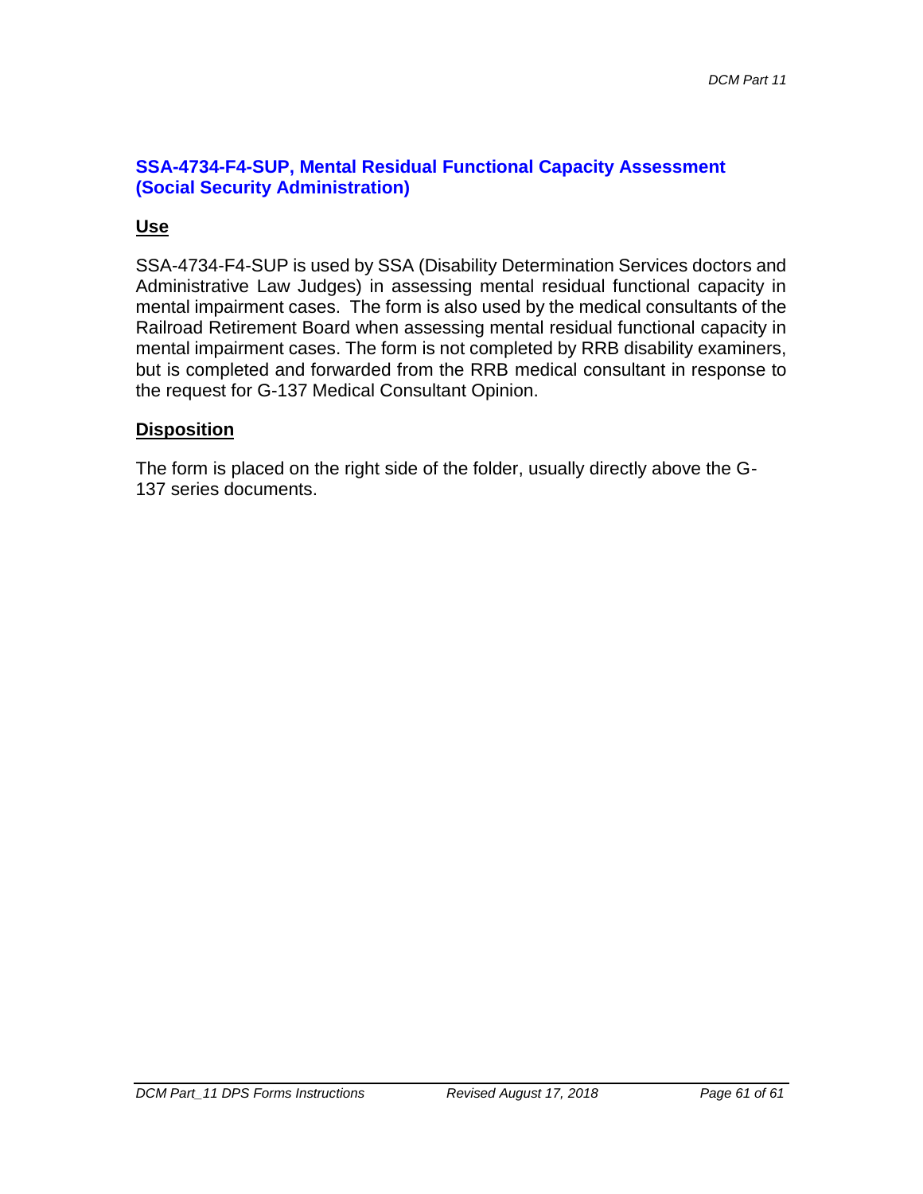## SSA-4734-F4-SUP, Mental Residual Functional Capacity Assessment (Social Security Administration)

### Use

SSA-4734-F4-SUP is used by SSA (Disability Determination Services doctors and Administrative Law Judges) in assessing mental residual functional capacity in mental impairment cases. The form is also used by the medical consultants of the Railroad Retirement Board when assessing mental residual functional capacity in mental impairment cases. The form is not completed by RRB disability examiners, but is completed and forwarded from the RRB medical consultant in response to the request for G-137 Medical Consultant Opinion.

### Disposition

The form is placed on the right side of the folder, usually directly above the G-137 series documents.